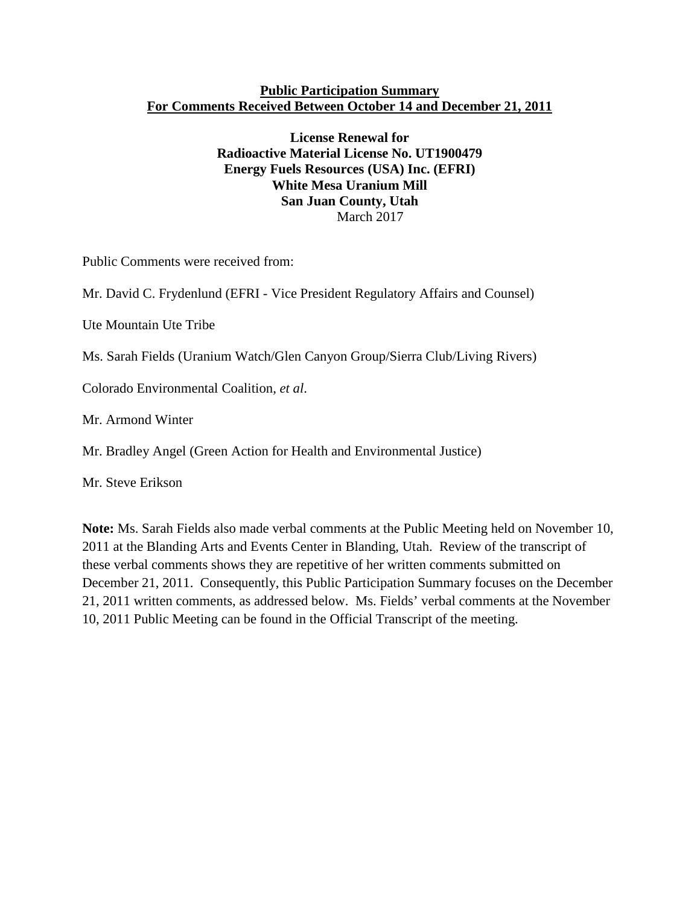# Public Participation Summary
## For Comments Received Between October 14 and December 21, 2011

**License Renewal for**
**Radioactive Material License No. UT1900479**
**Energy Fuels Resources (USA) Inc. (EFRI)**
**White Mesa Uranium Mill**
**San Juan County, Utah**
March 2017

Public Comments were received from:

Mr. David C. Frydenlund (EFRI - Vice President Regulatory Affairs and Counsel)

Ute Mountain Ute Tribe

Ms. Sarah Fields (Uranium Watch/Glen Canyon Group/Sierra Club/Living Rivers)

Colorado Environmental Coalition, *et al*.

Mr. Armond Winter

Mr. Bradley Angel (Green Action for Health and Environmental Justice)

Mr. Steve Erikson

**Note:** Ms. Sarah Fields also made verbal comments at the Public Meeting held on November 10, 2011 at the Blanding Arts and Events Center in Blanding, Utah. Review of the transcript of these verbal comments shows they are repetitive of her written comments submitted on December 21, 2011. Consequently, this Public Participation Summary focuses on the December 21, 2011 written comments, as addressed below. Ms. Fields' verbal comments at the November 10, 2011 Public Meeting can be found in the Official Transcript of the meeting.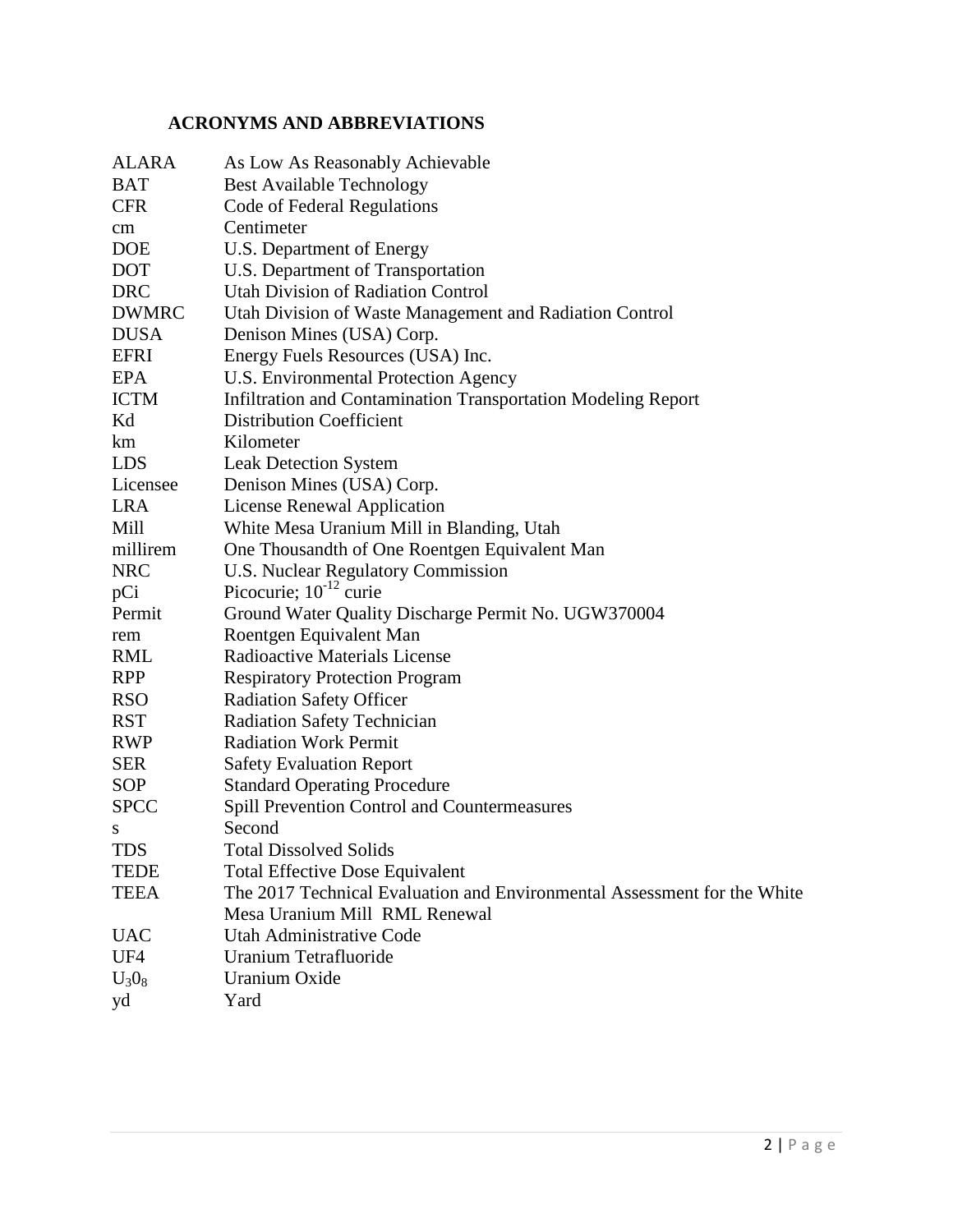## ACRONYMS AND ABBREVIATIONS

| | |
|---|---|
| ALARA | As Low As Reasonably Achievable |
| BAT | Best Available Technology |
| CFR | Code of Federal Regulations |
| cm | Centimeter |
| DOE | U.S. Department of Energy |
| DOT | U.S. Department of Transportation |
| DRC | Utah Division of Radiation Control |
| DWMRC | Utah Division of Waste Management and Radiation Control |
| DUSA | Denison Mines (USA) Corp. |
| EFRI | Energy Fuels Resources (USA) Inc. |
| EPA | U.S. Environmental Protection Agency |
| ICTM | Infiltration and Contamination Transportation Modeling Report |
| Kd | Distribution Coefficient |
| km | Kilometer |
| LDS | Leak Detection System |
| Licensee | Denison Mines (USA) Corp. |
| LRA | License Renewal Application |
| Mill | White Mesa Uranium Mill in Blanding, Utah |
| millirem | One Thousandth of One Roentgen Equivalent Man |
| NRC | U.S. Nuclear Regulatory Commission |
| pCi | Picocurie; $10^{-12}$ curie |
| Permit | Ground Water Quality Discharge Permit No. UGW370004 |
| rem | Roentgen Equivalent Man |
| RML | Radioactive Materials License |
| RPP | Respiratory Protection Program |
| RSO | Radiation Safety Officer |
| RST | Radiation Safety Technician |
| RWP | Radiation Work Permit |
| SER | Safety Evaluation Report |
| SOP | Standard Operating Procedure |
| SPCC | Spill Prevention Control and Countermeasures |
| s | Second |
| TDS | Total Dissolved Solids |
| TEDE | Total Effective Dose Equivalent |
| TEEA | The 2017 Technical Evaluation and Environmental Assessment for the White Mesa Uranium Mill RML Renewal |
| UAC | Utah Administrative Code |
| UF4 | Uranium Tetrafluoride |
| $U_30_8$ | Uranium Oxide |
| yd | Yard |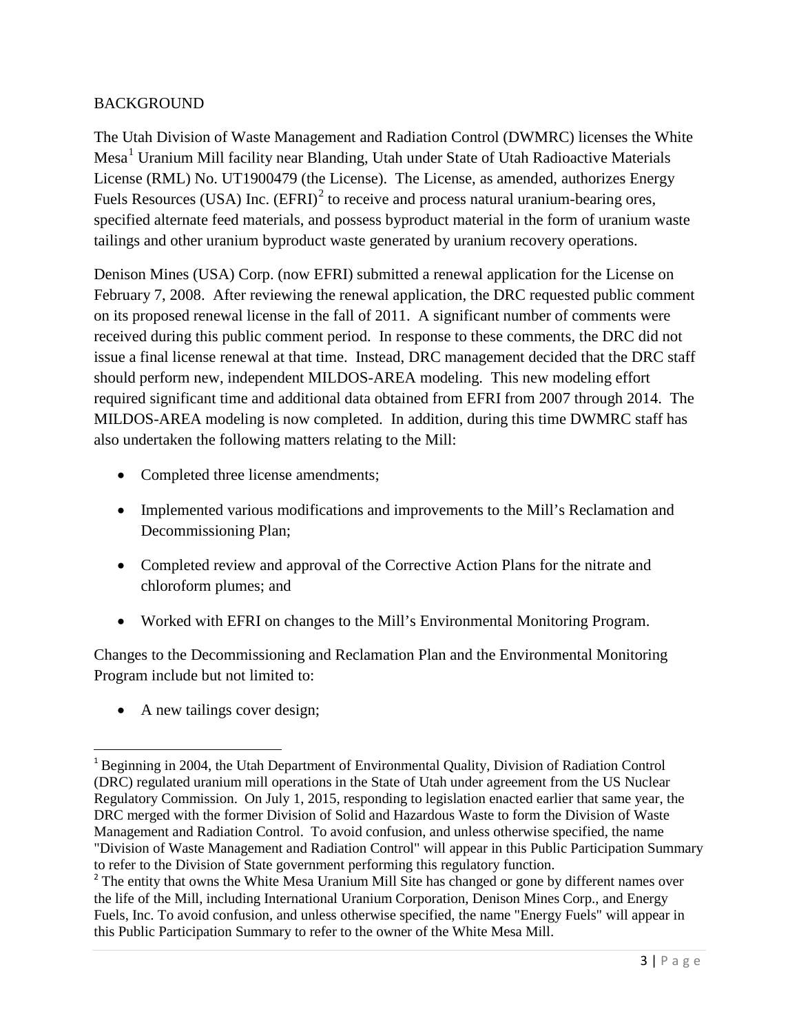## BACKGROUND

The Utah Division of Waste Management and Radiation Control (DWMRC) licenses the White Mesa[1] Uranium Mill facility near Blanding, Utah under State of Utah Radioactive Materials License (RML) No. UT1900479 (the License). The License, as amended, authorizes Energy Fuels Resources (USA) Inc. (EFRI)[2] to receive and process natural uranium-bearing ores, specified alternate feed materials, and possess byproduct material in the form of uranium waste tailings and other uranium byproduct waste generated by uranium recovery operations.

Denison Mines (USA) Corp. (now EFRI) submitted a renewal application for the License on February 7, 2008. After reviewing the renewal application, the DRC requested public comment on its proposed renewal license in the fall of 2011. A significant number of comments were received during this public comment period. In response to these comments, the DRC did not issue a final license renewal at that time. Instead, DRC management decided that the DRC staff should perform new, independent MILDOS-AREA modeling. This new modeling effort required significant time and additional data obtained from EFRI from 2007 through 2014. The MILDOS-AREA modeling is now completed. In addition, during this time DWMRC staff has also undertaken the following matters relating to the Mill:

- Completed three license amendments;
- Implemented various modifications and improvements to the Mill's Reclamation and Decommissioning Plan;
- Completed review and approval of the Corrective Action Plans for the nitrate and chloroform plumes; and
- Worked with EFRI on changes to the Mill's Environmental Monitoring Program.

Changes to the Decommissioning and Reclamation Plan and the Environmental Monitoring Program include but not limited to:

- A new tailings cover design;

---

[1] Beginning in 2004, the Utah Department of Environmental Quality, Division of Radiation Control (DRC) regulated uranium mill operations in the State of Utah under agreement from the US Nuclear Regulatory Commission. On July 1, 2015, responding to legislation enacted earlier that same year, the DRC merged with the former Division of Solid and Hazardous Waste to form the Division of Waste Management and Radiation Control. To avoid confusion, and unless otherwise specified, the name "Division of Waste Management and Radiation Control" will appear in this Public Participation Summary to refer to the Division of State government performing this regulatory function.

[2] The entity that owns the White Mesa Uranium Mill Site has changed or gone by different names over the life of the Mill, including International Uranium Corporation, Denison Mines Corp., and Energy Fuels, Inc. To avoid confusion, and unless otherwise specified, the name "Energy Fuels" will appear in this Public Participation Summary to refer to the owner of the White Mesa Mill.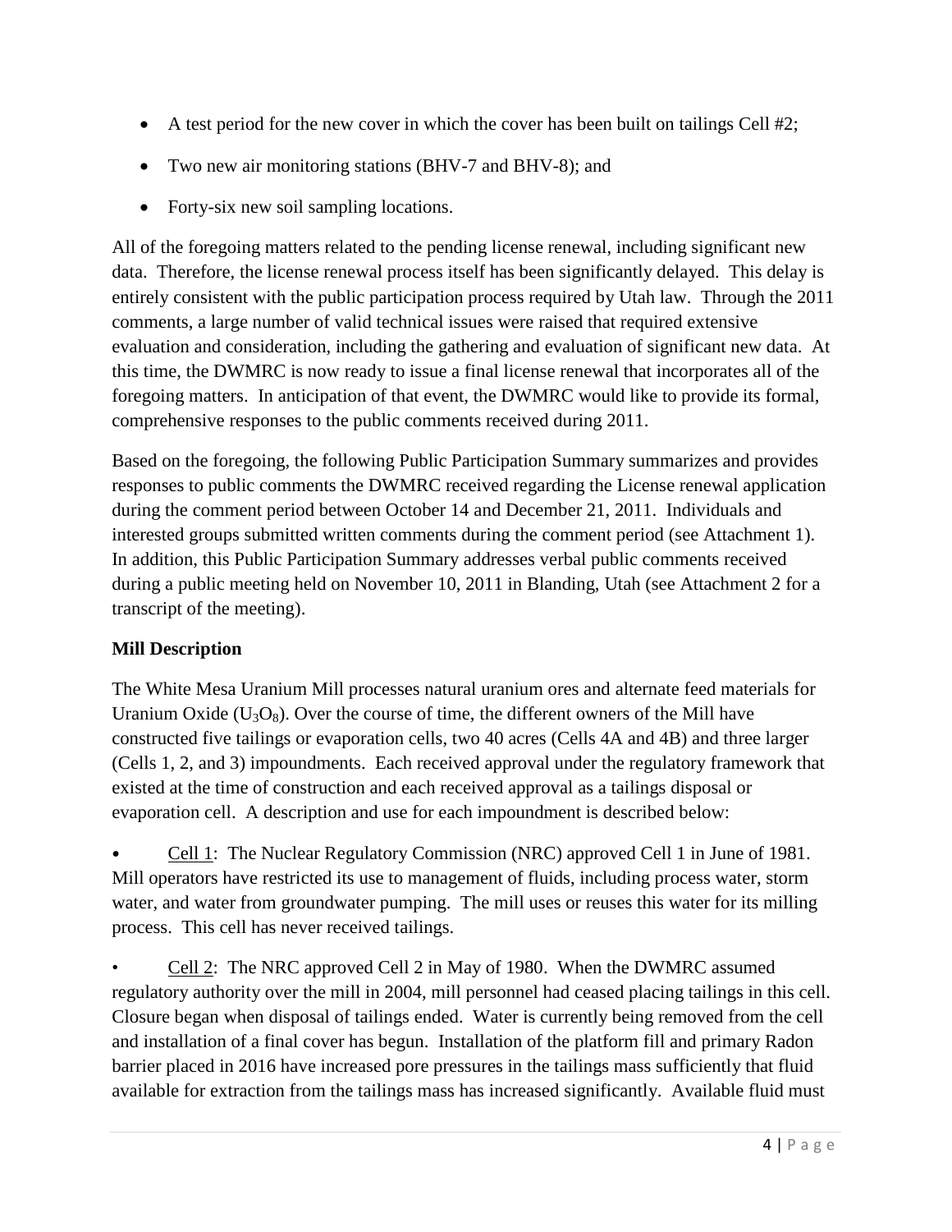- A test period for the new cover in which the cover has been built on tailings Cell #2;
- Two new air monitoring stations (BHV-7 and BHV-8); and
- Forty-six new soil sampling locations.

All of the foregoing matters related to the pending license renewal, including significant new data. Therefore, the license renewal process itself has been significantly delayed. This delay is entirely consistent with the public participation process required by Utah law. Through the 2011 comments, a large number of valid technical issues were raised that required extensive evaluation and consideration, including the gathering and evaluation of significant new data. At this time, the DWMRC is now ready to issue a final license renewal that incorporates all of the foregoing matters. In anticipation of that event, the DWMRC would like to provide its formal, comprehensive responses to the public comments received during 2011.

Based on the foregoing, the following Public Participation Summary summarizes and provides responses to public comments the DWMRC received regarding the License renewal application during the comment period between October 14 and December 21, 2011. Individuals and interested groups submitted written comments during the comment period (see Attachment 1). In addition, this Public Participation Summary addresses verbal public comments received during a public meeting held on November 10, 2011 in Blanding, Utah (see Attachment 2 for a transcript of the meeting).

**Mill Description**

The White Mesa Uranium Mill processes natural uranium ores and alternate feed materials for Uranium Oxide ($U_3O_8$). Over the course of time, the different owners of the Mill have constructed five tailings or evaporation cells, two 40 acres (Cells 4A and 4B) and three larger (Cells 1, 2, and 3) impoundments. Each received approval under the regulatory framework that existed at the time of construction and each received approval as a tailings disposal or evaporation cell. A description and use for each impoundment is described below:

- Cell 1: The Nuclear Regulatory Commission (NRC) approved Cell 1 in June of 1981. Mill operators have restricted its use to management of fluids, including process water, storm water, and water from groundwater pumping. The mill uses or reuses this water for its milling process. This cell has never received tailings.

- Cell 2: The NRC approved Cell 2 in May of 1980. When the DWMRC assumed regulatory authority over the mill in 2004, mill personnel had ceased placing tailings in this cell. Closure began when disposal of tailings ended. Water is currently being removed from the cell and installation of a final cover has begun. Installation of the platform fill and primary Radon barrier placed in 2016 have increased pore pressures in the tailings mass sufficiently that fluid available for extraction from the tailings mass has increased significantly. Available fluid must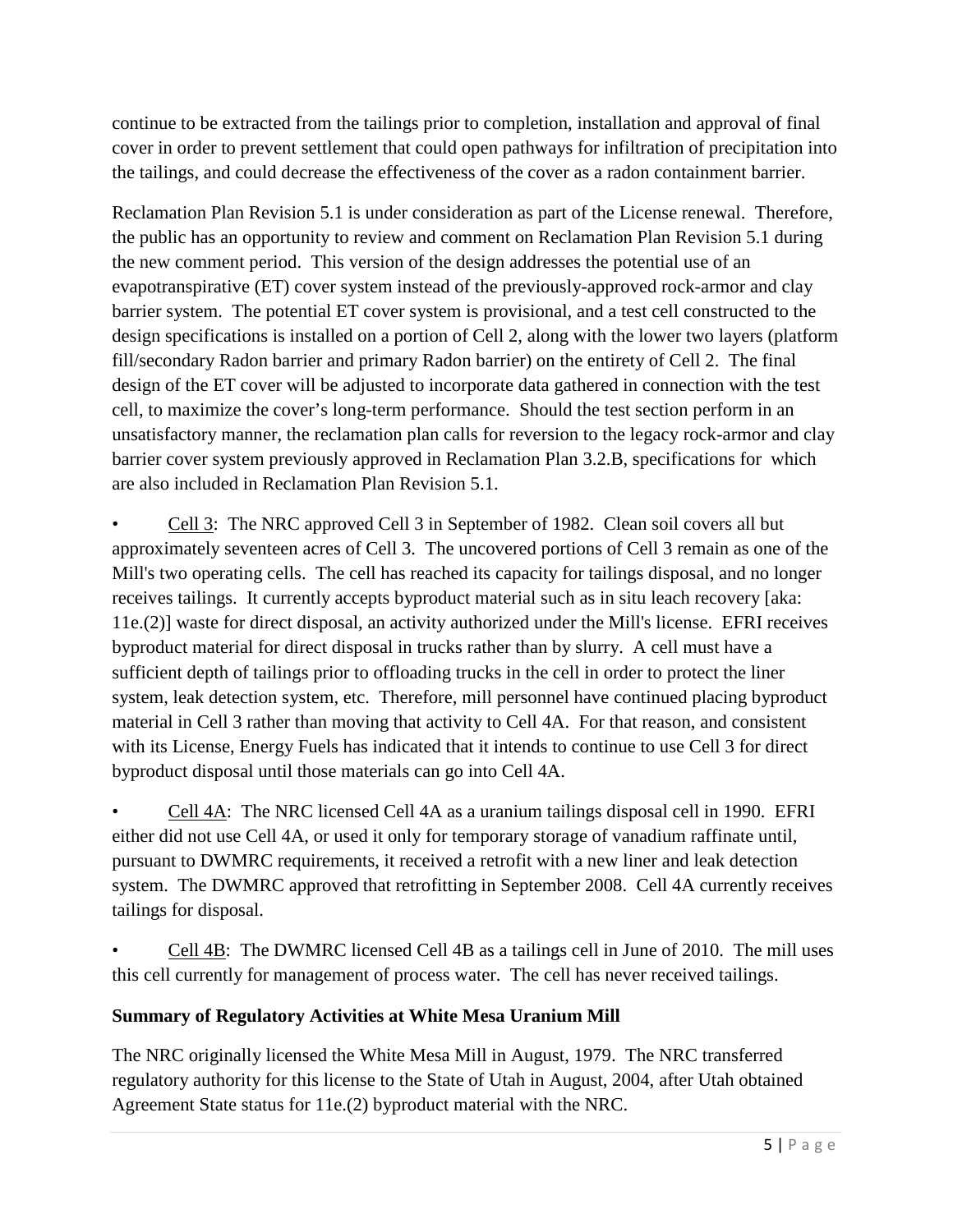continue to be extracted from the tailings prior to completion, installation and approval of final cover in order to prevent settlement that could open pathways for infiltration of precipitation into the tailings, and could decrease the effectiveness of the cover as a radon containment barrier.

Reclamation Plan Revision 5.1 is under consideration as part of the License renewal. Therefore, the public has an opportunity to review and comment on Reclamation Plan Revision 5.1 during the new comment period. This version of the design addresses the potential use of an evapotranspirative (ET) cover system instead of the previously-approved rock-armor and clay barrier system. The potential ET cover system is provisional, and a test cell constructed to the design specifications is installed on a portion of Cell 2, along with the lower two layers (platform fill/secondary Radon barrier and primary Radon barrier) on the entirety of Cell 2. The final design of the ET cover will be adjusted to incorporate data gathered in connection with the test cell, to maximize the cover's long-term performance. Should the test section perform in an unsatisfactory manner, the reclamation plan calls for reversion to the legacy rock-armor and clay barrier cover system previously approved in Reclamation Plan 3.2.B, specifications for which are also included in Reclamation Plan Revision 5.1.

- Cell 3: The NRC approved Cell 3 in September of 1982. Clean soil covers all but approximately seventeen acres of Cell 3. The uncovered portions of Cell 3 remain as one of the Mill's two operating cells. The cell has reached its capacity for tailings disposal, and no longer receives tailings. It currently accepts byproduct material such as in situ leach recovery [aka: 11e.(2)] waste for direct disposal, an activity authorized under the Mill's license. EFRI receives byproduct material for direct disposal in trucks rather than by slurry. A cell must have a sufficient depth of tailings prior to offloading trucks in the cell in order to protect the liner system, leak detection system, etc. Therefore, mill personnel have continued placing byproduct material in Cell 3 rather than moving that activity to Cell 4A. For that reason, and consistent with its License, Energy Fuels has indicated that it intends to continue to use Cell 3 for direct byproduct disposal until those materials can go into Cell 4A.

- Cell 4A: The NRC licensed Cell 4A as a uranium tailings disposal cell in 1990. EFRI either did not use Cell 4A, or used it only for temporary storage of vanadium raffinate until, pursuant to DWMRC requirements, it received a retrofit with a new liner and leak detection system. The DWMRC approved that retrofitting in September 2008. Cell 4A currently receives tailings for disposal.

- Cell 4B: The DWMRC licensed Cell 4B as a tailings cell in June of 2010. The mill uses this cell currently for management of process water. The cell has never received tailings.

**Summary of Regulatory Activities at White Mesa Uranium Mill**

The NRC originally licensed the White Mesa Mill in August, 1979. The NRC transferred regulatory authority for this license to the State of Utah in August, 2004, after Utah obtained Agreement State status for 11e.(2) byproduct material with the NRC.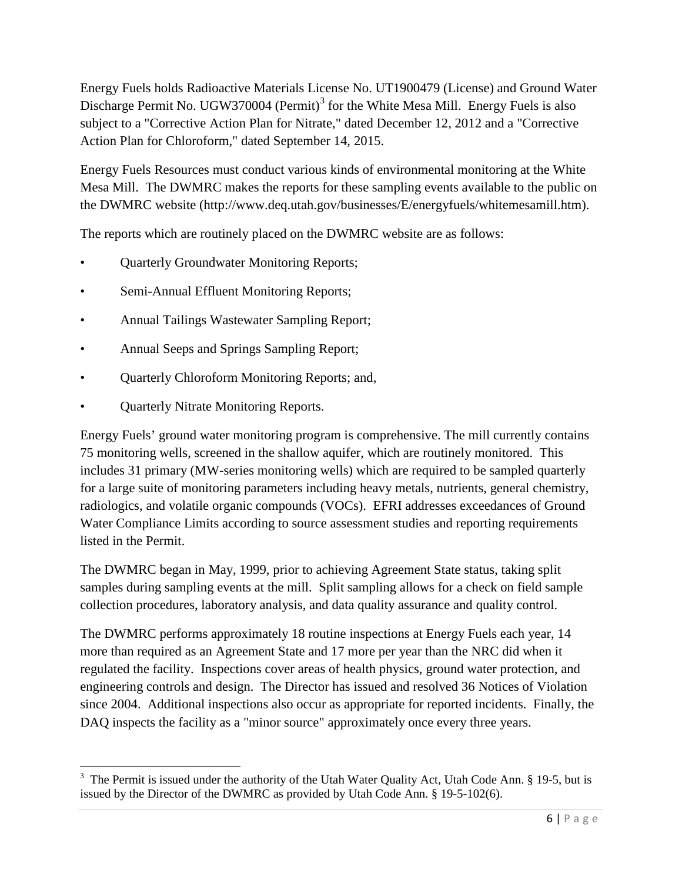Energy Fuels holds Radioactive Materials License No. UT1900479 (License) and Ground Water Discharge Permit No. UGW370004 (Permit)[3] for the White Mesa Mill. Energy Fuels is also subject to a "Corrective Action Plan for Nitrate," dated December 12, 2012 and a "Corrective Action Plan for Chloroform," dated September 14, 2015.

Energy Fuels Resources must conduct various kinds of environmental monitoring at the White Mesa Mill. The DWMRC makes the reports for these sampling events available to the public on the DWMRC website (http://www.deq.utah.gov/businesses/E/energyfuels/whitemesamill.htm).

The reports which are routinely placed on the DWMRC website are as follows:

- Quarterly Groundwater Monitoring Reports;
- Semi-Annual Effluent Monitoring Reports;
- Annual Tailings Wastewater Sampling Report;
- Annual Seeps and Springs Sampling Report;
- Quarterly Chloroform Monitoring Reports; and,
- Quarterly Nitrate Monitoring Reports.

Energy Fuels' ground water monitoring program is comprehensive. The mill currently contains 75 monitoring wells, screened in the shallow aquifer, which are routinely monitored. This includes 31 primary (MW-series monitoring wells) which are required to be sampled quarterly for a large suite of monitoring parameters including heavy metals, nutrients, general chemistry, radiologics, and volatile organic compounds (VOCs). EFRI addresses exceedances of Ground Water Compliance Limits according to source assessment studies and reporting requirements listed in the Permit.

The DWMRC began in May, 1999, prior to achieving Agreement State status, taking split samples during sampling events at the mill. Split sampling allows for a check on field sample collection procedures, laboratory analysis, and data quality assurance and quality control.

The DWMRC performs approximately 18 routine inspections at Energy Fuels each year, 14 more than required as an Agreement State and 17 more per year than the NRC did when it regulated the facility. Inspections cover areas of health physics, ground water protection, and engineering controls and design. The Director has issued and resolved 36 Notices of Violation since 2004. Additional inspections also occur as appropriate for reported incidents. Finally, the DAQ inspects the facility as a "minor source" approximately once every three years.

---

[3] The Permit is issued under the authority of the Utah Water Quality Act, Utah Code Ann. § 19-5, but is issued by the Director of the DWMRC as provided by Utah Code Ann. § 19-5-102(6).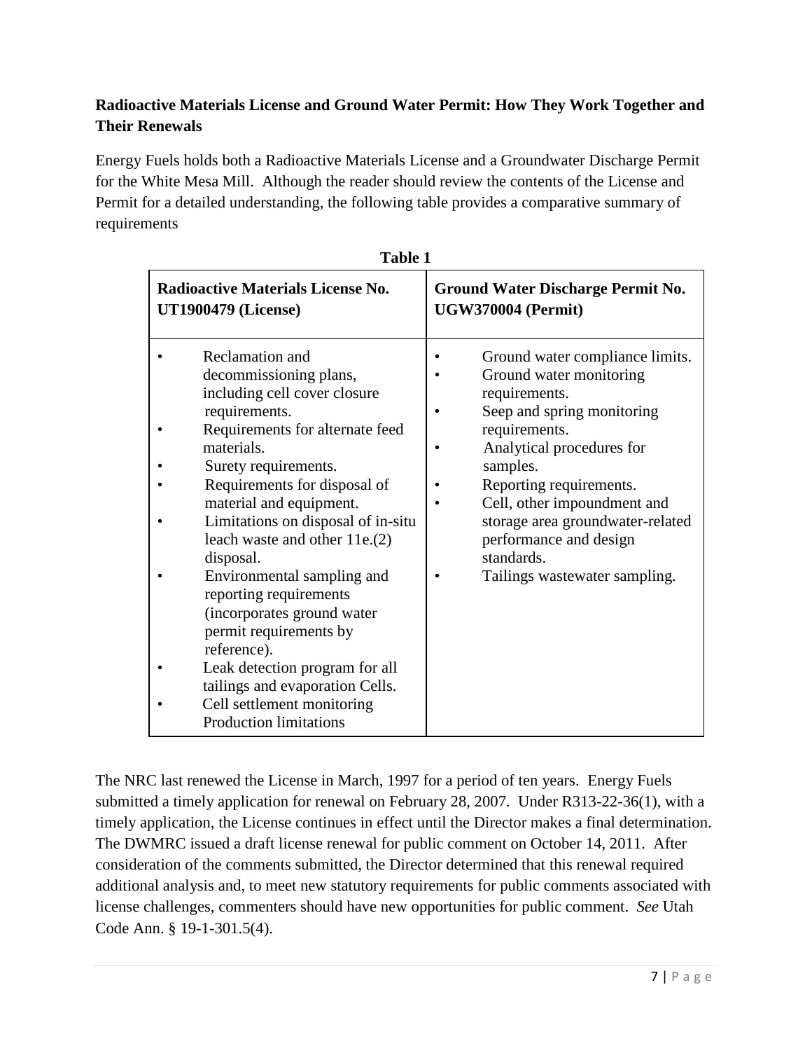**Radioactive Materials License and Ground Water Permit: How They Work Together and Their Renewals**

Energy Fuels holds both a Radioactive Materials License and a Groundwater Discharge Permit for the White Mesa Mill. Although the reader should review the contents of the License and Permit for a detailed understanding, the following table provides a comparative summary of requirements

**Table 1**

| Radioactive Materials License No. UT1900479 (License) | Ground Water Discharge Permit No. UGW370004 (Permit) |
|---|---|
| • Reclamation and decommissioning plans, including cell cover closure requirements.<br>• Requirements for alternate feed materials.<br>• Surety requirements.<br>• Requirements for disposal of material and equipment.<br>• Limitations on disposal of in-situ leach waste and other 11e.(2) disposal.<br>• Environmental sampling and reporting requirements (incorporates ground water permit requirements by reference).<br>• Leak detection program for all tailings and evaporation Cells.<br>• Cell settlement monitoring Production limitations | • Ground water compliance limits.<br>• Ground water monitoring requirements.<br>• Seep and spring monitoring requirements.<br>• Analytical procedures for samples.<br>• Reporting requirements.<br>• Cell, other impoundment and storage area groundwater-related performance and design standards.<br>• Tailings wastewater sampling. |

The NRC last renewed the License in March, 1997 for a period of ten years. Energy Fuels submitted a timely application for renewal on February 28, 2007. Under R313-22-36(1), with a timely application, the License continues in effect until the Director makes a final determination. The DWMRC issued a draft license renewal for public comment on October 14, 2011. After consideration of the comments submitted, the Director determined that this renewal required additional analysis and, to meet new statutory requirements for public comments associated with license challenges, commenters should have new opportunities for public comment. *See* Utah Code Ann. § 19-1-301.5(4).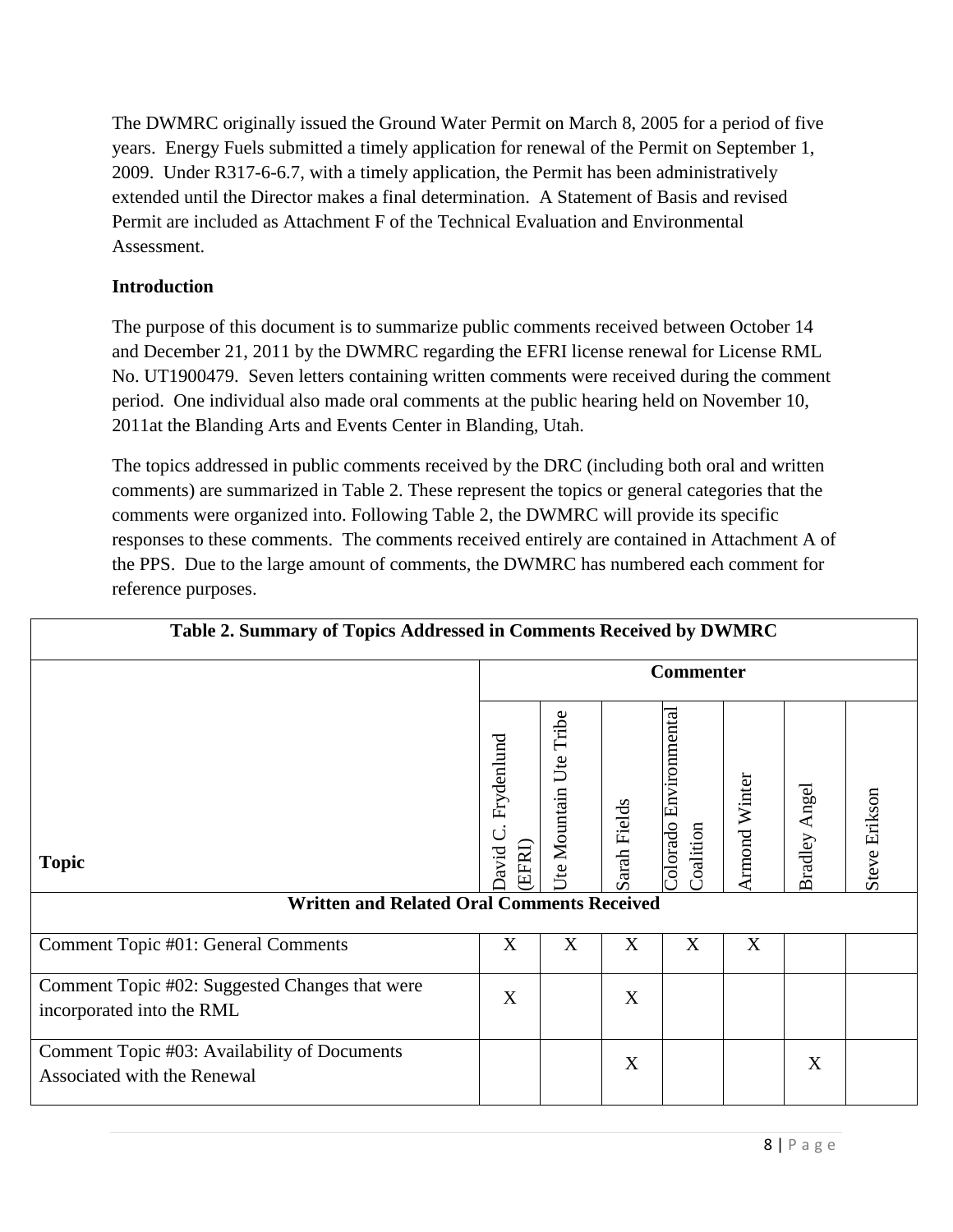The DWMRC originally issued the Ground Water Permit on March 8, 2005 for a period of five years. Energy Fuels submitted a timely application for renewal of the Permit on September 1, 2009. Under R317-6-6.7, with a timely application, the Permit has been administratively extended until the Director makes a final determination. A Statement of Basis and revised Permit are included as Attachment F of the Technical Evaluation and Environmental Assessment.

**Introduction**

The purpose of this document is to summarize public comments received between October 14 and December 21, 2011 by the DWMRC regarding the EFRI license renewal for License RML No. UT1900479. Seven letters containing written comments were received during the comment period. One individual also made oral comments at the public hearing held on November 10, 2011at the Blanding Arts and Events Center in Blanding, Utah.

The topics addressed in public comments received by the DRC (including both oral and written comments) are summarized in Table 2. These represent the topics or general categories that the comments were organized into. Following Table 2, the DWMRC will provide its specific responses to these comments. The comments received entirely are contained in Attachment A of the PPS. Due to the large amount of comments, the DWMRC has numbered each comment for reference purposes.

| **Table 2. Summary of Topics Addressed in Comments Received by DWMRC** | | | | | | | |
|---|---|---|---|---|---|---|---|
| | **Commenter** | | | | | | |
| **Topic** | David C. Frydenlund (EFRI) | Ute Mountain Ute Tribe | Sarah Fields | Colorado Environmental Coalition | Armond Winter | Bradley Angel | Steve Erikson |
| **Written and Related Oral Comments Received** | | | | | | | |
| Comment Topic #01: General Comments | X | X | X | X | X | | |
| Comment Topic #02: Suggested Changes that were incorporated into the RML | X | | X | | | | |
| Comment Topic #03: Availability of Documents Associated with the Renewal | | | X | | | X | |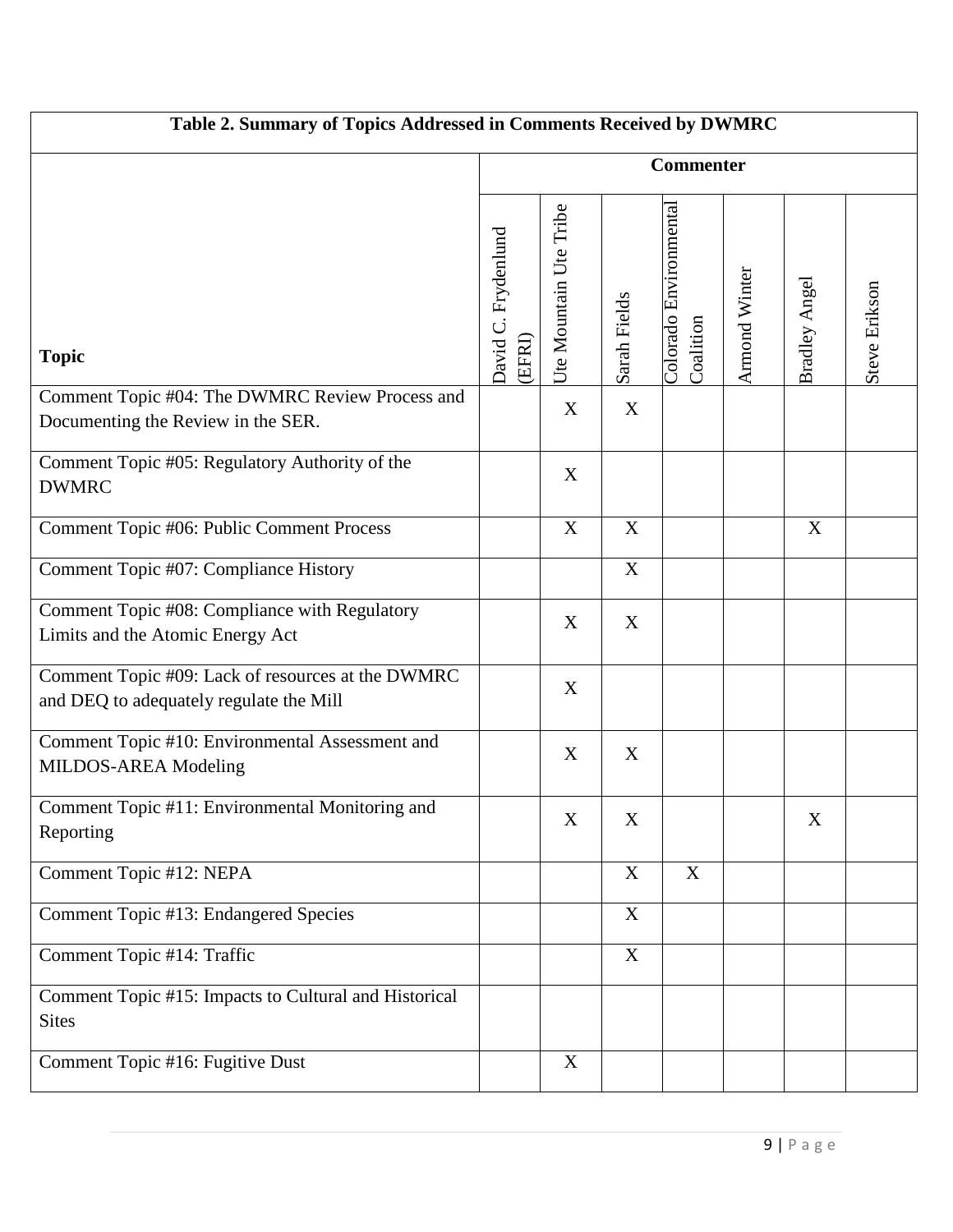| Table 2. Summary of Topics Addressed in Comments Received by DWMRC | | | | | | | |
|---|---|---|---|---|---|---|---|
| | Commenter | | | | | | |
| Topic | David C. Frydenlund (EFRI) | Ute Mountain Ute Tribe | Sarah Fields | Colorado Environmental Coalition | Armond Winter | Bradley Angel | Steve Erikson |
| Comment Topic #04: The DWMRC Review Process and Documenting the Review in the SER. | | X | X | | | | |
| Comment Topic #05: Regulatory Authority of the DWMRC | | X | | | | | |
| Comment Topic #06: Public Comment Process | | X | X | | | X | |
| Comment Topic #07: Compliance History | | | X | | | | |
| Comment Topic #08: Compliance with Regulatory Limits and the Atomic Energy Act | | X | X | | | | |
| Comment Topic #09: Lack of resources at the DWMRC and DEQ to adequately regulate the Mill | | X | | | | | |
| Comment Topic #10: Environmental Assessment and MILDOS-AREA Modeling | | X | X | | | | |
| Comment Topic #11: Environmental Monitoring and Reporting | | X | X | | | X | |
| Comment Topic #12: NEPA | | | X | X | | | |
| Comment Topic #13: Endangered Species | | | X | | | | |
| Comment Topic #14: Traffic | | | X | | | | |
| Comment Topic #15: Impacts to Cultural and Historical Sites | | | | | | | |
| Comment Topic #16: Fugitive Dust | | X | | | | | |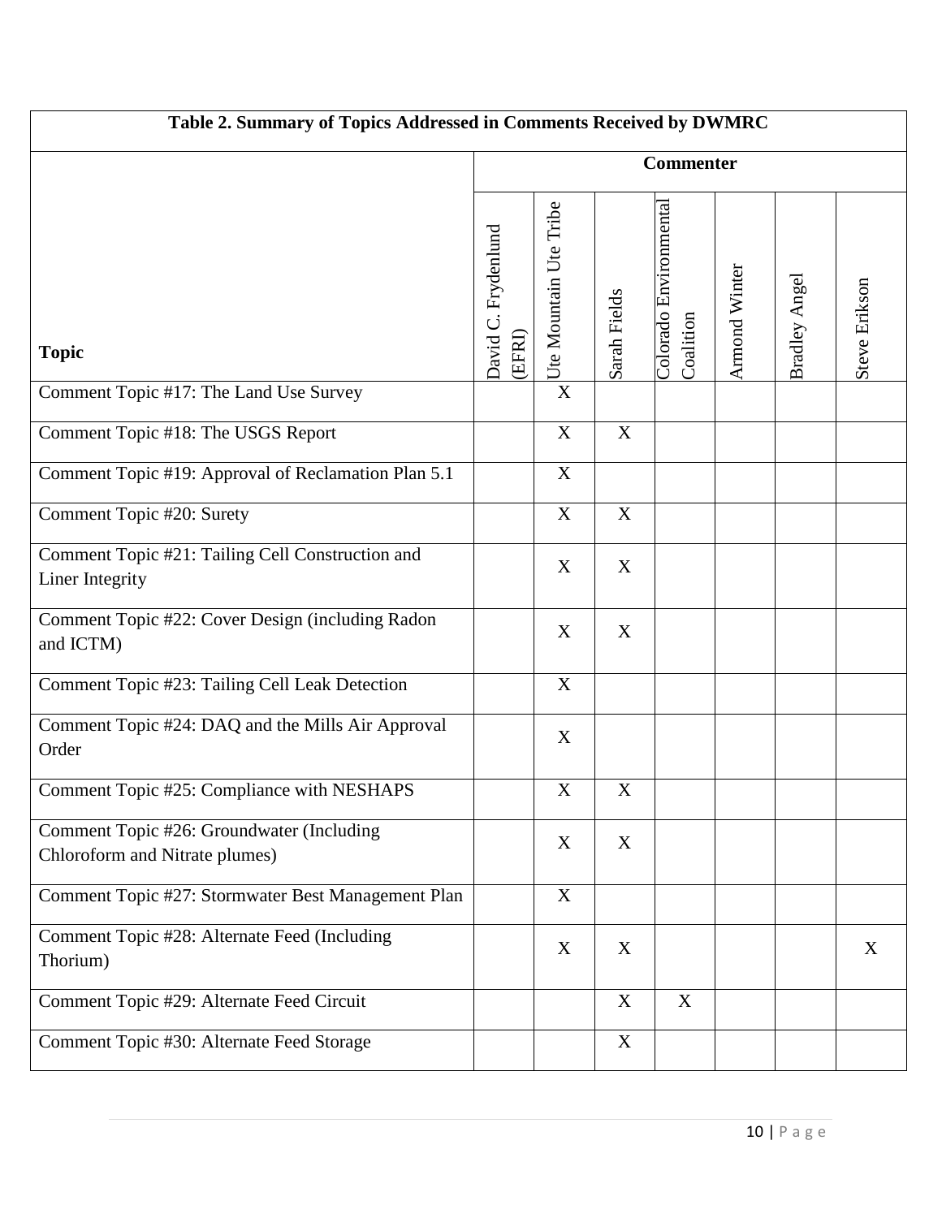| Table 2. Summary of Topics Addressed in Comments Received by DWMRC | | | | | | | |
|---|---|---|---|---|---|---|---|
| | Commenter | | | | | | |
| Topic | David C. Frydenlund (EFRI) | Ute Mountain Ute Tribe | Sarah Fields | Colorado Environmental Coalition | Armond Winter | Bradley Angel | Steve Erikson |
| Comment Topic #17: The Land Use Survey | | X | | | | | |
| Comment Topic #18: The USGS Report | | X | X | | | | |
| Comment Topic #19: Approval of Reclamation Plan 5.1 | | X | | | | | |
| Comment Topic #20: Surety | | X | X | | | | |
| Comment Topic #21: Tailing Cell Construction and Liner Integrity | | X | X | | | | |
| Comment Topic #22: Cover Design (including Radon and ICTM) | | X | X | | | | |
| Comment Topic #23: Tailing Cell Leak Detection | | X | | | | | |
| Comment Topic #24: DAQ and the Mills Air Approval Order | | X | | | | | |
| Comment Topic #25: Compliance with NESHAPS | | X | X | | | | |
| Comment Topic #26: Groundwater (Including Chloroform and Nitrate plumes) | | X | X | | | | |
| Comment Topic #27: Stormwater Best Management Plan | | X | | | | | |
| Comment Topic #28: Alternate Feed (Including Thorium) | | X | X | | | | X |
| Comment Topic #29: Alternate Feed Circuit | | | X | X | | | |
| Comment Topic #30: Alternate Feed Storage | | | X | | | | |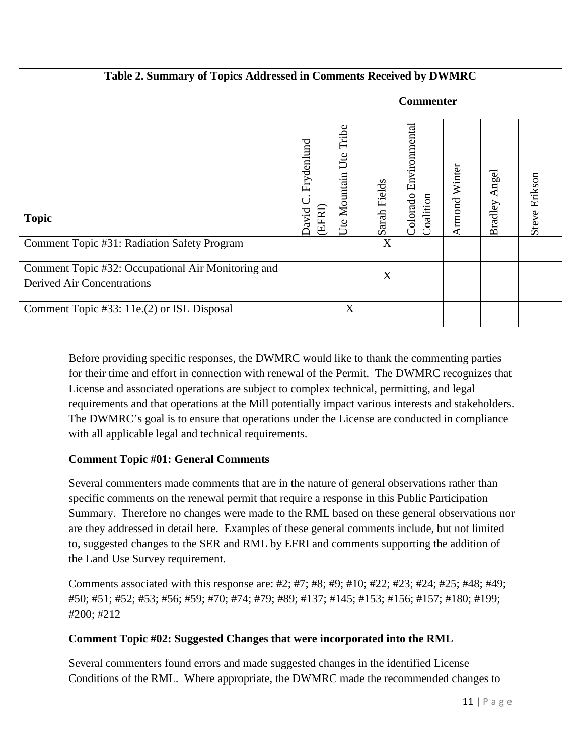| Table 2. Summary of Topics Addressed in Comments Received by DWMRC | | | | | | | |
|---|---|---|---|---|---|---|---|
| | Commenter | | | | | | |
| **Topic** | David C. Frydenlund (EFRI) | Ute Mountain Ute Tribe | Sarah Fields | Colorado Environmental Coalition | Armond Winter | Bradley Angel | Steve Erikson |
| Comment Topic #31: Radiation Safety Program | | | X | | | | |
| Comment Topic #32: Occupational Air Monitoring and Derived Air Concentrations | | | X | | | | |
| Comment Topic #33: 11e.(2) or ISL Disposal | | X | | | | | |

Before providing specific responses, the DWMRC would like to thank the commenting parties for their time and effort in connection with renewal of the Permit. The DWMRC recognizes that License and associated operations are subject to complex technical, permitting, and legal requirements and that operations at the Mill potentially impact various interests and stakeholders. The DWMRC's goal is to ensure that operations under the License are conducted in compliance with all applicable legal and technical requirements.

**Comment Topic #01: General Comments**

Several commenters made comments that are in the nature of general observations rather than specific comments on the renewal permit that require a response in this Public Participation Summary. Therefore no changes were made to the RML based on these general observations nor are they addressed in detail here. Examples of these general comments include, but not limited to, suggested changes to the SER and RML by EFRI and comments supporting the addition of the Land Use Survey requirement.

Comments associated with this response are: #2; #7; #8; #9; #10; #22; #23; #24; #25; #48; #49; #50; #51; #52; #53; #56; #59; #70; #74; #79; #89; #137; #145; #153; #156; #157; #180; #199; #200; #212

**Comment Topic #02: Suggested Changes that were incorporated into the RML**

Several commenters found errors and made suggested changes in the identified License Conditions of the RML. Where appropriate, the DWMRC made the recommended changes to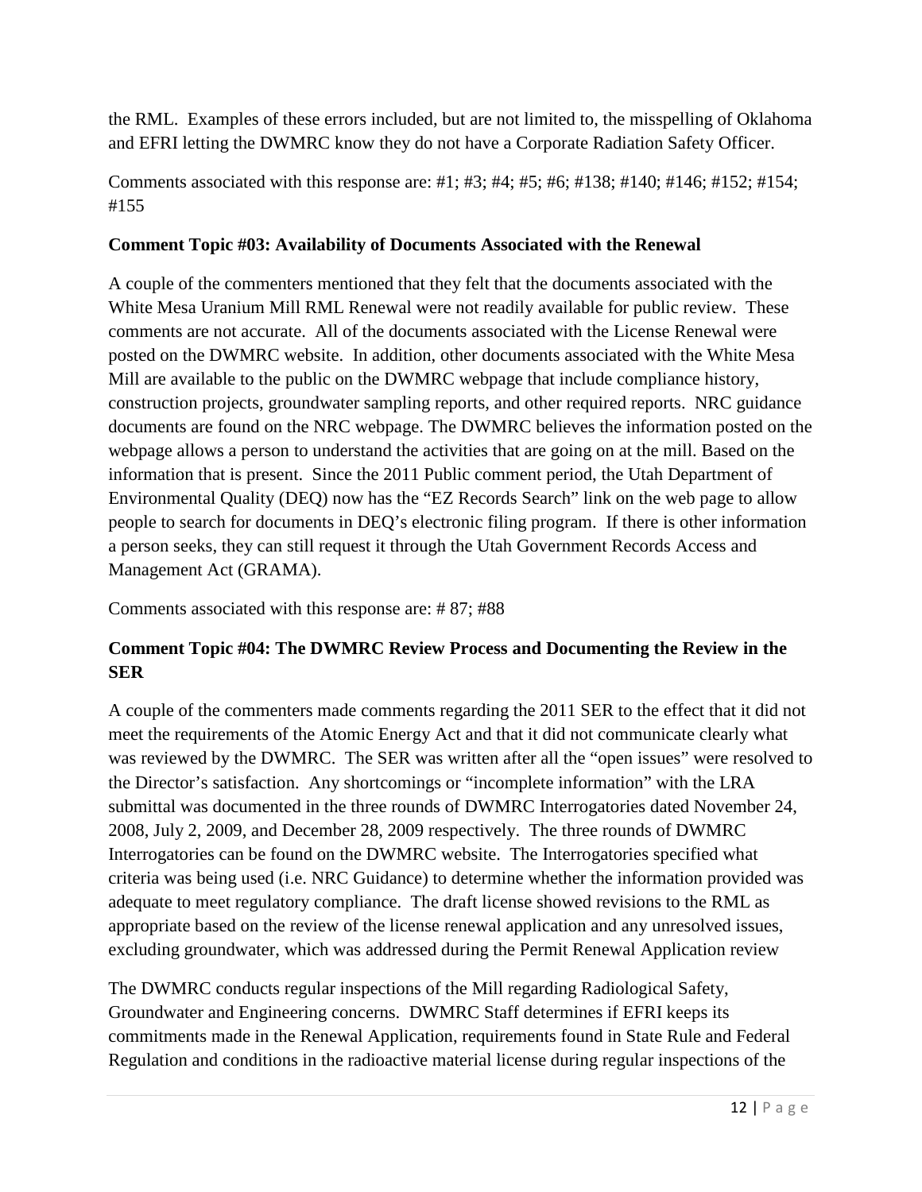the RML. Examples of these errors included, but are not limited to, the misspelling of Oklahoma and EFRI letting the DWMRC know they do not have a Corporate Radiation Safety Officer.

Comments associated with this response are: #1; #3; #4; #5; #6; #138; #140; #146; #152; #154; #155

**Comment Topic #03: Availability of Documents Associated with the Renewal**

A couple of the commenters mentioned that they felt that the documents associated with the White Mesa Uranium Mill RML Renewal were not readily available for public review. These comments are not accurate. All of the documents associated with the License Renewal were posted on the DWMRC website. In addition, other documents associated with the White Mesa Mill are available to the public on the DWMRC webpage that include compliance history, construction projects, groundwater sampling reports, and other required reports. NRC guidance documents are found on the NRC webpage. The DWMRC believes the information posted on the webpage allows a person to understand the activities that are going on at the mill. Based on the information that is present. Since the 2011 Public comment period, the Utah Department of Environmental Quality (DEQ) now has the "EZ Records Search" link on the web page to allow people to search for documents in DEQ's electronic filing program. If there is other information a person seeks, they can still request it through the Utah Government Records Access and Management Act (GRAMA).

Comments associated with this response are: # 87; #88

**Comment Topic #04: The DWMRC Review Process and Documenting the Review in the SER**

A couple of the commenters made comments regarding the 2011 SER to the effect that it did not meet the requirements of the Atomic Energy Act and that it did not communicate clearly what was reviewed by the DWMRC. The SER was written after all the "open issues" were resolved to the Director's satisfaction. Any shortcomings or "incomplete information" with the LRA submittal was documented in the three rounds of DWMRC Interrogatories dated November 24, 2008, July 2, 2009, and December 28, 2009 respectively. The three rounds of DWMRC Interrogatories can be found on the DWMRC website. The Interrogatories specified what criteria was being used (i.e. NRC Guidance) to determine whether the information provided was adequate to meet regulatory compliance. The draft license showed revisions to the RML as appropriate based on the review of the license renewal application and any unresolved issues, excluding groundwater, which was addressed during the Permit Renewal Application review

The DWMRC conducts regular inspections of the Mill regarding Radiological Safety, Groundwater and Engineering concerns. DWMRC Staff determines if EFRI keeps its commitments made in the Renewal Application, requirements found in State Rule and Federal Regulation and conditions in the radioactive material license during regular inspections of the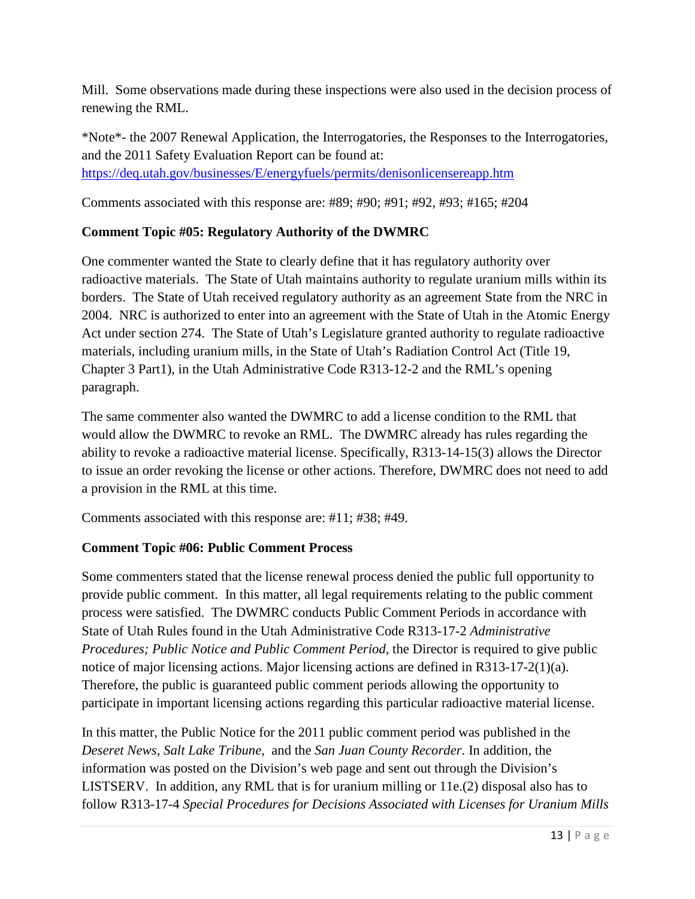Mill. Some observations made during these inspections were also used in the decision process of renewing the RML.

*Note*- the 2007 Renewal Application, the Interrogatories, the Responses to the Interrogatories, and the 2011 Safety Evaluation Report can be found at: [https://deq.utah.gov/businesses/E/energyfuels/permits/denisonlicensereapp.htm](https://deq.utah.gov/businesses/E/energyfuels/permits/denisonlicensereapp.htm)

Comments associated with this response are: #89; #90; #91; #92, #93; #165; #204

**Comment Topic #05: Regulatory Authority of the DWMRC**

One commenter wanted the State to clearly define that it has regulatory authority over radioactive materials. The State of Utah maintains authority to regulate uranium mills within its borders. The State of Utah received regulatory authority as an agreement State from the NRC in 2004. NRC is authorized to enter into an agreement with the State of Utah in the Atomic Energy Act under section 274. The State of Utah's Legislature granted authority to regulate radioactive materials, including uranium mills, in the State of Utah's Radiation Control Act (Title 19, Chapter 3 Part1), in the Utah Administrative Code R313-12-2 and the RML's opening paragraph.

The same commenter also wanted the DWMRC to add a license condition to the RML that would allow the DWMRC to revoke an RML. The DWMRC already has rules regarding the ability to revoke a radioactive material license. Specifically, R313-14-15(3) allows the Director to issue an order revoking the license or other actions. Therefore, DWMRC does not need to add a provision in the RML at this time.

Comments associated with this response are: #11; #38; #49.

**Comment Topic #06: Public Comment Process**

Some commenters stated that the license renewal process denied the public full opportunity to provide public comment. In this matter, all legal requirements relating to the public comment process were satisfied. The DWMRC conducts Public Comment Periods in accordance with State of Utah Rules found in the Utah Administrative Code R313-17-2 *Administrative Procedures; Public Notice and Public Comment Period*, the Director is required to give public notice of major licensing actions. Major licensing actions are defined in R313-17-2(1)(a). Therefore, the public is guaranteed public comment periods allowing the opportunity to participate in important licensing actions regarding this particular radioactive material license.

In this matter, the Public Notice for the 2011 public comment period was published in the *Deseret News*, *Salt Lake Tribune*, and the *San Juan County Recorder*. In addition, the information was posted on the Division's web page and sent out through the Division's LISTSERV. In addition, any RML that is for uranium milling or 11e.(2) disposal also has to follow R313-17-4 *Special Procedures for Decisions Associated with Licenses for Uranium Mills*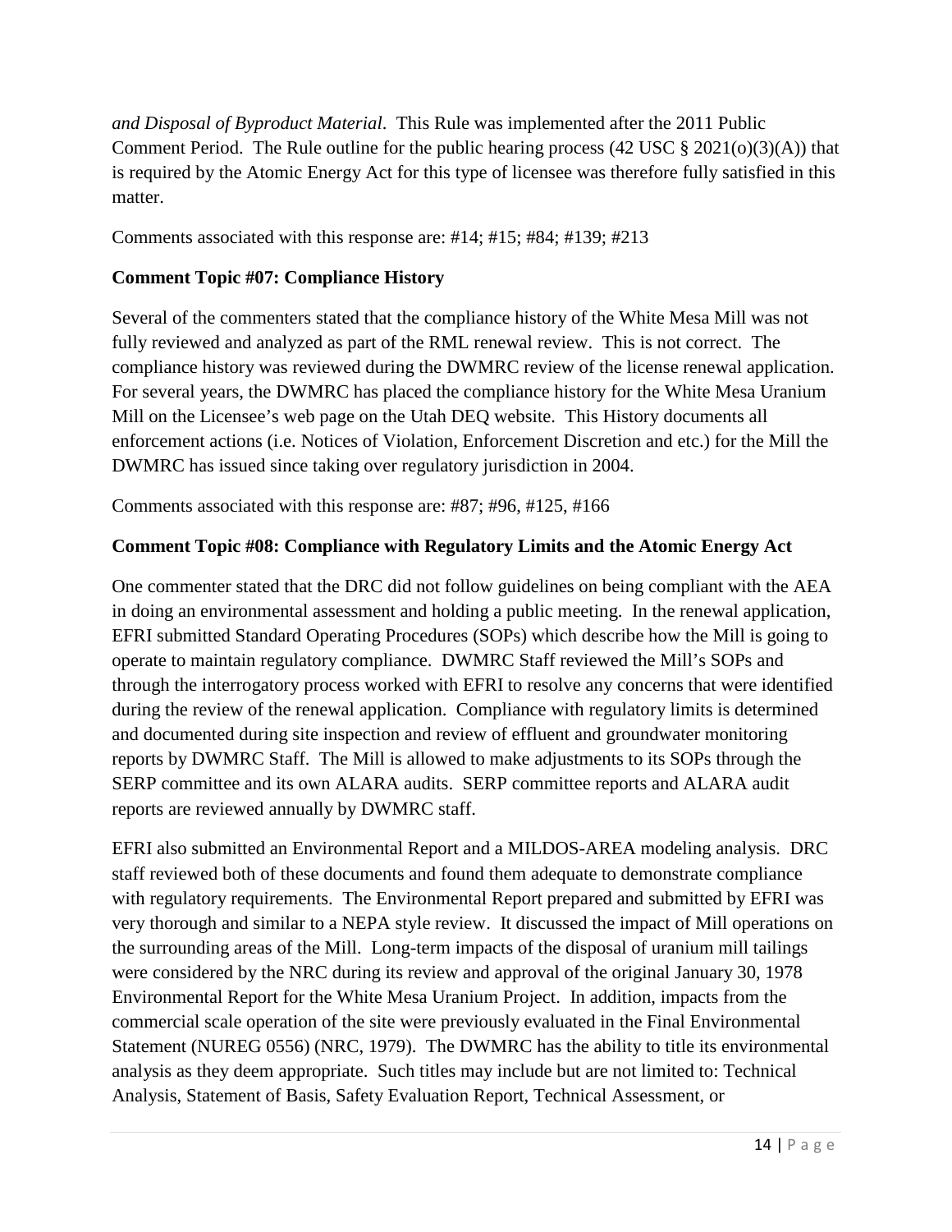*and Disposal of Byproduct Material*. This Rule was implemented after the 2011 Public Comment Period. The Rule outline for the public hearing process (42 USC § 2021(o)(3)(A)) that is required by the Atomic Energy Act for this type of licensee was therefore fully satisfied in this matter.

Comments associated with this response are: #14; #15; #84; #139; #213

**Comment Topic #07: Compliance History**

Several of the commenters stated that the compliance history of the White Mesa Mill was not fully reviewed and analyzed as part of the RML renewal review. This is not correct. The compliance history was reviewed during the DWMRC review of the license renewal application. For several years, the DWMRC has placed the compliance history for the White Mesa Uranium Mill on the Licensee's web page on the Utah DEQ website. This History documents all enforcement actions (i.e. Notices of Violation, Enforcement Discretion and etc.) for the Mill the DWMRC has issued since taking over regulatory jurisdiction in 2004.

Comments associated with this response are: #87; #96, #125, #166

**Comment Topic #08: Compliance with Regulatory Limits and the Atomic Energy Act**

One commenter stated that the DRC did not follow guidelines on being compliant with the AEA in doing an environmental assessment and holding a public meeting. In the renewal application, EFRI submitted Standard Operating Procedures (SOPs) which describe how the Mill is going to operate to maintain regulatory compliance. DWMRC Staff reviewed the Mill's SOPs and through the interrogatory process worked with EFRI to resolve any concerns that were identified during the review of the renewal application. Compliance with regulatory limits is determined and documented during site inspection and review of effluent and groundwater monitoring reports by DWMRC Staff. The Mill is allowed to make adjustments to its SOPs through the SERP committee and its own ALARA audits. SERP committee reports and ALARA audit reports are reviewed annually by DWMRC staff.

EFRI also submitted an Environmental Report and a MILDOS-AREA modeling analysis. DRC staff reviewed both of these documents and found them adequate to demonstrate compliance with regulatory requirements. The Environmental Report prepared and submitted by EFRI was very thorough and similar to a NEPA style review. It discussed the impact of Mill operations on the surrounding areas of the Mill. Long-term impacts of the disposal of uranium mill tailings were considered by the NRC during its review and approval of the original January 30, 1978 Environmental Report for the White Mesa Uranium Project. In addition, impacts from the commercial scale operation of the site were previously evaluated in the Final Environmental Statement (NUREG 0556) (NRC, 1979). The DWMRC has the ability to title its environmental analysis as they deem appropriate. Such titles may include but are not limited to: Technical Analysis, Statement of Basis, Safety Evaluation Report, Technical Assessment, or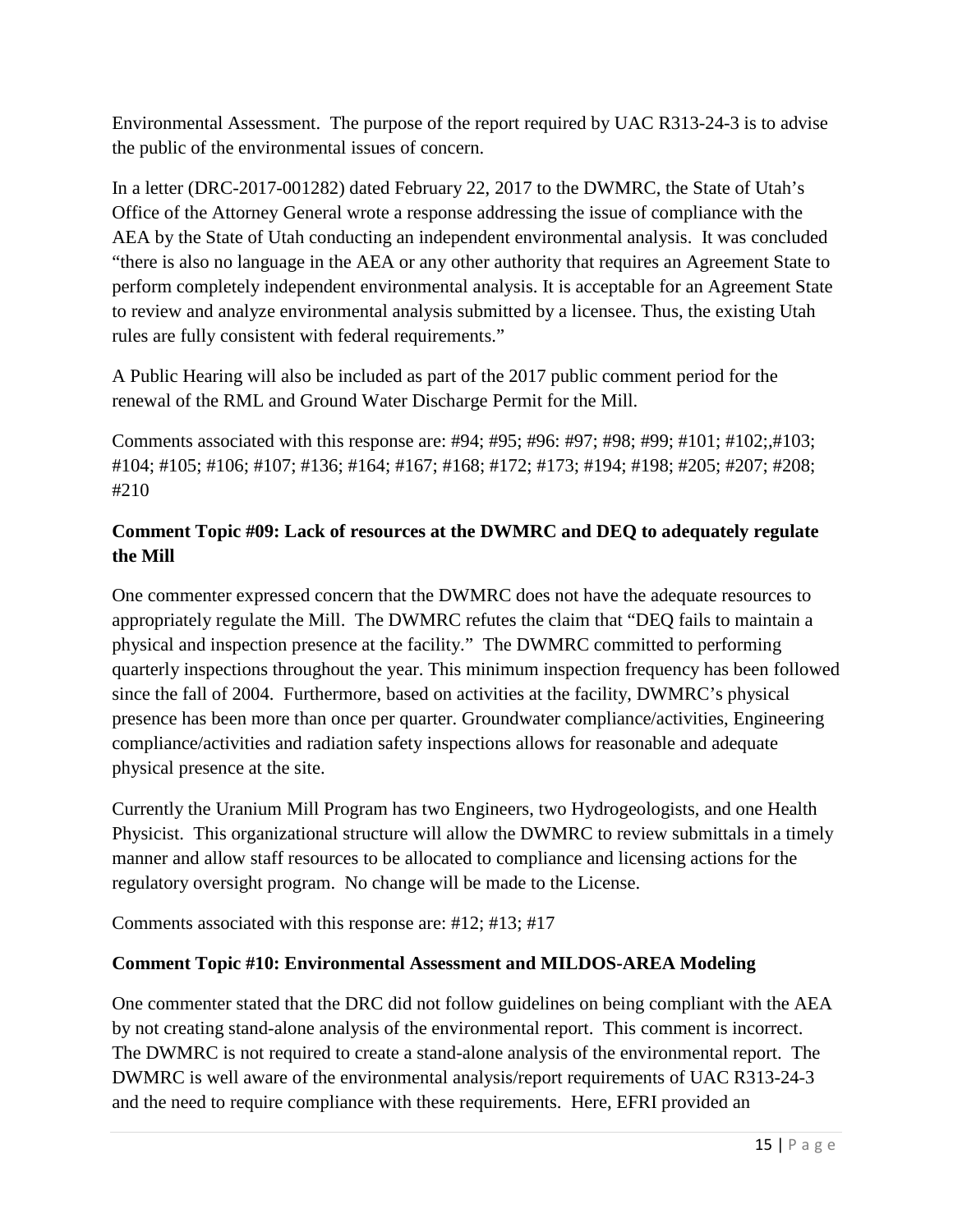Environmental Assessment. The purpose of the report required by UAC R313-24-3 is to advise the public of the environmental issues of concern.

In a letter (DRC-2017-001282) dated February 22, 2017 to the DWMRC, the State of Utah's Office of the Attorney General wrote a response addressing the issue of compliance with the AEA by the State of Utah conducting an independent environmental analysis. It was concluded "there is also no language in the AEA or any other authority that requires an Agreement State to perform completely independent environmental analysis. It is acceptable for an Agreement State to review and analyze environmental analysis submitted by a licensee. Thus, the existing Utah rules are fully consistent with federal requirements."

A Public Hearing will also be included as part of the 2017 public comment period for the renewal of the RML and Ground Water Discharge Permit for the Mill.

Comments associated with this response are: #94; #95; #96: #97; #98; #99; #101; #102;,#103; #104; #105; #106; #107; #136; #164; #167; #168; #172; #173; #194; #198; #205; #207; #208; #210

**Comment Topic #09: Lack of resources at the DWMRC and DEQ to adequately regulate the Mill**

One commenter expressed concern that the DWMRC does not have the adequate resources to appropriately regulate the Mill. The DWMRC refutes the claim that "DEQ fails to maintain a physical and inspection presence at the facility." The DWMRC committed to performing quarterly inspections throughout the year. This minimum inspection frequency has been followed since the fall of 2004. Furthermore, based on activities at the facility, DWMRC's physical presence has been more than once per quarter. Groundwater compliance/activities, Engineering compliance/activities and radiation safety inspections allows for reasonable and adequate physical presence at the site.

Currently the Uranium Mill Program has two Engineers, two Hydrogeologists, and one Health Physicist. This organizational structure will allow the DWMRC to review submittals in a timely manner and allow staff resources to be allocated to compliance and licensing actions for the regulatory oversight program. No change will be made to the License.

Comments associated with this response are: #12; #13; #17

**Comment Topic #10: Environmental Assessment and MILDOS-AREA Modeling**

One commenter stated that the DRC did not follow guidelines on being compliant with the AEA by not creating stand-alone analysis of the environmental report. This comment is incorrect. The DWMRC is not required to create a stand-alone analysis of the environmental report. The DWMRC is well aware of the environmental analysis/report requirements of UAC R313-24-3 and the need to require compliance with these requirements. Here, EFRI provided an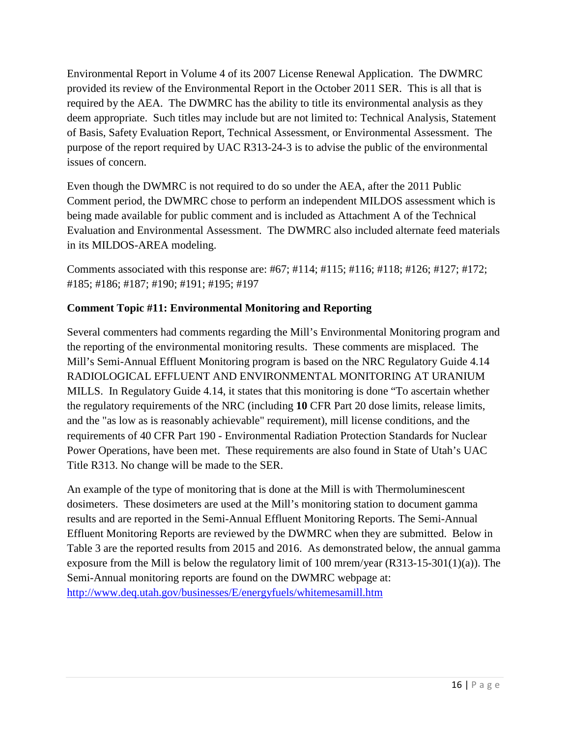Environmental Report in Volume 4 of its 2007 License Renewal Application. The DWMRC provided its review of the Environmental Report in the October 2011 SER. This is all that is required by the AEA. The DWMRC has the ability to title its environmental analysis as they deem appropriate. Such titles may include but are not limited to: Technical Analysis, Statement of Basis, Safety Evaluation Report, Technical Assessment, or Environmental Assessment. The purpose of the report required by UAC R313-24-3 is to advise the public of the environmental issues of concern.

Even though the DWMRC is not required to do so under the AEA, after the 2011 Public Comment period, the DWMRC chose to perform an independent MILDOS assessment which is being made available for public comment and is included as Attachment A of the Technical Evaluation and Environmental Assessment. The DWMRC also included alternate feed materials in its MILDOS-AREA modeling.

Comments associated with this response are: #67; #114; #115; #116; #118; #126; #127; #172; #185; #186; #187; #190; #191; #195; #197

**Comment Topic #11: Environmental Monitoring and Reporting**

Several commenters had comments regarding the Mill's Environmental Monitoring program and the reporting of the environmental monitoring results. These comments are misplaced. The Mill's Semi-Annual Effluent Monitoring program is based on the NRC Regulatory Guide 4.14 RADIOLOGICAL EFFLUENT AND ENVIRONMENTAL MONITORING AT URANIUM MILLS. In Regulatory Guide 4.14, it states that this monitoring is done "To ascertain whether the regulatory requirements of the NRC (including **10** CFR Part 20 dose limits, release limits, and the "as low as is reasonably achievable" requirement), mill license conditions, and the requirements of 40 CFR Part 190 - Environmental Radiation Protection Standards for Nuclear Power Operations, have been met. These requirements are also found in State of Utah's UAC Title R313. No change will be made to the SER.

An example of the type of monitoring that is done at the Mill is with Thermoluminescent dosimeters. These dosimeters are used at the Mill's monitoring station to document gamma results and are reported in the Semi-Annual Effluent Monitoring Reports. The Semi-Annual Effluent Monitoring Reports are reviewed by the DWMRC when they are submitted. Below in Table 3 are the reported results from 2015 and 2016. As demonstrated below, the annual gamma exposure from the Mill is below the regulatory limit of 100 mrem/year (R313-15-301(1)(a)). The Semi-Annual monitoring reports are found on the DWMRC webpage at: [http://www.deq.utah.gov/businesses/E/energyfuels/whitemesamill.htm](http://www.deq.utah.gov/businesses/E/energyfuels/whitemesamill.htm)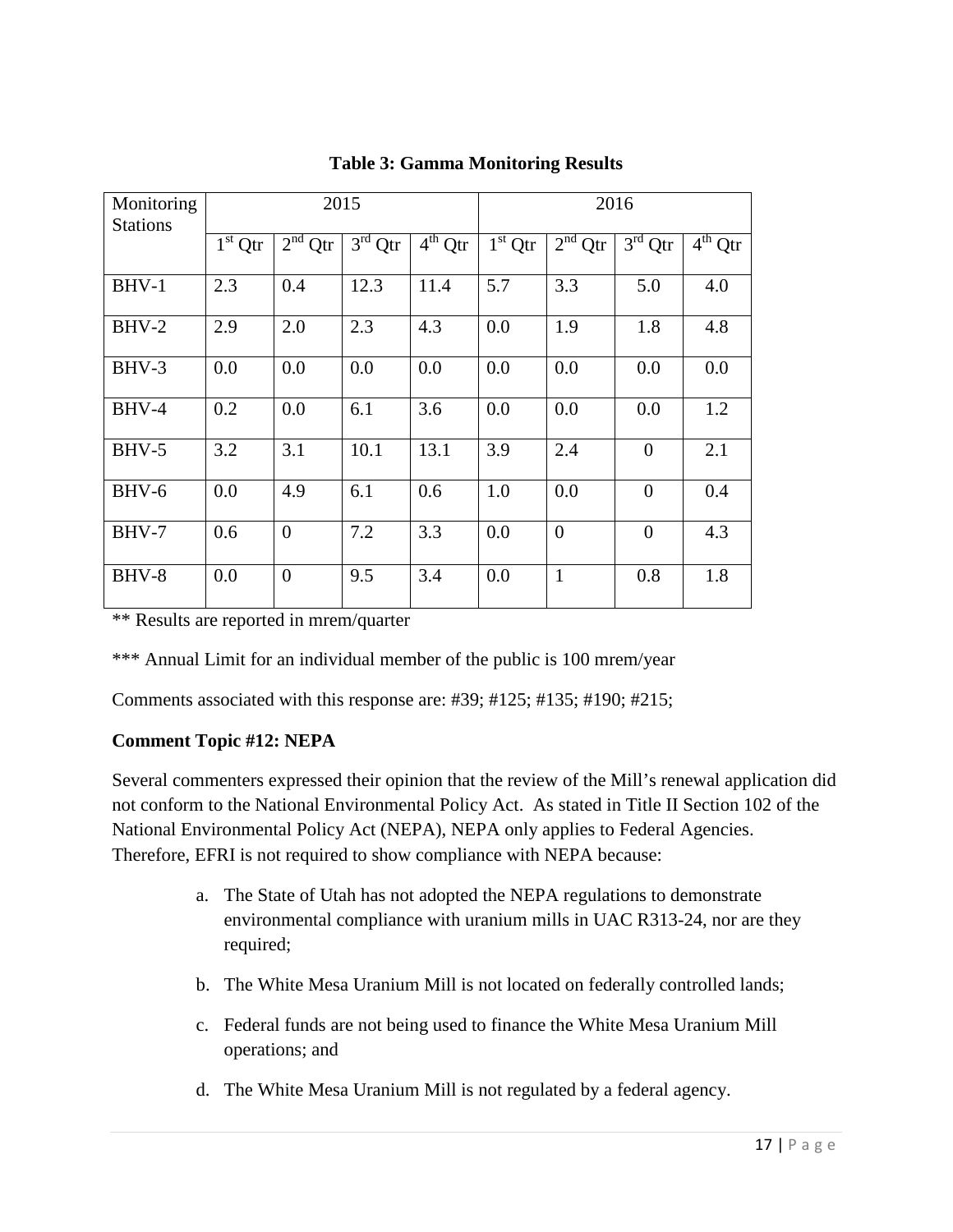**Table 3: Gamma Monitoring Results**

| Monitoring Stations | 2015 | | | | 2016 | | | |
|---|---|---|---|---|---|---|---|---|
| | 1st Qtr | 2nd Qtr | 3rd Qtr | 4th Qtr | 1st Qtr | 2nd Qtr | 3rd Qtr | 4th Qtr |
| BHV-1 | 2.3 | 0.4 | 12.3 | 11.4 | 5.7 | 3.3 | 5.0 | 4.0 |
| BHV-2 | 2.9 | 2.0 | 2.3 | 4.3 | 0.0 | 1.9 | 1.8 | 4.8 |
| BHV-3 | 0.0 | 0.0 | 0.0 | 0.0 | 0.0 | 0.0 | 0.0 | 0.0 |
| BHV-4 | 0.2 | 0.0 | 6.1 | 3.6 | 0.0 | 0.0 | 0.0 | 1.2 |
| BHV-5 | 3.2 | 3.1 | 10.1 | 13.1 | 3.9 | 2.4 | 0 | 2.1 |
| BHV-6 | 0.0 | 4.9 | 6.1 | 0.6 | 1.0 | 0.0 | 0 | 0.4 |
| BHV-7 | 0.6 | 0 | 7.2 | 3.3 | 0.0 | 0 | 0 | 4.3 |
| BHV-8 | 0.0 | 0 | 9.5 | 3.4 | 0.0 | 1 | 0.8 | 1.8 |

** Results are reported in mrem/quarter

*** Annual Limit for an individual member of the public is 100 mrem/year

Comments associated with this response are: #39; #125; #135; #190; #215;

**Comment Topic #12: NEPA**

Several commenters expressed their opinion that the review of the Mill's renewal application did not conform to the National Environmental Policy Act. As stated in Title II Section 102 of the National Environmental Policy Act (NEPA), NEPA only applies to Federal Agencies. Therefore, EFRI is not required to show compliance with NEPA because:

a. The State of Utah has not adopted the NEPA regulations to demonstrate environmental compliance with uranium mills in UAC R313-24, nor are they required;

b. The White Mesa Uranium Mill is not located on federally controlled lands;

c. Federal funds are not being used to finance the White Mesa Uranium Mill operations; and

d. The White Mesa Uranium Mill is not regulated by a federal agency.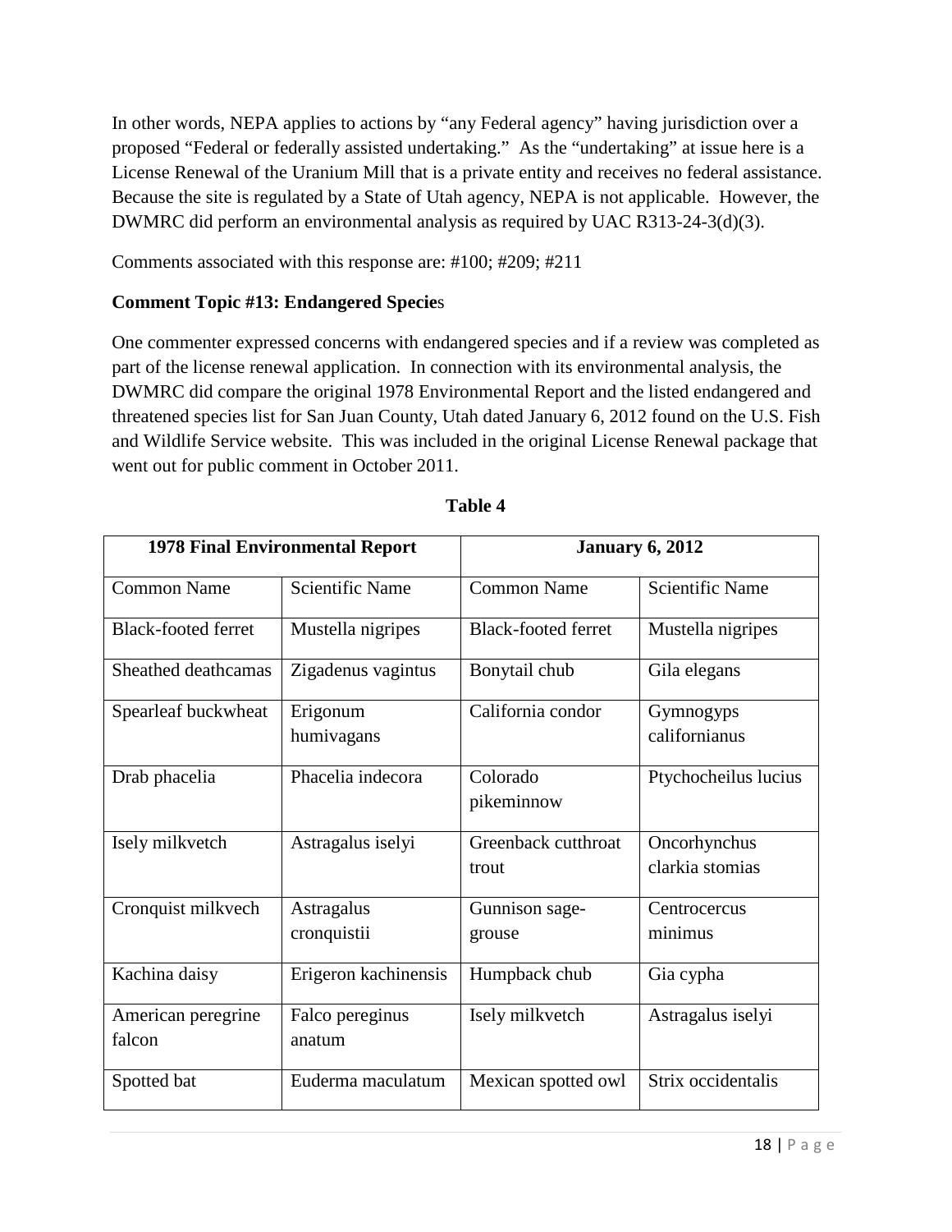In other words, NEPA applies to actions by "any Federal agency" having jurisdiction over a proposed "Federal or federally assisted undertaking." As the "undertaking" at issue here is a License Renewal of the Uranium Mill that is a private entity and receives no federal assistance. Because the site is regulated by a State of Utah agency, NEPA is not applicable. However, the DWMRC did perform an environmental analysis as required by UAC R313-24-3(d)(3).

Comments associated with this response are: #100; #209; #211

**Comment Topic #13: Endangered Species**

One commenter expressed concerns with endangered species and if a review was completed as part of the license renewal application. In connection with its environmental analysis, the DWMRC did compare the original 1978 Environmental Report and the listed endangered and threatened species list for San Juan County, Utah dated January 6, 2012 found on the U.S. Fish and Wildlife Service website. This was included in the original License Renewal package that went out for public comment in October 2011.

**Table 4**

| 1978 Final Environmental Report | | January 6, 2012 | |
|---|---|---|---|
| Common Name | Scientific Name | Common Name | Scientific Name |
| Black-footed ferret | Mustella nigripes | Black-footed ferret | Mustella nigripes |
| Sheathed deathcamas | Zigadenus vagintus | Bonytail chub | Gila elegans |
| Spearleaf buckwheat | Erigonum humivagans | California condor | Gymnogyps californianus |
| Drab phacelia | Phacelia indecora | Colorado pikeminnow | Ptychocheilus lucius |
| Isely milkvetch | Astragalus iselyi | Greenback cutthroat trout | Oncorhynchus clarkia stomias |
| Cronquist milkvech | Astragalus cronquistii | Gunnison sage-grouse | Centrocercus minimus |
| Kachina daisy | Erigeron kachinensis | Humpback chub | Gia cypha |
| American peregrine falcon | Falco pereginus anatum | Isely milkvetch | Astragalus iselyi |
| Spotted bat | Euderma maculatum | Mexican spotted owl | Strix occidentalis |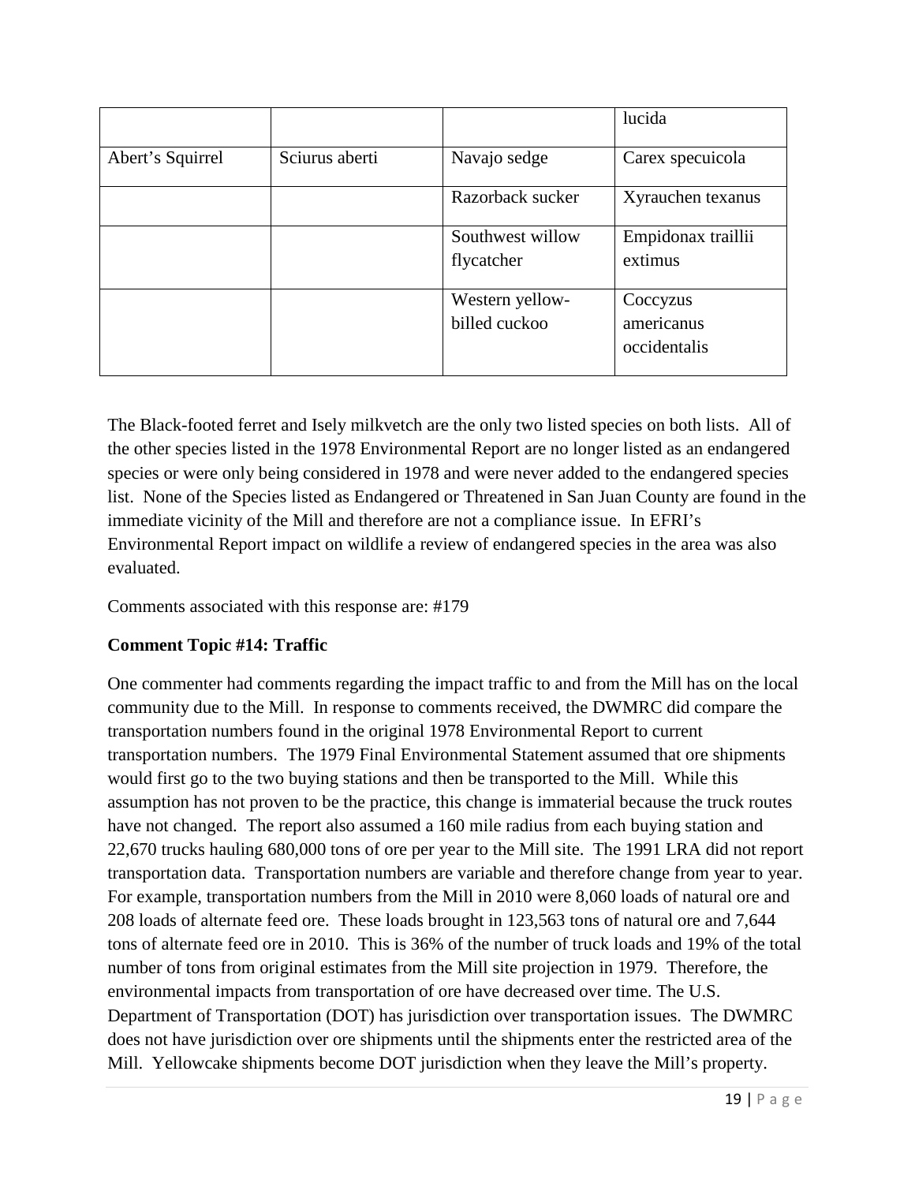| | | | lucida |
|---|---|---|---|
| Abert's Squirrel | Sciurus aberti | Navajo sedge | Carex specuicola |
| | | Razorback sucker | Xyrauchen texanus |
| | | Southwest willow flycatcher | Empidonax traillii extimus |
| | | Western yellow-billed cuckoo | Coccyzus americanus occidentalis |

The Black-footed ferret and Isely milkvetch are the only two listed species on both lists. All of the other species listed in the 1978 Environmental Report are no longer listed as an endangered species or were only being considered in 1978 and were never added to the endangered species list. None of the Species listed as Endangered or Threatened in San Juan County are found in the immediate vicinity of the Mill and therefore are not a compliance issue. In EFRI's Environmental Report impact on wildlife a review of endangered species in the area was also evaluated.

Comments associated with this response are: #179

**Comment Topic #14: Traffic**

One commenter had comments regarding the impact traffic to and from the Mill has on the local community due to the Mill. In response to comments received, the DWMRC did compare the transportation numbers found in the original 1978 Environmental Report to current transportation numbers. The 1979 Final Environmental Statement assumed that ore shipments would first go to the two buying stations and then be transported to the Mill. While this assumption has not proven to be the practice, this change is immaterial because the truck routes have not changed. The report also assumed a 160 mile radius from each buying station and 22,670 trucks hauling 680,000 tons of ore per year to the Mill site. The 1991 LRA did not report transportation data. Transportation numbers are variable and therefore change from year to year. For example, transportation numbers from the Mill in 2010 were 8,060 loads of natural ore and 208 loads of alternate feed ore. These loads brought in 123,563 tons of natural ore and 7,644 tons of alternate feed ore in 2010. This is 36% of the number of truck loads and 19% of the total number of tons from original estimates from the Mill site projection in 1979. Therefore, the environmental impacts from transportation of ore have decreased over time. The U.S. Department of Transportation (DOT) has jurisdiction over transportation issues. The DWMRC does not have jurisdiction over ore shipments until the shipments enter the restricted area of the Mill. Yellowcake shipments become DOT jurisdiction when they leave the Mill's property.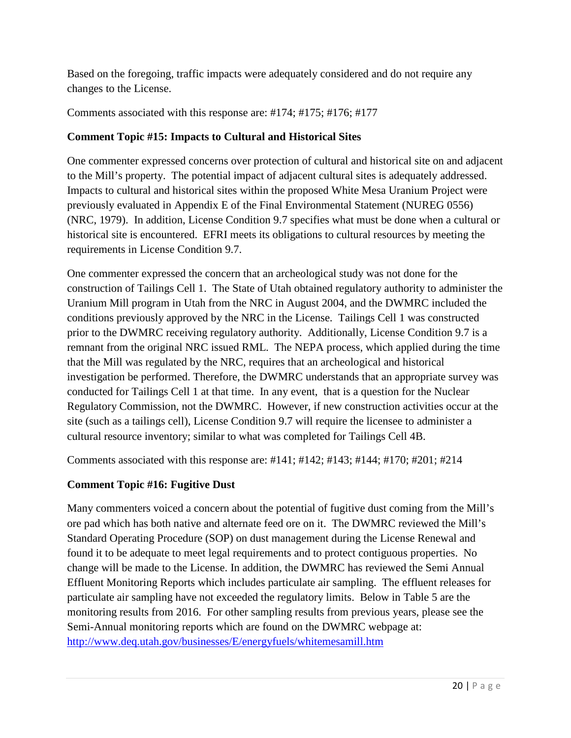Based on the foregoing, traffic impacts were adequately considered and do not require any changes to the License.

Comments associated with this response are: #174; #175; #176; #177

**Comment Topic #15: Impacts to Cultural and Historical Sites**

One commenter expressed concerns over protection of cultural and historical site on and adjacent to the Mill's property. The potential impact of adjacent cultural sites is adequately addressed. Impacts to cultural and historical sites within the proposed White Mesa Uranium Project were previously evaluated in Appendix E of the Final Environmental Statement (NUREG 0556) (NRC, 1979). In addition, License Condition 9.7 specifies what must be done when a cultural or historical site is encountered. EFRI meets its obligations to cultural resources by meeting the requirements in License Condition 9.7.

One commenter expressed the concern that an archeological study was not done for the construction of Tailings Cell 1. The State of Utah obtained regulatory authority to administer the Uranium Mill program in Utah from the NRC in August 2004, and the DWMRC included the conditions previously approved by the NRC in the License. Tailings Cell 1 was constructed prior to the DWMRC receiving regulatory authority. Additionally, License Condition 9.7 is a remnant from the original NRC issued RML. The NEPA process, which applied during the time that the Mill was regulated by the NRC, requires that an archeological and historical investigation be performed. Therefore, the DWMRC understands that an appropriate survey was conducted for Tailings Cell 1 at that time. In any event, that is a question for the Nuclear Regulatory Commission, not the DWMRC. However, if new construction activities occur at the site (such as a tailings cell), License Condition 9.7 will require the licensee to administer a cultural resource inventory; similar to what was completed for Tailings Cell 4B.

Comments associated with this response are: #141; #142; #143; #144; #170; #201; #214

**Comment Topic #16: Fugitive Dust**

Many commenters voiced a concern about the potential of fugitive dust coming from the Mill's ore pad which has both native and alternate feed ore on it. The DWMRC reviewed the Mill's Standard Operating Procedure (SOP) on dust management during the License Renewal and found it to be adequate to meet legal requirements and to protect contiguous properties. No change will be made to the License. In addition, the DWMRC has reviewed the Semi Annual Effluent Monitoring Reports which includes particulate air sampling. The effluent releases for particulate air sampling have not exceeded the regulatory limits. Below in Table 5 are the monitoring results from 2016. For other sampling results from previous years, please see the Semi-Annual monitoring reports which are found on the DWMRC webpage at: http://www.deq.utah.gov/businesses/E/energyfuels/whitemesamill.htm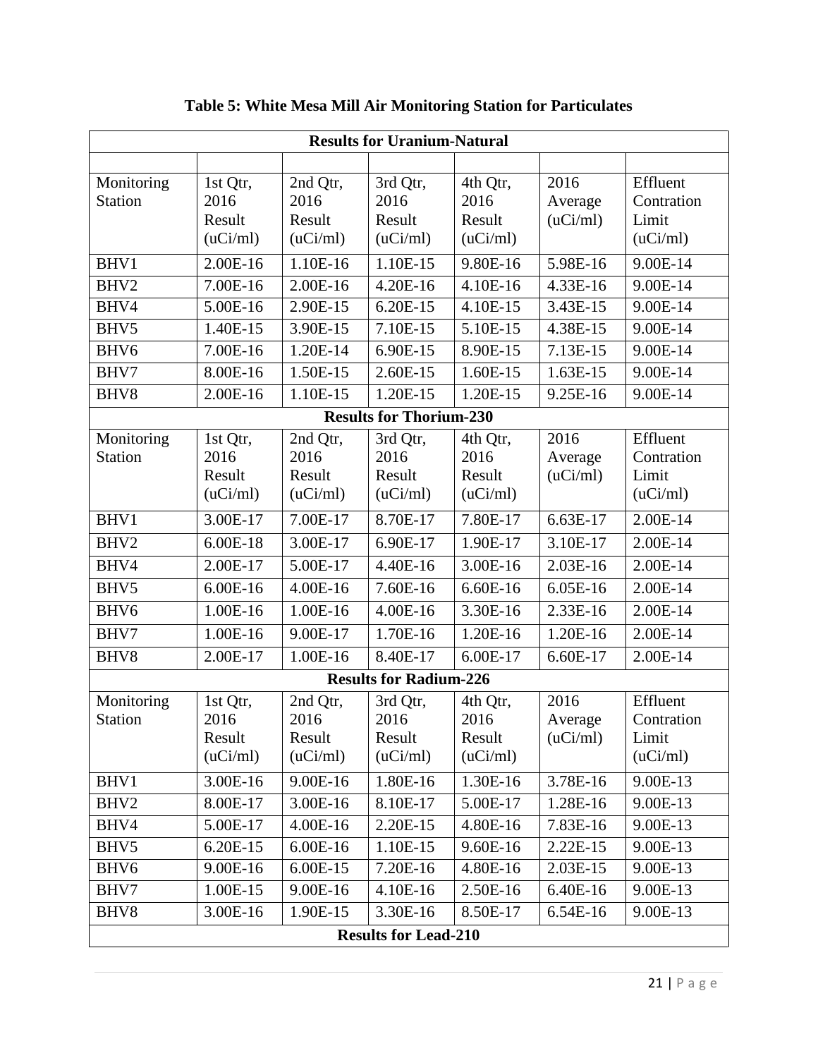**Table 5: White Mesa Mill Air Monitoring Station for Particulates**

| Results for Uranium-Natural | | | | | | |
|---|---|---|---|---|---|---|
| | | | | | | |
| Monitoring Station | 1st Qtr, 2016 Result (uCi/ml) | 2nd Qtr, 2016 Result (uCi/ml) | 3rd Qtr, 2016 Result (uCi/ml) | 4th Qtr, 2016 Result (uCi/ml) | 2016 Average (uCi/ml) | Effluent Contration Limit (uCi/ml) |
| BHV1 | 2.00E-16 | 1.10E-16 | 1.10E-15 | 9.80E-16 | 5.98E-16 | 9.00E-14 |
| BHV2 | 7.00E-16 | 2.00E-16 | 4.20E-16 | 4.10E-16 | 4.33E-16 | 9.00E-14 |
| BHV4 | 5.00E-16 | 2.90E-15 | 6.20E-15 | 4.10E-15 | 3.43E-15 | 9.00E-14 |
| BHV5 | 1.40E-15 | 3.90E-15 | 7.10E-15 | 5.10E-15 | 4.38E-15 | 9.00E-14 |
| BHV6 | 7.00E-16 | 1.20E-14 | 6.90E-15 | 8.90E-15 | 7.13E-15 | 9.00E-14 |
| BHV7 | 8.00E-16 | 1.50E-15 | 2.60E-15 | 1.60E-15 | 1.63E-15 | 9.00E-14 |
| BHV8 | 2.00E-16 | 1.10E-15 | 1.20E-15 | 1.20E-15 | 9.25E-16 | 9.00E-14 |
| **Results for Thorium-230** | | | | | | |
| Monitoring Station | 1st Qtr, 2016 Result (uCi/ml) | 2nd Qtr, 2016 Result (uCi/ml) | 3rd Qtr, 2016 Result (uCi/ml) | 4th Qtr, 2016 Result (uCi/ml) | 2016 Average (uCi/ml) | Effluent Contration Limit (uCi/ml) |
| BHV1 | 3.00E-17 | 7.00E-17 | 8.70E-17 | 7.80E-17 | 6.63E-17 | 2.00E-14 |
| BHV2 | 6.00E-18 | 3.00E-17 | 6.90E-17 | 1.90E-17 | 3.10E-17 | 2.00E-14 |
| BHV4 | 2.00E-17 | 5.00E-17 | 4.40E-16 | 3.00E-16 | 2.03E-16 | 2.00E-14 |
| BHV5 | 6.00E-16 | 4.00E-16 | 7.60E-16 | 6.60E-16 | 6.05E-16 | 2.00E-14 |
| BHV6 | 1.00E-16 | 1.00E-16 | 4.00E-16 | 3.30E-16 | 2.33E-16 | 2.00E-14 |
| BHV7 | 1.00E-16 | 9.00E-17 | 1.70E-16 | 1.20E-16 | 1.20E-16 | 2.00E-14 |
| BHV8 | 2.00E-17 | 1.00E-16 | 8.40E-17 | 6.00E-17 | 6.60E-17 | 2.00E-14 |
| **Results for Radium-226** | | | | | | |
| Monitoring Station | 1st Qtr, 2016 Result (uCi/ml) | 2nd Qtr, 2016 Result (uCi/ml) | 3rd Qtr, 2016 Result (uCi/ml) | 4th Qtr, 2016 Result (uCi/ml) | 2016 Average (uCi/ml) | Effluent Contration Limit (uCi/ml) |
| BHV1 | 3.00E-16 | 9.00E-16 | 1.80E-16 | 1.30E-16 | 3.78E-16 | 9.00E-13 |
| BHV2 | 8.00E-17 | 3.00E-16 | 8.10E-17 | 5.00E-17 | 1.28E-16 | 9.00E-13 |
| BHV4 | 5.00E-17 | 4.00E-16 | 2.20E-15 | 4.80E-16 | 7.83E-16 | 9.00E-13 |
| BHV5 | 6.20E-15 | 6.00E-16 | 1.10E-15 | 9.60E-16 | 2.22E-15 | 9.00E-13 |
| BHV6 | 9.00E-16 | 6.00E-15 | 7.20E-16 | 4.80E-16 | 2.03E-15 | 9.00E-13 |
| BHV7 | 1.00E-15 | 9.00E-16 | 4.10E-16 | 2.50E-16 | 6.40E-16 | 9.00E-13 |
| BHV8 | 3.00E-16 | 1.90E-15 | 3.30E-16 | 8.50E-17 | 6.54E-16 | 9.00E-13 |
| **Results for Lead-210** | | | | | | |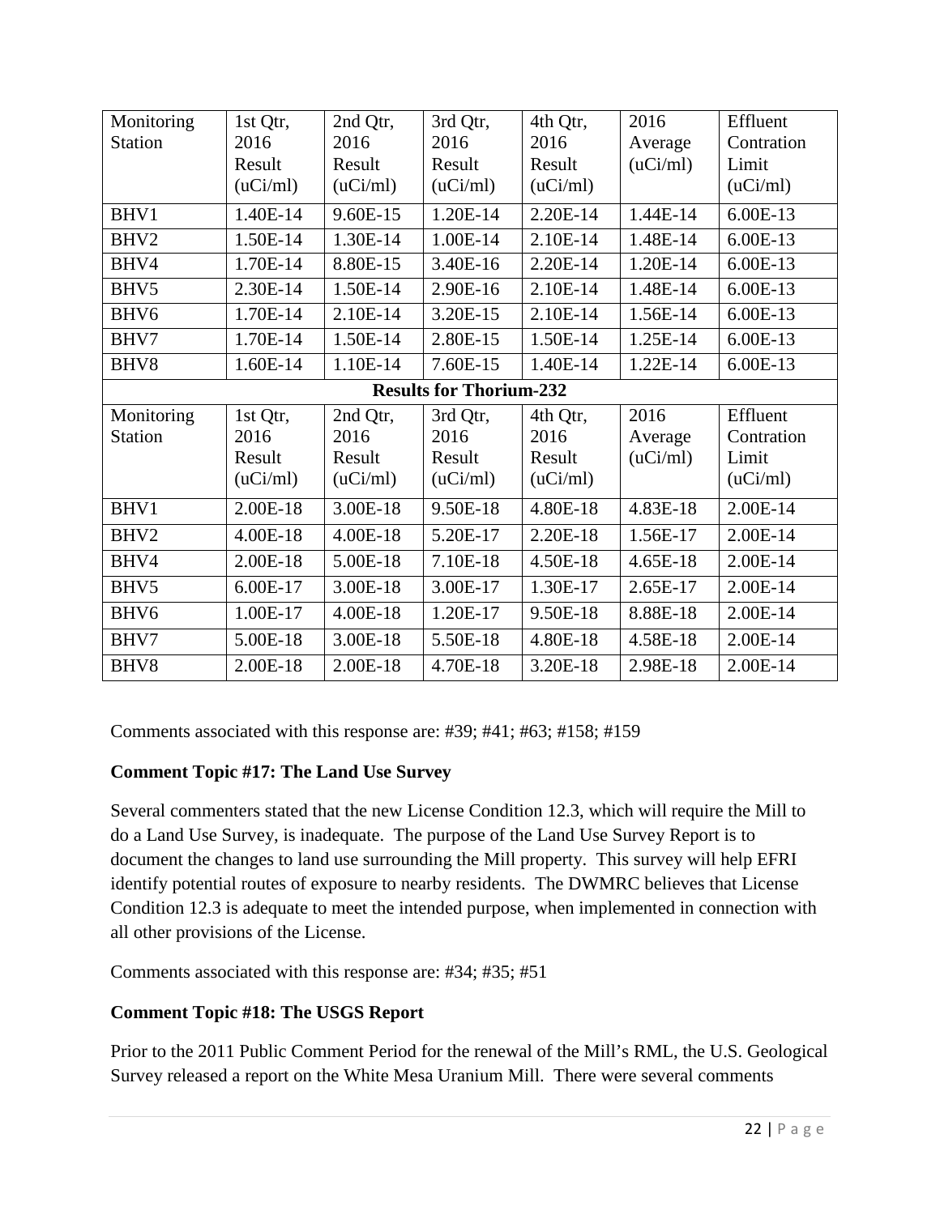| Monitoring Station | 1st Qtr, 2016 Result (uCi/ml) | 2nd Qtr, 2016 Result (uCi/ml) | 3rd Qtr, 2016 Result (uCi/ml) | 4th Qtr, 2016 Result (uCi/ml) | 2016 Average (uCi/ml) | Effluent Contration Limit (uCi/ml) |
|---|---|---|---|---|---|---|
| BHV1 | 1.40E-14 | 9.60E-15 | 1.20E-14 | 2.20E-14 | 1.44E-14 | 6.00E-13 |
| BHV2 | 1.50E-14 | 1.30E-14 | 1.00E-14 | 2.10E-14 | 1.48E-14 | 6.00E-13 |
| BHV4 | 1.70E-14 | 8.80E-15 | 3.40E-16 | 2.20E-14 | 1.20E-14 | 6.00E-13 |
| BHV5 | 2.30E-14 | 1.50E-14 | 2.90E-16 | 2.10E-14 | 1.48E-14 | 6.00E-13 |
| BHV6 | 1.70E-14 | 2.10E-14 | 3.20E-15 | 2.10E-14 | 1.56E-14 | 6.00E-13 |
| BHV7 | 1.70E-14 | 1.50E-14 | 2.80E-15 | 1.50E-14 | 1.25E-14 | 6.00E-13 |
| BHV8 | 1.60E-14 | 1.10E-14 | 7.60E-15 | 1.40E-14 | 1.22E-14 | 6.00E-13 |
| **Results for Thorium-232** | | | | | | |
| Monitoring Station | 1st Qtr, 2016 Result (uCi/ml) | 2nd Qtr, 2016 Result (uCi/ml) | 3rd Qtr, 2016 Result (uCi/ml) | 4th Qtr, 2016 Result (uCi/ml) | 2016 Average (uCi/ml) | Effluent Contration Limit (uCi/ml) |
| BHV1 | 2.00E-18 | 3.00E-18 | 9.50E-18 | 4.80E-18 | 4.83E-18 | 2.00E-14 |
| BHV2 | 4.00E-18 | 4.00E-18 | 5.20E-17 | 2.20E-18 | 1.56E-17 | 2.00E-14 |
| BHV4 | 2.00E-18 | 5.00E-18 | 7.10E-18 | 4.50E-18 | 4.65E-18 | 2.00E-14 |
| BHV5 | 6.00E-17 | 3.00E-18 | 3.00E-17 | 1.30E-17 | 2.65E-17 | 2.00E-14 |
| BHV6 | 1.00E-17 | 4.00E-18 | 1.20E-17 | 9.50E-18 | 8.88E-18 | 2.00E-14 |
| BHV7 | 5.00E-18 | 3.00E-18 | 5.50E-18 | 4.80E-18 | 4.58E-18 | 2.00E-14 |
| BHV8 | 2.00E-18 | 2.00E-18 | 4.70E-18 | 3.20E-18 | 2.98E-18 | 2.00E-14 |

Comments associated with this response are: #39; #41; #63; #158; #159

**Comment Topic #17: The Land Use Survey**

Several commenters stated that the new License Condition 12.3, which will require the Mill to do a Land Use Survey, is inadequate. The purpose of the Land Use Survey Report is to document the changes to land use surrounding the Mill property. This survey will help EFRI identify potential routes of exposure to nearby residents. The DWMRC believes that License Condition 12.3 is adequate to meet the intended purpose, when implemented in connection with all other provisions of the License.

Comments associated with this response are: #34; #35; #51

**Comment Topic #18: The USGS Report**

Prior to the 2011 Public Comment Period for the renewal of the Mill's RML, the U.S. Geological Survey released a report on the White Mesa Uranium Mill. There were several comments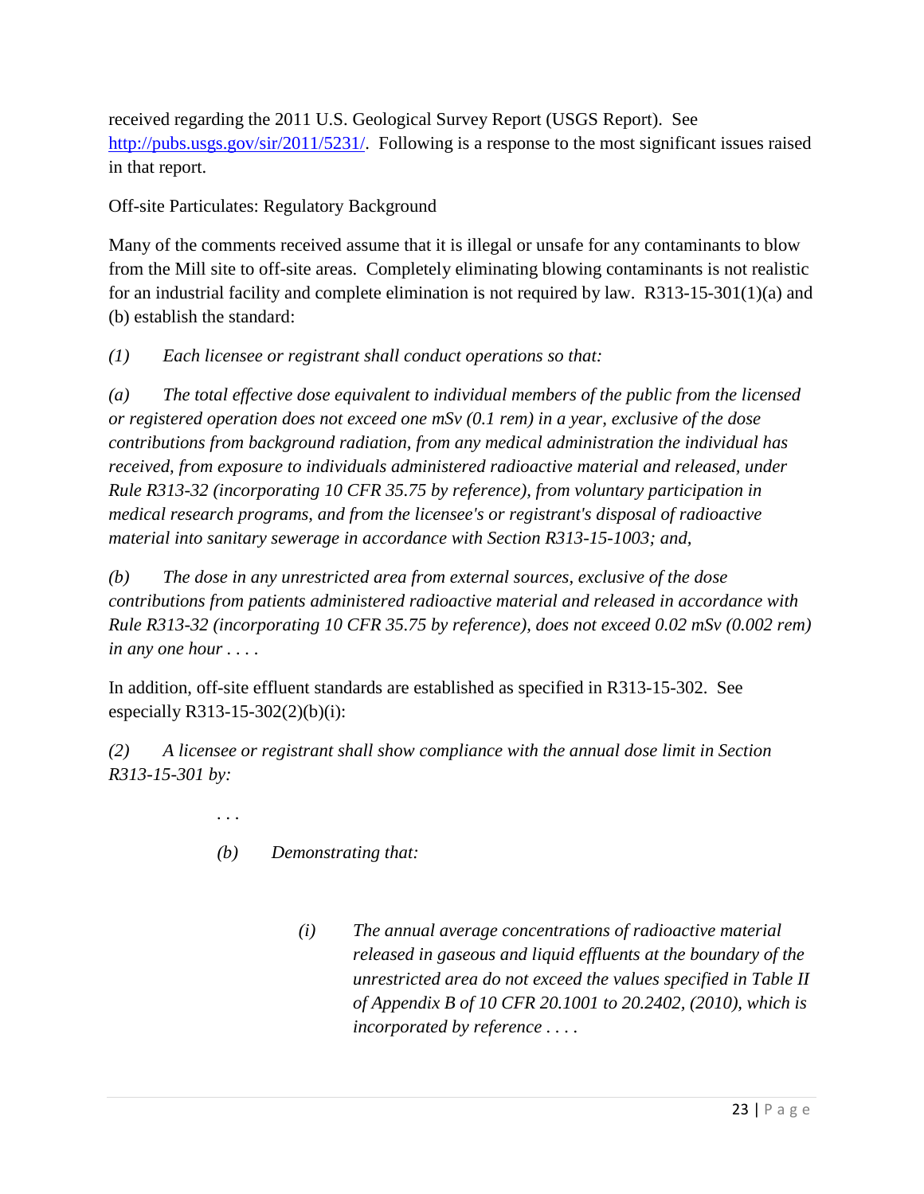received regarding the 2011 U.S. Geological Survey Report (USGS Report). See http://pubs.usgs.gov/sir/2011/5231/. Following is a response to the most significant issues raised in that report.

Off-site Particulates: Regulatory Background

Many of the comments received assume that it is illegal or unsafe for any contaminants to blow from the Mill site to off-site areas. Completely eliminating blowing contaminants is not realistic for an industrial facility and complete elimination is not required by law. R313-15-301(1)(a) and (b) establish the standard:

*(1) Each licensee or registrant shall conduct operations so that:*

*(a) The total effective dose equivalent to individual members of the public from the licensed or registered operation does not exceed one mSv (0.1 rem) in a year, exclusive of the dose contributions from background radiation, from any medical administration the individual has received, from exposure to individuals administered radioactive material and released, under Rule R313-32 (incorporating 10 CFR 35.75 by reference), from voluntary participation in medical research programs, and from the licensee's or registrant's disposal of radioactive material into sanitary sewerage in accordance with Section R313-15-1003; and,*

*(b) The dose in any unrestricted area from external sources, exclusive of the dose contributions from patients administered radioactive material and released in accordance with Rule R313-32 (incorporating 10 CFR 35.75 by reference), does not exceed 0.02 mSv (0.002 rem) in any one hour . . . .*

In addition, off-site effluent standards are established as specified in R313-15-302. See especially R313-15-302(2)(b)(i):

*(2) A licensee or registrant shall show compliance with the annual dose limit in Section R313-15-301 by:*

> . . .
>
> *(b) Demonstrating that:*
>
> > *(i) The annual average concentrations of radioactive material released in gaseous and liquid effluents at the boundary of the unrestricted area do not exceed the values specified in Table II of Appendix B of 10 CFR 20.1001 to 20.2402, (2010), which is incorporated by reference . . . .*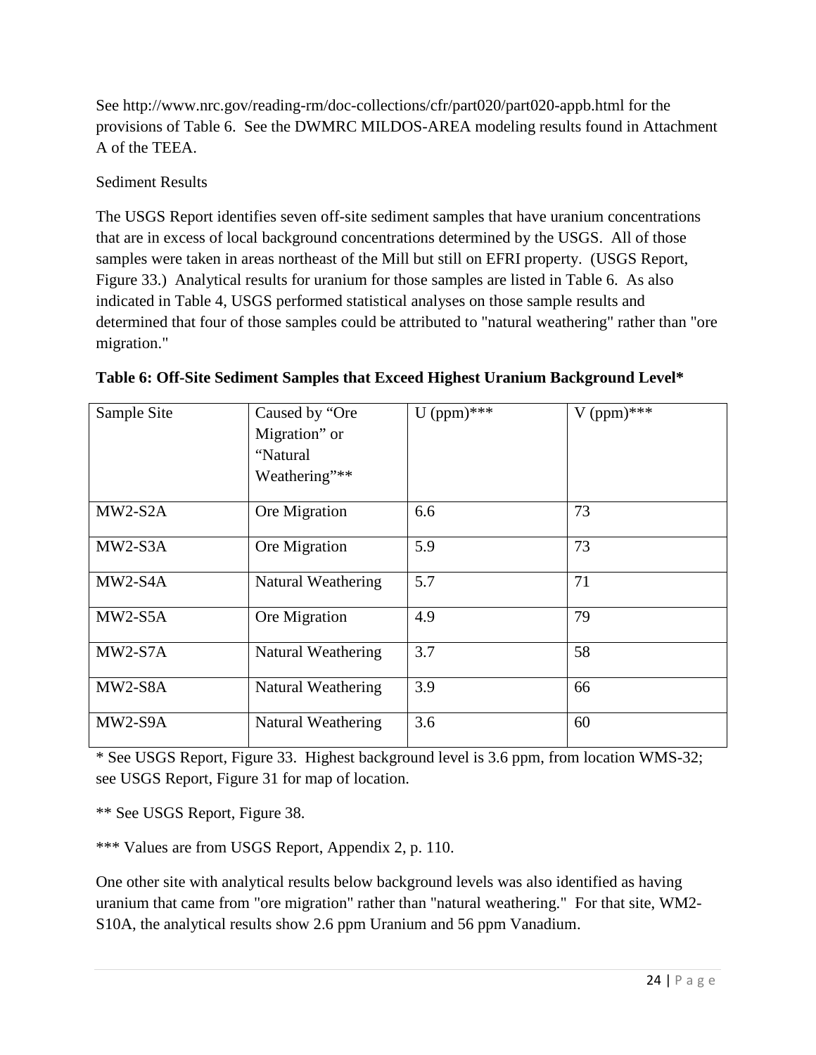See http://www.nrc.gov/reading-rm/doc-collections/cfr/part020/part020-appb.html for the provisions of Table 6. See the DWMRC MILDOS-AREA modeling results found in Attachment A of the TEEA.

Sediment Results

The USGS Report identifies seven off-site sediment samples that have uranium concentrations that are in excess of local background concentrations determined by the USGS. All of those samples were taken in areas northeast of the Mill but still on EFRI property. (USGS Report, Figure 33.) Analytical results for uranium for those samples are listed in Table 6. As also indicated in Table 4, USGS performed statistical analyses on those sample results and determined that four of those samples could be attributed to "natural weathering" rather than "ore migration."

**Table 6: Off-Site Sediment Samples that Exceed Highest Uranium Background Level***

| Sample Site | Caused by "Ore Migration" or "Natural Weathering"** | U (ppm)*** | V (ppm)*** |
|---|---|---|---|
| MW2-S2A | Ore Migration | 6.6 | 73 |
| MW2-S3A | Ore Migration | 5.9 | 73 |
| MW2-S4A | Natural Weathering | 5.7 | 71 |
| MW2-S5A | Ore Migration | 4.9 | 79 |
| MW2-S7A | Natural Weathering | 3.7 | 58 |
| MW2-S8A | Natural Weathering | 3.9 | 66 |
| MW2-S9A | Natural Weathering | 3.6 | 60 |

* See USGS Report, Figure 33. Highest background level is 3.6 ppm, from location WMS-32; see USGS Report, Figure 31 for map of location.

** See USGS Report, Figure 38.

*** Values are from USGS Report, Appendix 2, p. 110.

One other site with analytical results below background levels was also identified as having uranium that came from "ore migration" rather than "natural weathering." For that site, WM2-S10A, the analytical results show 2.6 ppm Uranium and 56 ppm Vanadium.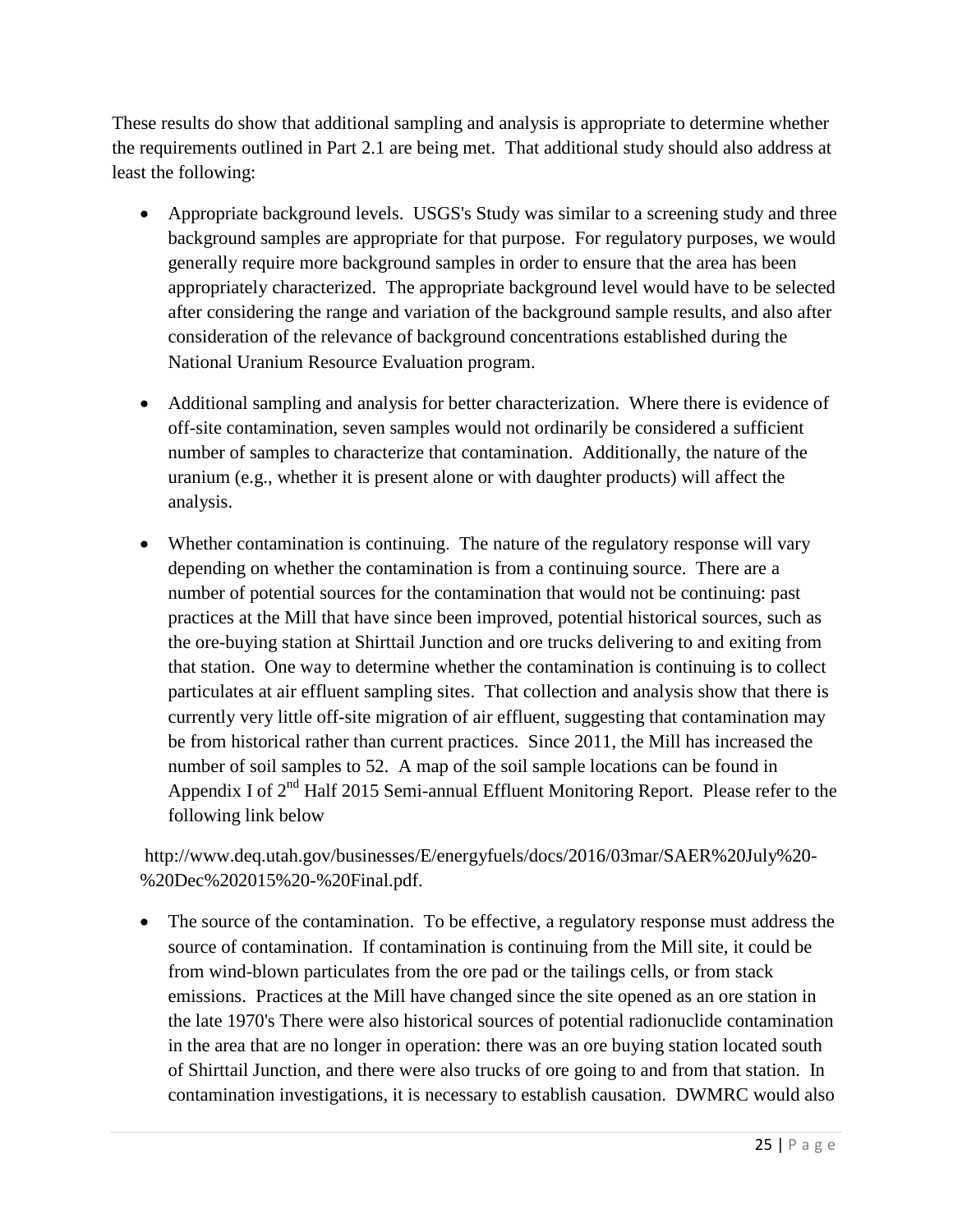These results do show that additional sampling and analysis is appropriate to determine whether the requirements outlined in Part 2.1 are being met. That additional study should also address at least the following:

- Appropriate background levels. USGS's Study was similar to a screening study and three background samples are appropriate for that purpose. For regulatory purposes, we would generally require more background samples in order to ensure that the area has been appropriately characterized. The appropriate background level would have to be selected after considering the range and variation of the background sample results, and also after consideration of the relevance of background concentrations established during the National Uranium Resource Evaluation program.

- Additional sampling and analysis for better characterization. Where there is evidence of off-site contamination, seven samples would not ordinarily be considered a sufficient number of samples to characterize that contamination. Additionally, the nature of the uranium (e.g., whether it is present alone or with daughter products) will affect the analysis.

- Whether contamination is continuing. The nature of the regulatory response will vary depending on whether the contamination is from a continuing source. There are a number of potential sources for the contamination that would not be continuing: past practices at the Mill that have since been improved, potential historical sources, such as the ore-buying station at Shirttail Junction and ore trucks delivering to and exiting from that station. One way to determine whether the contamination is continuing is to collect particulates at air effluent sampling sites. That collection and analysis show that there is currently very little off-site migration of air effluent, suggesting that contamination may be from historical rather than current practices. Since 2011, the Mill has increased the number of soil samples to 52. A map of the soil sample locations can be found in Appendix I of 2nd Half 2015 Semi-annual Effluent Monitoring Report. Please refer to the following link below

  http://www.deq.utah.gov/businesses/E/energyfuels/docs/2016/03mar/SAER%20July%20-%20Dec%202015%20-%20Final.pdf.

- The source of the contamination. To be effective, a regulatory response must address the source of contamination. If contamination is continuing from the Mill site, it could be from wind-blown particulates from the ore pad or the tailings cells, or from stack emissions. Practices at the Mill have changed since the site opened as an ore station in the late 1970's There were also historical sources of potential radionuclide contamination in the area that are no longer in operation: there was an ore buying station located south of Shirttail Junction, and there were also trucks of ore going to and from that station. In contamination investigations, it is necessary to establish causation. DWMRC would also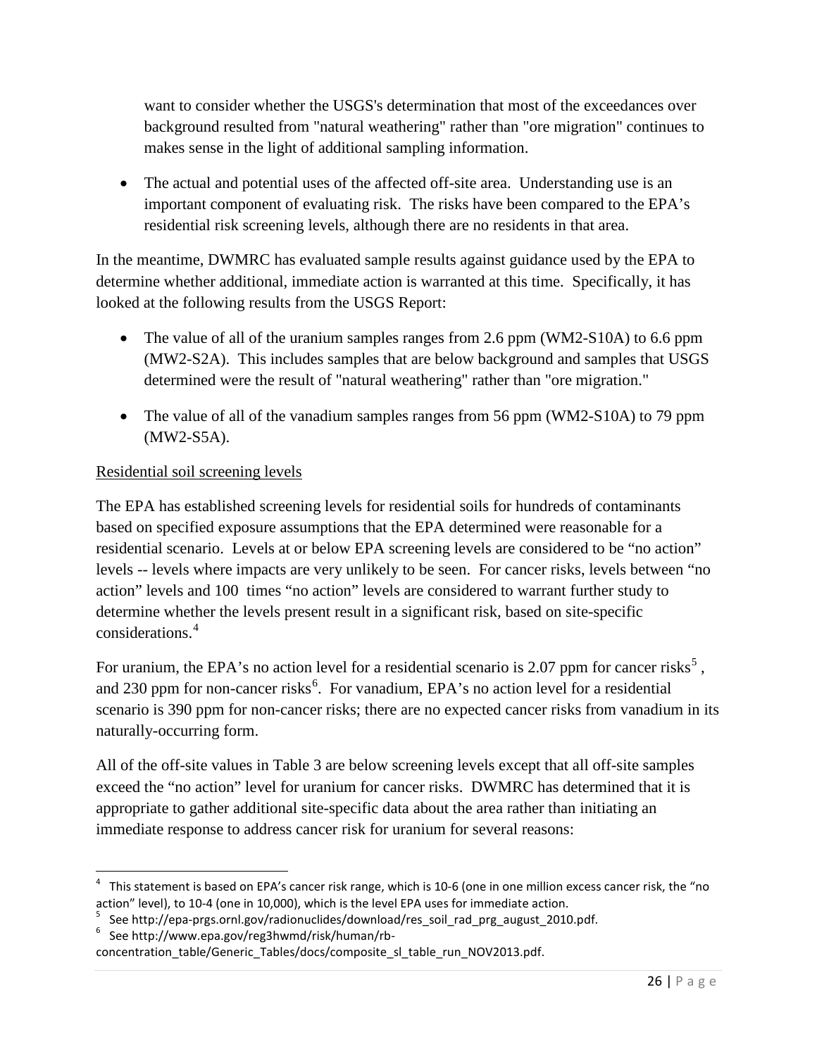want to consider whether the USGS's determination that most of the exceedances over background resulted from "natural weathering" rather than "ore migration" continues to makes sense in the light of additional sampling information.

- The actual and potential uses of the affected off-site area. Understanding use is an important component of evaluating risk. The risks have been compared to the EPA's residential risk screening levels, although there are no residents in that area.

In the meantime, DWMRC has evaluated sample results against guidance used by the EPA to determine whether additional, immediate action is warranted at this time. Specifically, it has looked at the following results from the USGS Report:

- The value of all of the uranium samples ranges from 2.6 ppm (WM2-S10A) to 6.6 ppm (MW2-S2A). This includes samples that are below background and samples that USGS determined were the result of "natural weathering" rather than "ore migration."

- The value of all of the vanadium samples ranges from 56 ppm (WM2-S10A) to 79 ppm (MW2-S5A).

<u>Residential soil screening levels</u>

The EPA has established screening levels for residential soils for hundreds of contaminants based on specified exposure assumptions that the EPA determined were reasonable for a residential scenario. Levels at or below EPA screening levels are considered to be "no action" levels -- levels where impacts are very unlikely to be seen. For cancer risks, levels between "no action" levels and 100 times "no action" levels are considered to warrant further study to determine whether the levels present result in a significant risk, based on site-specific considerations.[4]

For uranium, the EPA's no action level for a residential scenario is 2.07 ppm for cancer risks[5], and 230 ppm for non-cancer risks[6]. For vanadium, EPA's no action level for a residential scenario is 390 ppm for non-cancer risks; there are no expected cancer risks from vanadium in its naturally-occurring form.

All of the off-site values in Table 3 are below screening levels except that all off-site samples exceed the "no action" level for uranium for cancer risks. DWMRC has determined that it is appropriate to gather additional site-specific data about the area rather than initiating an immediate response to address cancer risk for uranium for several reasons:

---

[4] This statement is based on EPA's cancer risk range, which is 10-6 (one in one million excess cancer risk, the "no action" level), to 10-4 (one in 10,000), which is the level EPA uses for immediate action.

[5] See http://epa-prgs.ornl.gov/radionuclides/download/res_soil_rad_prg_august_2010.pdf.

[6] See http://www.epa.gov/reg3hwmd/risk/human/rb-concentration_table/Generic_Tables/docs/composite_sl_table_run_NOV2013.pdf.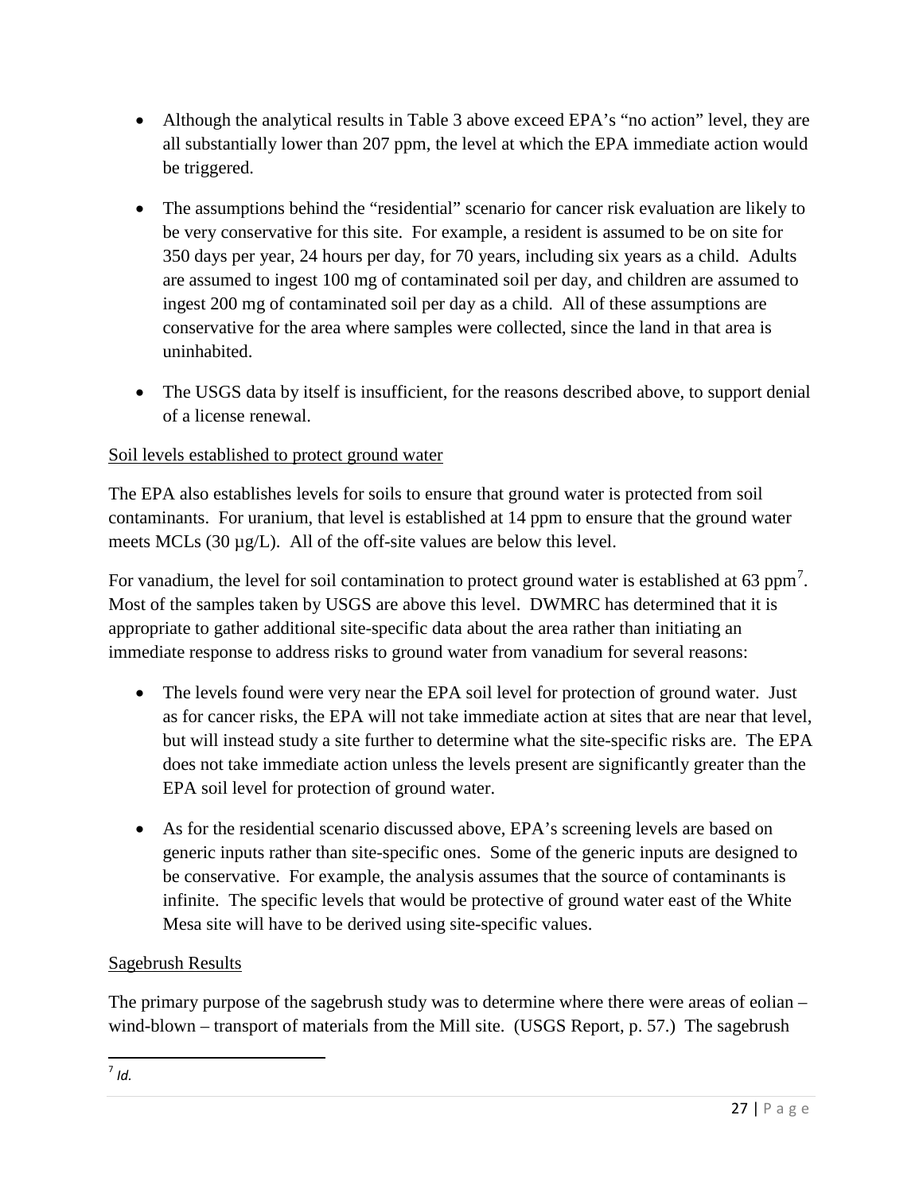- Although the analytical results in Table 3 above exceed EPA's "no action" level, they are all substantially lower than 207 ppm, the level at which the EPA immediate action would be triggered.

- The assumptions behind the "residential" scenario for cancer risk evaluation are likely to be very conservative for this site. For example, a resident is assumed to be on site for 350 days per year, 24 hours per day, for 70 years, including six years as a child. Adults are assumed to ingest 100 mg of contaminated soil per day, and children are assumed to ingest 200 mg of contaminated soil per day as a child. All of these assumptions are conservative for the area where samples were collected, since the land in that area is uninhabited.

- The USGS data by itself is insufficient, for the reasons described above, to support denial of a license renewal.

<u>Soil levels established to protect ground water</u>

The EPA also establishes levels for soils to ensure that ground water is protected from soil contaminants. For uranium, that level is established at 14 ppm to ensure that the ground water meets MCLs (30 µg/L). All of the off-site values are below this level.

For vanadium, the level for soil contamination to protect ground water is established at 63 ppm[7]. Most of the samples taken by USGS are above this level. DWMRC has determined that it is appropriate to gather additional site-specific data about the area rather than initiating an immediate response to address risks to ground water from vanadium for several reasons:

- The levels found were very near the EPA soil level for protection of ground water. Just as for cancer risks, the EPA will not take immediate action at sites that are near that level, but will instead study a site further to determine what the site-specific risks are. The EPA does not take immediate action unless the levels present are significantly greater than the EPA soil level for protection of ground water.

- As for the residential scenario discussed above, EPA's screening levels are based on generic inputs rather than site-specific ones. Some of the generic inputs are designed to be conservative. For example, the analysis assumes that the source of contaminants is infinite. The specific levels that would be protective of ground water east of the White Mesa site will have to be derived using site-specific values.

<u>Sagebrush Results</u>

The primary purpose of the sagebrush study was to determine where there were areas of eolian – wind-blown – transport of materials from the Mill site. (USGS Report, p. 57.) The sagebrush

[7] *Id.*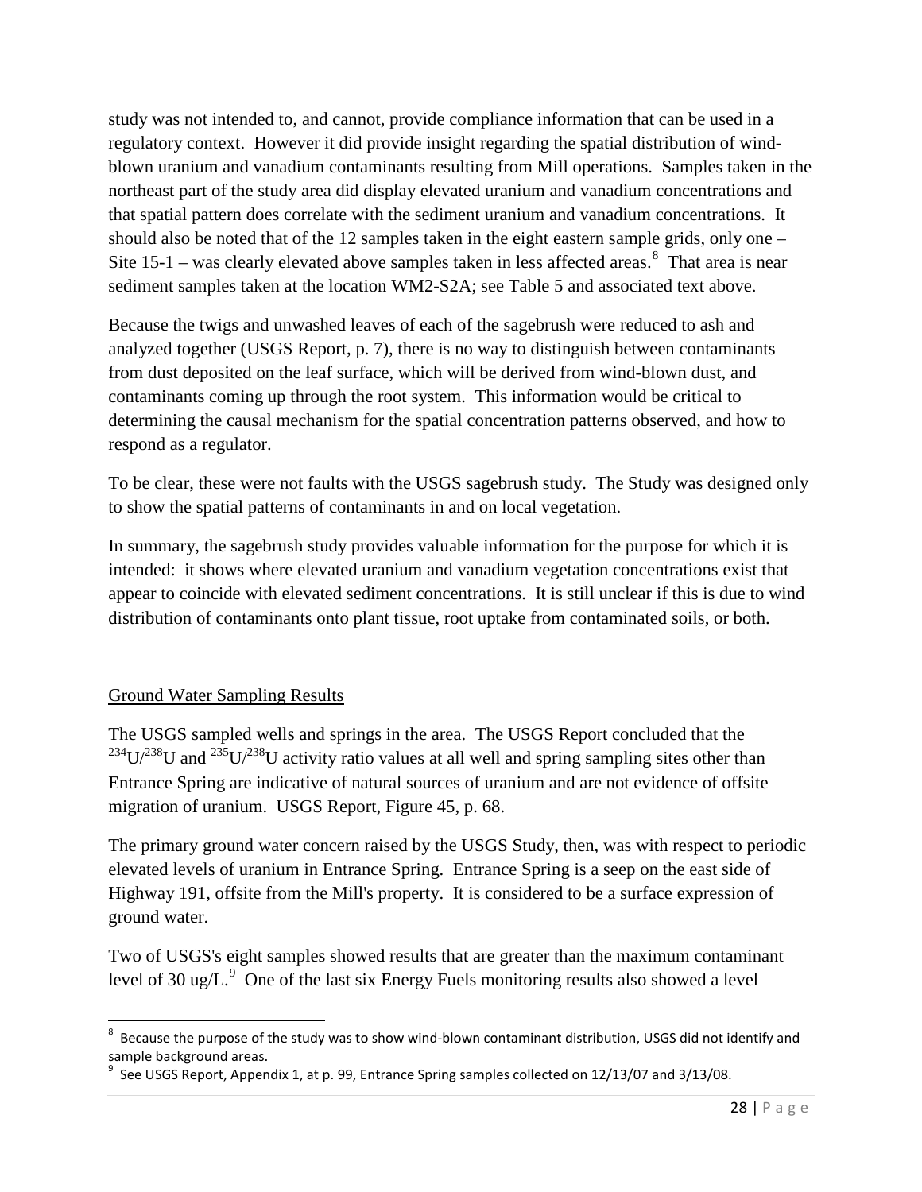study was not intended to, and cannot, provide compliance information that can be used in a regulatory context. However it did provide insight regarding the spatial distribution of wind-blown uranium and vanadium contaminants resulting from Mill operations. Samples taken in the northeast part of the study area did display elevated uranium and vanadium concentrations and that spatial pattern does correlate with the sediment uranium and vanadium concentrations. It should also be noted that of the 12 samples taken in the eight eastern sample grids, only one – Site 15-1 – was clearly elevated above samples taken in less affected areas.[8] That area is near sediment samples taken at the location WM2-S2A; see Table 5 and associated text above.

Because the twigs and unwashed leaves of each of the sagebrush were reduced to ash and analyzed together (USGS Report, p. 7), there is no way to distinguish between contaminants from dust deposited on the leaf surface, which will be derived from wind-blown dust, and contaminants coming up through the root system. This information would be critical to determining the causal mechanism for the spatial concentration patterns observed, and how to respond as a regulator.

To be clear, these were not faults with the USGS sagebrush study. The Study was designed only to show the spatial patterns of contaminants in and on local vegetation.

In summary, the sagebrush study provides valuable information for the purpose for which it is intended: it shows where elevated uranium and vanadium vegetation concentrations exist that appear to coincide with elevated sediment concentrations. It is still unclear if this is due to wind distribution of contaminants onto plant tissue, root uptake from contaminated soils, or both.

## Ground Water Sampling Results

The USGS sampled wells and springs in the area. The USGS Report concluded that the $^{234}U/^{238}U$ and $^{235}U/^{238}U$ activity ratio values at all well and spring sampling sites other than Entrance Spring are indicative of natural sources of uranium and are not evidence of offsite migration of uranium. USGS Report, Figure 45, p. 68.

The primary ground water concern raised by the USGS Study, then, was with respect to periodic elevated levels of uranium in Entrance Spring. Entrance Spring is a seep on the east side of Highway 191, offsite from the Mill's property. It is considered to be a surface expression of ground water.

Two of USGS's eight samples showed results that are greater than the maximum contaminant level of 30 ug/L.[9] One of the last six Energy Fuels monitoring results also showed a level

---

[8] Because the purpose of the study was to show wind-blown contaminant distribution, USGS did not identify and sample background areas.

[9] See USGS Report, Appendix 1, at p. 99, Entrance Spring samples collected on 12/13/07 and 3/13/08.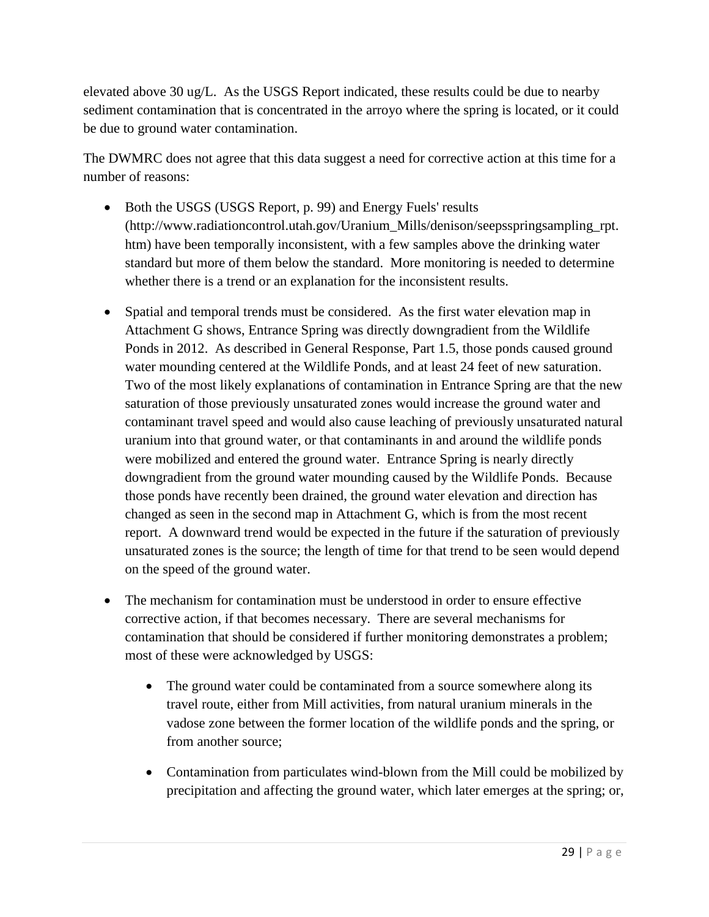elevated above 30 ug/L. As the USGS Report indicated, these results could be due to nearby sediment contamination that is concentrated in the arroyo where the spring is located, or it could be due to ground water contamination.

The DWMRC does not agree that this data suggest a need for corrective action at this time for a number of reasons:

- Both the USGS (USGS Report, p. 99) and Energy Fuels' results (http://www.radiationcontrol.utah.gov/Uranium_Mills/denison/seepsspringsampling_rpt.htm) have been temporally inconsistent, with a few samples above the drinking water standard but more of them below the standard. More monitoring is needed to determine whether there is a trend or an explanation for the inconsistent results.

- Spatial and temporal trends must be considered. As the first water elevation map in Attachment G shows, Entrance Spring was directly downgradient from the Wildlife Ponds in 2012. As described in General Response, Part 1.5, those ponds caused ground water mounding centered at the Wildlife Ponds, and at least 24 feet of new saturation. Two of the most likely explanations of contamination in Entrance Spring are that the new saturation of those previously unsaturated zones would increase the ground water and contaminant travel speed and would also cause leaching of previously unsaturated natural uranium into that ground water, or that contaminants in and around the wildlife ponds were mobilized and entered the ground water. Entrance Spring is nearly directly downgradient from the ground water mounding caused by the Wildlife Ponds. Because those ponds have recently been drained, the ground water elevation and direction has changed as seen in the second map in Attachment G, which is from the most recent report. A downward trend would be expected in the future if the saturation of previously unsaturated zones is the source; the length of time for that trend to be seen would depend on the speed of the ground water.

- The mechanism for contamination must be understood in order to ensure effective corrective action, if that becomes necessary. There are several mechanisms for contamination that should be considered if further monitoring demonstrates a problem; most of these were acknowledged by USGS:

    - The ground water could be contaminated from a source somewhere along its travel route, either from Mill activities, from natural uranium minerals in the vadose zone between the former location of the wildlife ponds and the spring, or from another source;

    - Contamination from particulates wind-blown from the Mill could be mobilized by precipitation and affecting the ground water, which later emerges at the spring; or,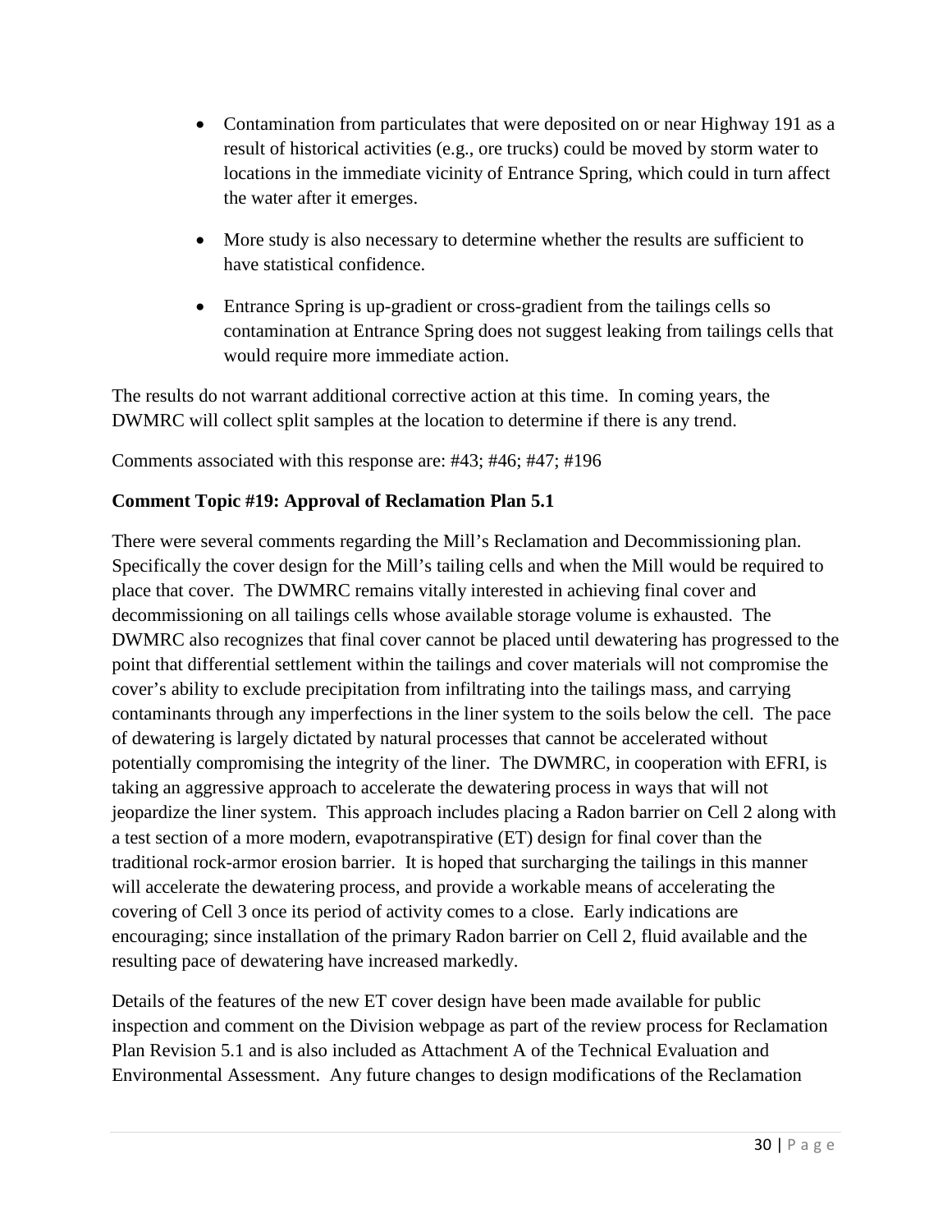- Contamination from particulates that were deposited on or near Highway 191 as a result of historical activities (e.g., ore trucks) could be moved by storm water to locations in the immediate vicinity of Entrance Spring, which could in turn affect the water after it emerges.

- More study is also necessary to determine whether the results are sufficient to have statistical confidence.

- Entrance Spring is up-gradient or cross-gradient from the tailings cells so contamination at Entrance Spring does not suggest leaking from tailings cells that would require more immediate action.

The results do not warrant additional corrective action at this time. In coming years, the DWMRC will collect split samples at the location to determine if there is any trend.

Comments associated with this response are: #43; #46; #47; #196

**Comment Topic #19: Approval of Reclamation Plan 5.1**

There were several comments regarding the Mill's Reclamation and Decommissioning plan. Specifically the cover design for the Mill's tailing cells and when the Mill would be required to place that cover. The DWMRC remains vitally interested in achieving final cover and decommissioning on all tailings cells whose available storage volume is exhausted. The DWMRC also recognizes that final cover cannot be placed until dewatering has progressed to the point that differential settlement within the tailings and cover materials will not compromise the cover's ability to exclude precipitation from infiltrating into the tailings mass, and carrying contaminants through any imperfections in the liner system to the soils below the cell. The pace of dewatering is largely dictated by natural processes that cannot be accelerated without potentially compromising the integrity of the liner. The DWMRC, in cooperation with EFRI, is taking an aggressive approach to accelerate the dewatering process in ways that will not jeopardize the liner system. This approach includes placing a Radon barrier on Cell 2 along with a test section of a more modern, evapotranspirative (ET) design for final cover than the traditional rock-armor erosion barrier. It is hoped that surcharging the tailings in this manner will accelerate the dewatering process, and provide a workable means of accelerating the covering of Cell 3 once its period of activity comes to a close. Early indications are encouraging; since installation of the primary Radon barrier on Cell 2, fluid available and the resulting pace of dewatering have increased markedly.

Details of the features of the new ET cover design have been made available for public inspection and comment on the Division webpage as part of the review process for Reclamation Plan Revision 5.1 and is also included as Attachment A of the Technical Evaluation and Environmental Assessment. Any future changes to design modifications of the Reclamation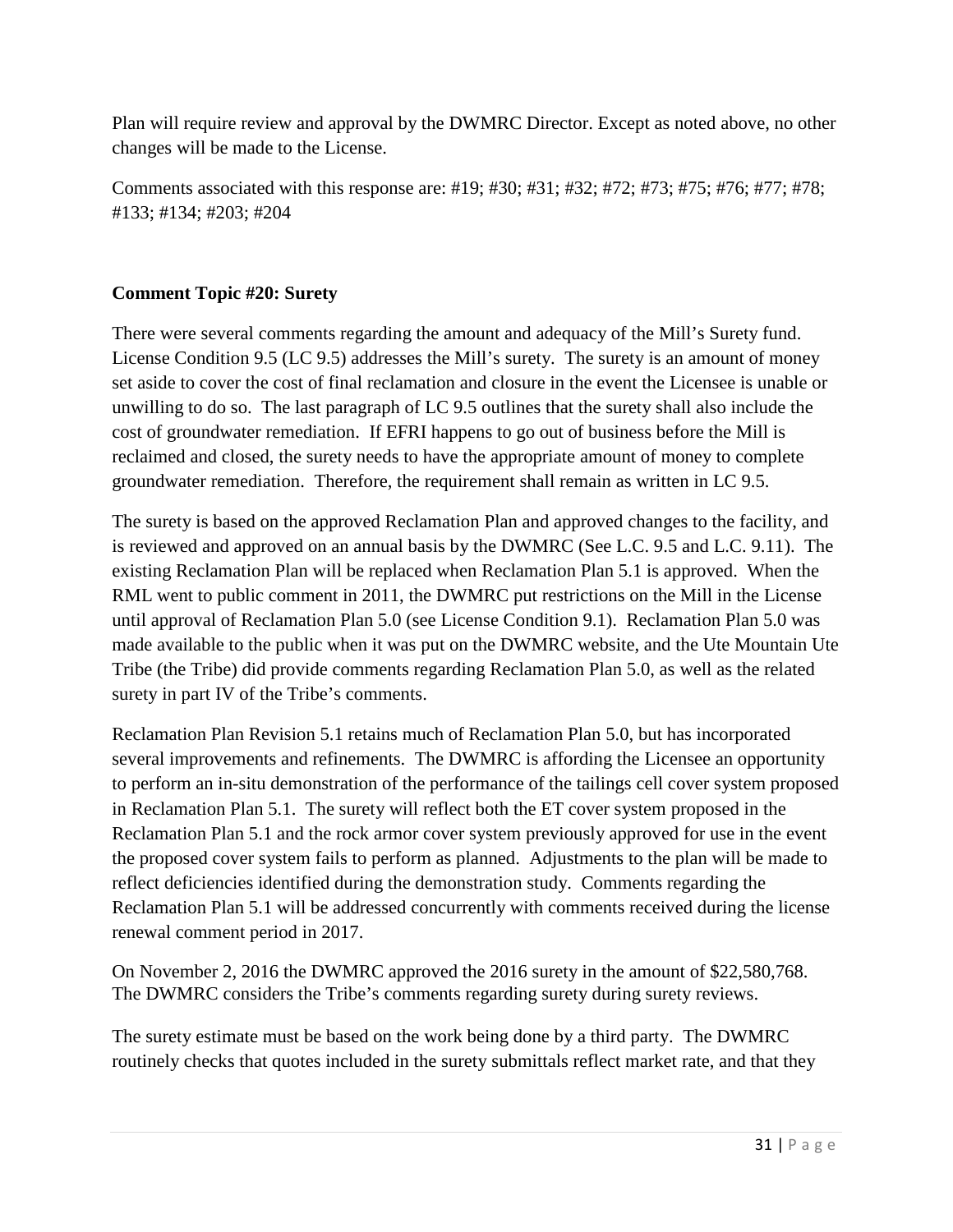Plan will require review and approval by the DWMRC Director. Except as noted above, no other changes will be made to the License.

Comments associated with this response are: #19; #30; #31; #32; #72; #73; #75; #76; #77; #78; #133; #134; #203; #204

**Comment Topic #20: Surety**

There were several comments regarding the amount and adequacy of the Mill's Surety fund. License Condition 9.5 (LC 9.5) addresses the Mill's surety. The surety is an amount of money set aside to cover the cost of final reclamation and closure in the event the Licensee is unable or unwilling to do so. The last paragraph of LC 9.5 outlines that the surety shall also include the cost of groundwater remediation. If EFRI happens to go out of business before the Mill is reclaimed and closed, the surety needs to have the appropriate amount of money to complete groundwater remediation. Therefore, the requirement shall remain as written in LC 9.5.

The surety is based on the approved Reclamation Plan and approved changes to the facility, and is reviewed and approved on an annual basis by the DWMRC (See L.C. 9.5 and L.C. 9.11). The existing Reclamation Plan will be replaced when Reclamation Plan 5.1 is approved. When the RML went to public comment in 2011, the DWMRC put restrictions on the Mill in the License until approval of Reclamation Plan 5.0 (see License Condition 9.1). Reclamation Plan 5.0 was made available to the public when it was put on the DWMRC website, and the Ute Mountain Ute Tribe (the Tribe) did provide comments regarding Reclamation Plan 5.0, as well as the related surety in part IV of the Tribe's comments.

Reclamation Plan Revision 5.1 retains much of Reclamation Plan 5.0, but has incorporated several improvements and refinements. The DWMRC is affording the Licensee an opportunity to perform an in-situ demonstration of the performance of the tailings cell cover system proposed in Reclamation Plan 5.1. The surety will reflect both the ET cover system proposed in the Reclamation Plan 5.1 and the rock armor cover system previously approved for use in the event the proposed cover system fails to perform as planned. Adjustments to the plan will be made to reflect deficiencies identified during the demonstration study. Comments regarding the Reclamation Plan 5.1 will be addressed concurrently with comments received during the license renewal comment period in 2017.

On November 2, 2016 the DWMRC approved the 2016 surety in the amount of $22,580,768. The DWMRC considers the Tribe's comments regarding surety during surety reviews.

The surety estimate must be based on the work being done by a third party. The DWMRC routinely checks that quotes included in the surety submittals reflect market rate, and that they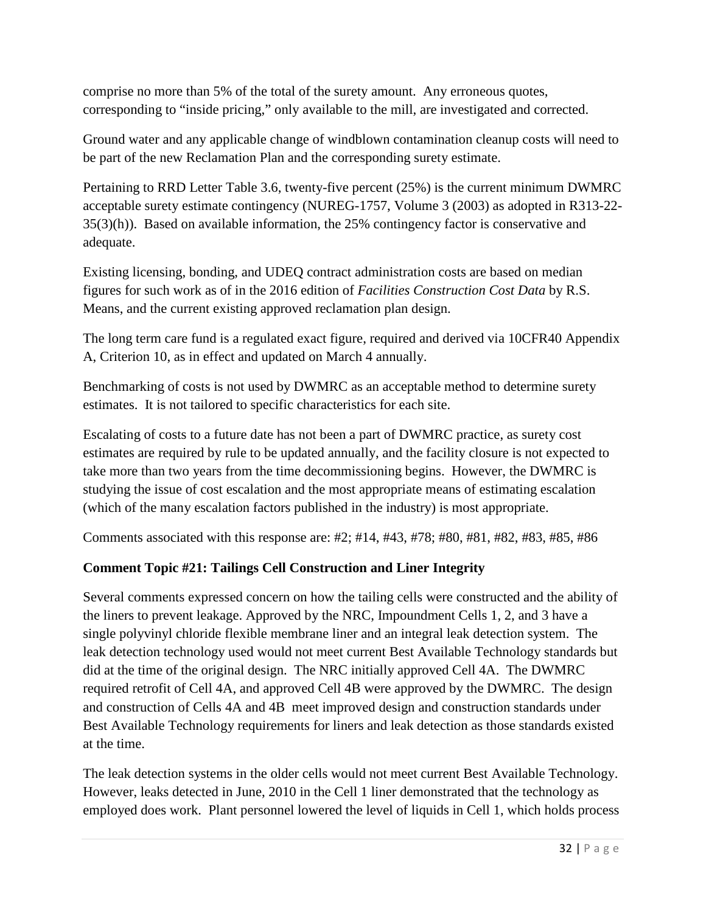comprise no more than 5% of the total of the surety amount. Any erroneous quotes, corresponding to "inside pricing," only available to the mill, are investigated and corrected.

Ground water and any applicable change of windblown contamination cleanup costs will need to be part of the new Reclamation Plan and the corresponding surety estimate.

Pertaining to RRD Letter Table 3.6, twenty-five percent (25%) is the current minimum DWMRC acceptable surety estimate contingency (NUREG-1757, Volume 3 (2003) as adopted in R313-22-35(3)(h)). Based on available information, the 25% contingency factor is conservative and adequate.

Existing licensing, bonding, and UDEQ contract administration costs are based on median figures for such work as of in the 2016 edition of *Facilities Construction Cost Data* by R.S. Means, and the current existing approved reclamation plan design.

The long term care fund is a regulated exact figure, required and derived via 10CFR40 Appendix A, Criterion 10, as in effect and updated on March 4 annually.

Benchmarking of costs is not used by DWMRC as an acceptable method to determine surety estimates. It is not tailored to specific characteristics for each site.

Escalating of costs to a future date has not been a part of DWMRC practice, as surety cost estimates are required by rule to be updated annually, and the facility closure is not expected to take more than two years from the time decommissioning begins. However, the DWMRC is studying the issue of cost escalation and the most appropriate means of estimating escalation (which of the many escalation factors published in the industry) is most appropriate.

Comments associated with this response are: #2; #14, #43, #78; #80, #81, #82, #83, #85, #86

### Comment Topic #21: Tailings Cell Construction and Liner Integrity

Several comments expressed concern on how the tailing cells were constructed and the ability of the liners to prevent leakage. Approved by the NRC, Impoundment Cells 1, 2, and 3 have a single polyvinyl chloride flexible membrane liner and an integral leak detection system. The leak detection technology used would not meet current Best Available Technology standards but did at the time of the original design. The NRC initially approved Cell 4A. The DWMRC required retrofit of Cell 4A, and approved Cell 4B were approved by the DWMRC. The design and construction of Cells 4A and 4B meet improved design and construction standards under Best Available Technology requirements for liners and leak detection as those standards existed at the time.

The leak detection systems in the older cells would not meet current Best Available Technology. However, leaks detected in June, 2010 in the Cell 1 liner demonstrated that the technology as employed does work. Plant personnel lowered the level of liquids in Cell 1, which holds process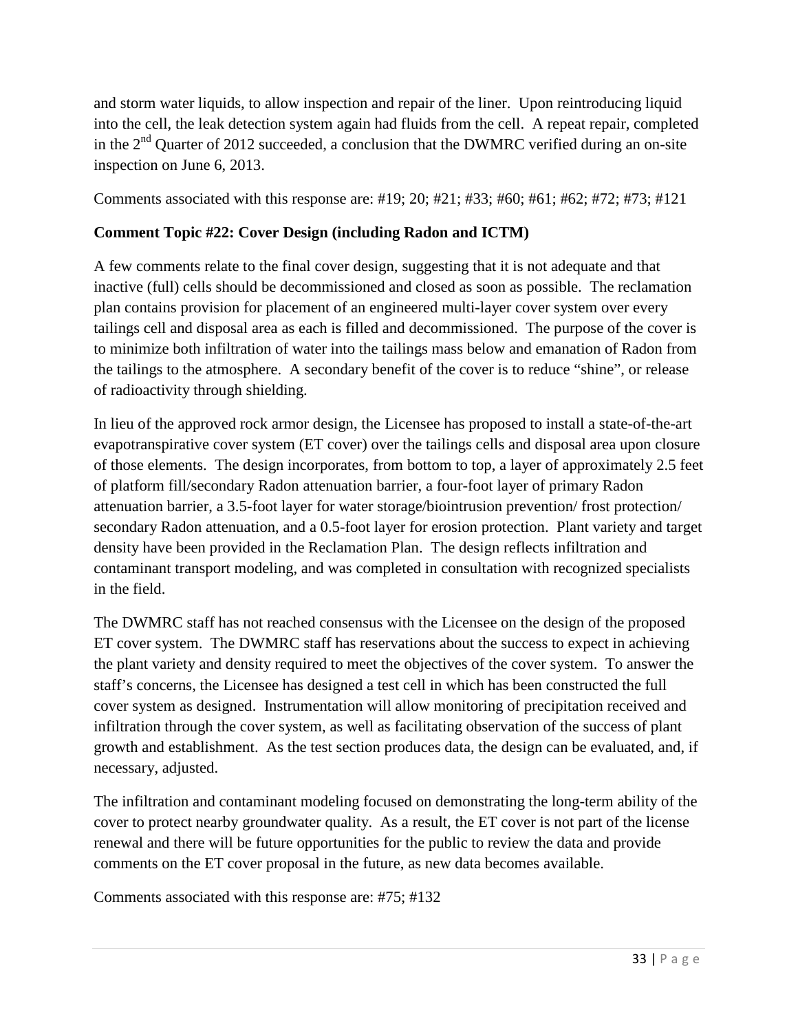and storm water liquids, to allow inspection and repair of the liner. Upon reintroducing liquid into the cell, the leak detection system again had fluids from the cell. A repeat repair, completed in the 2nd Quarter of 2012 succeeded, a conclusion that the DWMRC verified during an on-site inspection on June 6, 2013.

Comments associated with this response are: #19; 20; #21; #33; #60; #61; #62; #72; #73; #121

**Comment Topic #22: Cover Design (including Radon and ICTM)**

A few comments relate to the final cover design, suggesting that it is not adequate and that inactive (full) cells should be decommissioned and closed as soon as possible. The reclamation plan contains provision for placement of an engineered multi-layer cover system over every tailings cell and disposal area as each is filled and decommissioned. The purpose of the cover is to minimize both infiltration of water into the tailings mass below and emanation of Radon from the tailings to the atmosphere. A secondary benefit of the cover is to reduce "shine", or release of radioactivity through shielding.

In lieu of the approved rock armor design, the Licensee has proposed to install a state-of-the-art evapotranspirative cover system (ET cover) over the tailings cells and disposal area upon closure of those elements. The design incorporates, from bottom to top, a layer of approximately 2.5 feet of platform fill/secondary Radon attenuation barrier, a four-foot layer of primary Radon attenuation barrier, a 3.5-foot layer for water storage/biointrusion prevention/ frost protection/ secondary Radon attenuation, and a 0.5-foot layer for erosion protection. Plant variety and target density have been provided in the Reclamation Plan. The design reflects infiltration and contaminant transport modeling, and was completed in consultation with recognized specialists in the field.

The DWMRC staff has not reached consensus with the Licensee on the design of the proposed ET cover system. The DWMRC staff has reservations about the success to expect in achieving the plant variety and density required to meet the objectives of the cover system. To answer the staff's concerns, the Licensee has designed a test cell in which has been constructed the full cover system as designed. Instrumentation will allow monitoring of precipitation received and infiltration through the cover system, as well as facilitating observation of the success of plant growth and establishment. As the test section produces data, the design can be evaluated, and, if necessary, adjusted.

The infiltration and contaminant modeling focused on demonstrating the long-term ability of the cover to protect nearby groundwater quality. As a result, the ET cover is not part of the license renewal and there will be future opportunities for the public to review the data and provide comments on the ET cover proposal in the future, as new data becomes available.

Comments associated with this response are: #75; #132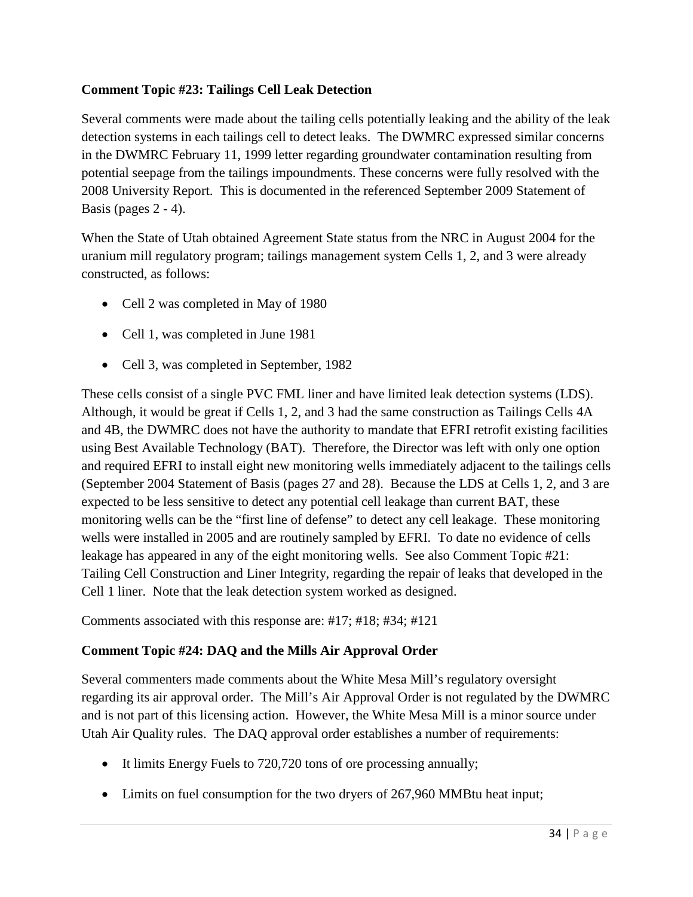**Comment Topic #23: Tailings Cell Leak Detection**

Several comments were made about the tailing cells potentially leaking and the ability of the leak detection systems in each tailings cell to detect leaks. The DWMRC expressed similar concerns in the DWMRC February 11, 1999 letter regarding groundwater contamination resulting from potential seepage from the tailings impoundments. These concerns were fully resolved with the 2008 University Report. This is documented in the referenced September 2009 Statement of Basis (pages 2 - 4).

When the State of Utah obtained Agreement State status from the NRC in August 2004 for the uranium mill regulatory program; tailings management system Cells 1, 2, and 3 were already constructed, as follows:

- Cell 2 was completed in May of 1980
- Cell 1, was completed in June 1981
- Cell 3, was completed in September, 1982

These cells consist of a single PVC FML liner and have limited leak detection systems (LDS). Although, it would be great if Cells 1, 2, and 3 had the same construction as Tailings Cells 4A and 4B, the DWMRC does not have the authority to mandate that EFRI retrofit existing facilities using Best Available Technology (BAT). Therefore, the Director was left with only one option and required EFRI to install eight new monitoring wells immediately adjacent to the tailings cells (September 2004 Statement of Basis (pages 27 and 28). Because the LDS at Cells 1, 2, and 3 are expected to be less sensitive to detect any potential cell leakage than current BAT, these monitoring wells can be the "first line of defense" to detect any cell leakage. These monitoring wells were installed in 2005 and are routinely sampled by EFRI. To date no evidence of cells leakage has appeared in any of the eight monitoring wells. See also Comment Topic #21: Tailing Cell Construction and Liner Integrity, regarding the repair of leaks that developed in the Cell 1 liner. Note that the leak detection system worked as designed.

Comments associated with this response are: #17; #18; #34; #121

**Comment Topic #24: DAQ and the Mills Air Approval Order**

Several commenters made comments about the White Mesa Mill's regulatory oversight regarding its air approval order. The Mill's Air Approval Order is not regulated by the DWMRC and is not part of this licensing action. However, the White Mesa Mill is a minor source under Utah Air Quality rules. The DAQ approval order establishes a number of requirements:

- It limits Energy Fuels to 720,720 tons of ore processing annually;
- Limits on fuel consumption for the two dryers of 267,960 MMBtu heat input;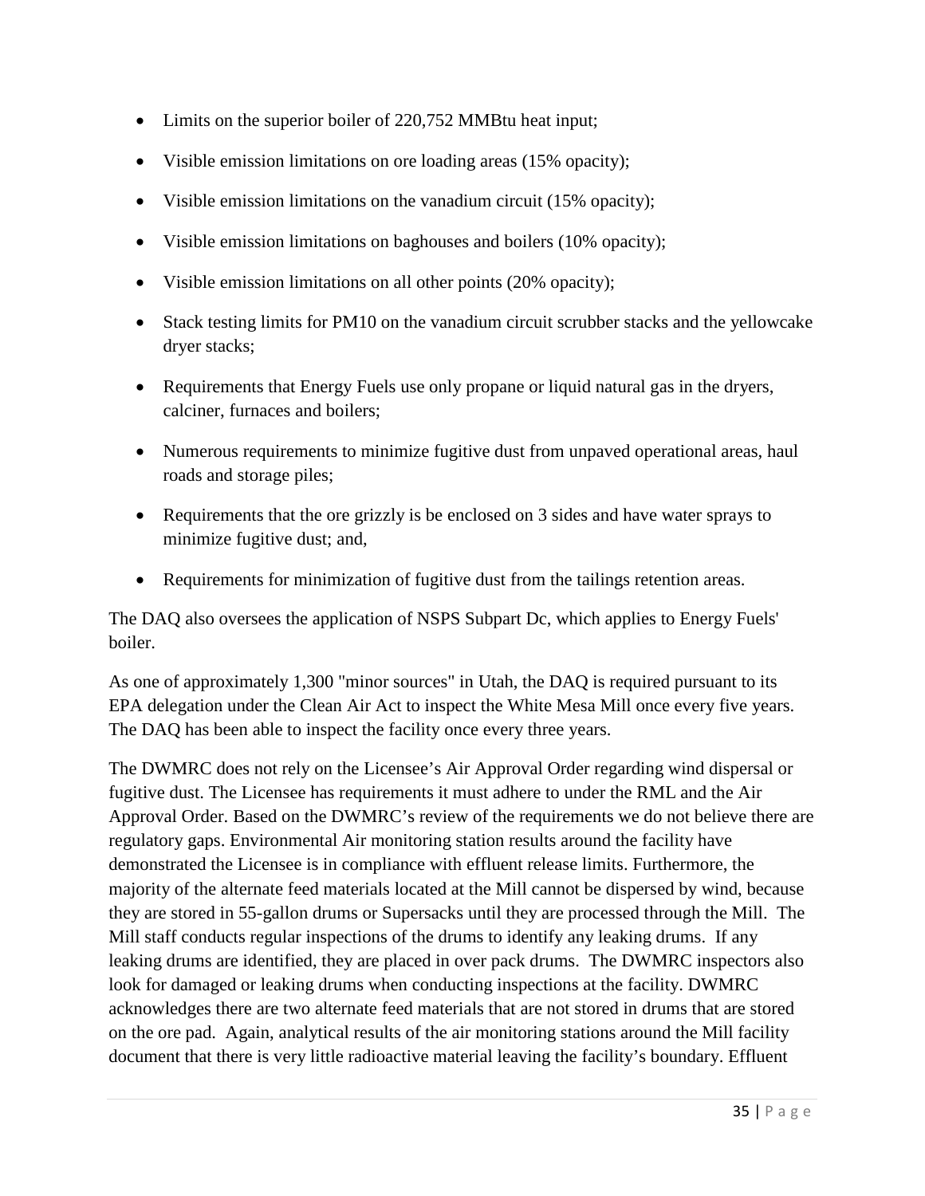- Limits on the superior boiler of 220,752 MMBtu heat input;
- Visible emission limitations on ore loading areas (15% opacity);
- Visible emission limitations on the vanadium circuit (15% opacity);
- Visible emission limitations on baghouses and boilers (10% opacity);
- Visible emission limitations on all other points (20% opacity);
- Stack testing limits for PM10 on the vanadium circuit scrubber stacks and the yellowcake dryer stacks;
- Requirements that Energy Fuels use only propane or liquid natural gas in the dryers, calciner, furnaces and boilers;
- Numerous requirements to minimize fugitive dust from unpaved operational areas, haul roads and storage piles;
- Requirements that the ore grizzly is be enclosed on 3 sides and have water sprays to minimize fugitive dust; and,
- Requirements for minimization of fugitive dust from the tailings retention areas.

The DAQ also oversees the application of NSPS Subpart Dc, which applies to Energy Fuels' boiler.

As one of approximately 1,300 "minor sources" in Utah, the DAQ is required pursuant to its EPA delegation under the Clean Air Act to inspect the White Mesa Mill once every five years. The DAQ has been able to inspect the facility once every three years.

The DWMRC does not rely on the Licensee's Air Approval Order regarding wind dispersal or fugitive dust. The Licensee has requirements it must adhere to under the RML and the Air Approval Order. Based on the DWMRC's review of the requirements we do not believe there are regulatory gaps. Environmental Air monitoring station results around the facility have demonstrated the Licensee is in compliance with effluent release limits. Furthermore, the majority of the alternate feed materials located at the Mill cannot be dispersed by wind, because they are stored in 55-gallon drums or Supersacks until they are processed through the Mill. The Mill staff conducts regular inspections of the drums to identify any leaking drums. If any leaking drums are identified, they are placed in over pack drums. The DWMRC inspectors also look for damaged or leaking drums when conducting inspections at the facility. DWMRC acknowledges there are two alternate feed materials that are not stored in drums that are stored on the ore pad. Again, analytical results of the air monitoring stations around the Mill facility document that there is very little radioactive material leaving the facility's boundary. Effluent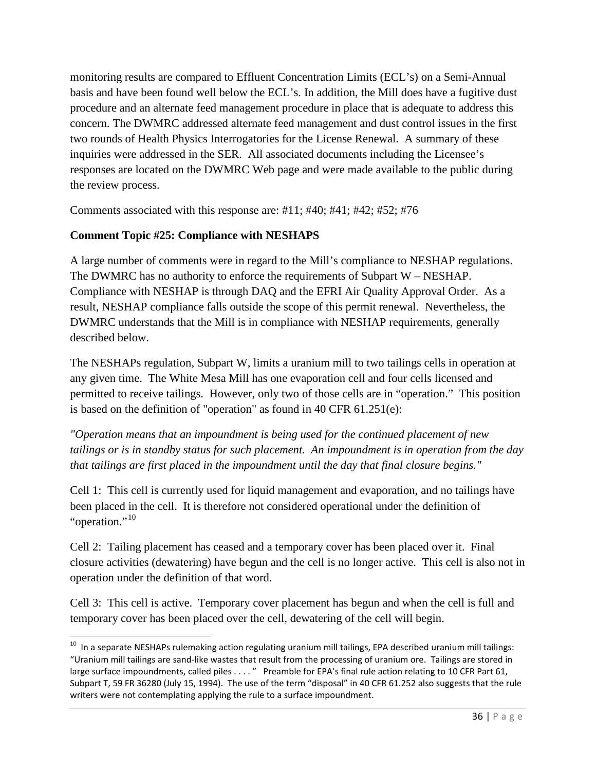monitoring results are compared to Effluent Concentration Limits (ECL's) on a Semi-Annual basis and have been found well below the ECL's. In addition, the Mill does have a fugitive dust procedure and an alternate feed management procedure in place that is adequate to address this concern. The DWMRC addressed alternate feed management and dust control issues in the first two rounds of Health Physics Interrogatories for the License Renewal. A summary of these inquiries were addressed in the SER. All associated documents including the Licensee's responses are located on the DWMRC Web page and were made available to the public during the review process.

Comments associated with this response are: #11; #40; #41; #42; #52; #76

**Comment Topic #25: Compliance with NESHAPS**

A large number of comments were in regard to the Mill's compliance to NESHAP regulations. The DWMRC has no authority to enforce the requirements of Subpart W – NESHAP. Compliance with NESHAP is through DAQ and the EFRI Air Quality Approval Order. As a result, NESHAP compliance falls outside the scope of this permit renewal. Nevertheless, the DWMRC understands that the Mill is in compliance with NESHAP requirements, generally described below.

The NESHAPs regulation, Subpart W, limits a uranium mill to two tailings cells in operation at any given time. The White Mesa Mill has one evaporation cell and four cells licensed and permitted to receive tailings. However, only two of those cells are in "operation." This position is based on the definition of "operation" as found in 40 CFR 61.251(e):

*"Operation means that an impoundment is being used for the continued placement of new tailings or is in standby status for such placement. An impoundment is in operation from the day that tailings are first placed in the impoundment until the day that final closure begins."*

Cell 1: This cell is currently used for liquid management and evaporation, and no tailings have been placed in the cell. It is therefore not considered operational under the definition of "operation."[10]

Cell 2: Tailing placement has ceased and a temporary cover has been placed over it. Final closure activities (dewatering) have begun and the cell is no longer active. This cell is also not in operation under the definition of that word.

Cell 3: This cell is active. Temporary cover placement has begun and when the cell is full and temporary cover has been placed over the cell, dewatering of the cell will begin.

[10] In a separate NESHAPs rulemaking action regulating uranium mill tailings, EPA described uranium mill tailings: "Uranium mill tailings are sand-like wastes that result from the processing of uranium ore. Tailings are stored in large surface impoundments, called piles . . . . " Preamble for EPA's final rule action relating to 10 CFR Part 61, Subpart T, 59 FR 36280 (July 15, 1994). The use of the term "disposal" in 40 CFR 61.252 also suggests that the rule writers were not contemplating applying the rule to a surface impoundment.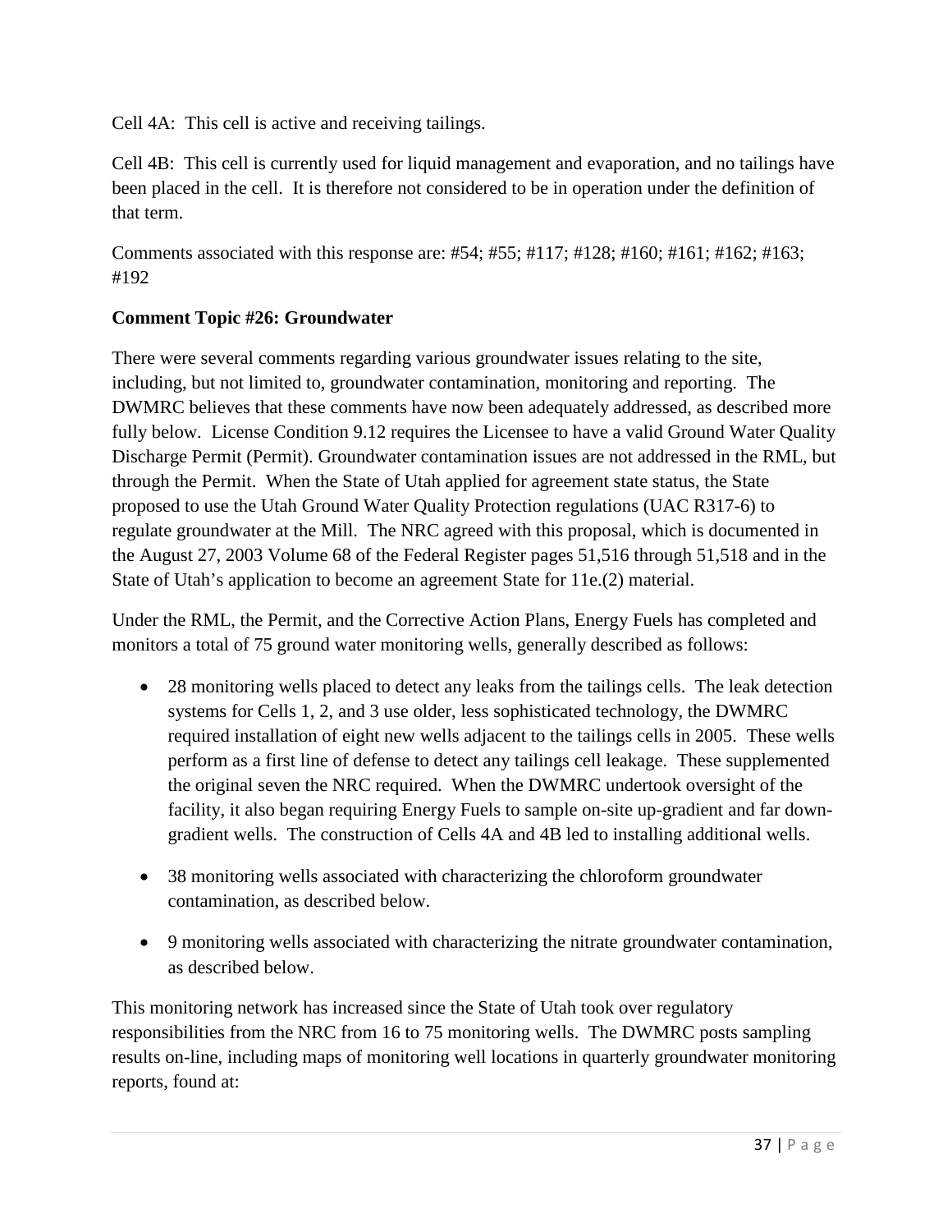Cell 4A: This cell is active and receiving tailings.

Cell 4B: This cell is currently used for liquid management and evaporation, and no tailings have been placed in the cell. It is therefore not considered to be in operation under the definition of that term.

Comments associated with this response are: #54; #55; #117; #128; #160; #161; #162; #163; #192

**Comment Topic #26: Groundwater**

There were several comments regarding various groundwater issues relating to the site, including, but not limited to, groundwater contamination, monitoring and reporting. The DWMRC believes that these comments have now been adequately addressed, as described more fully below. License Condition 9.12 requires the Licensee to have a valid Ground Water Quality Discharge Permit (Permit). Groundwater contamination issues are not addressed in the RML, but through the Permit. When the State of Utah applied for agreement state status, the State proposed to use the Utah Ground Water Quality Protection regulations (UAC R317-6) to regulate groundwater at the Mill. The NRC agreed with this proposal, which is documented in the August 27, 2003 Volume 68 of the Federal Register pages 51,516 through 51,518 and in the State of Utah's application to become an agreement State for 11e.(2) material.

Under the RML, the Permit, and the Corrective Action Plans, Energy Fuels has completed and monitors a total of 75 ground water monitoring wells, generally described as follows:

- 28 monitoring wells placed to detect any leaks from the tailings cells. The leak detection systems for Cells 1, 2, and 3 use older, less sophisticated technology, the DWMRC required installation of eight new wells adjacent to the tailings cells in 2005. These wells perform as a first line of defense to detect any tailings cell leakage. These supplemented the original seven the NRC required. When the DWMRC undertook oversight of the facility, it also began requiring Energy Fuels to sample on-site up-gradient and far down-gradient wells. The construction of Cells 4A and 4B led to installing additional wells.
- 38 monitoring wells associated with characterizing the chloroform groundwater contamination, as described below.
- 9 monitoring wells associated with characterizing the nitrate groundwater contamination, as described below.

This monitoring network has increased since the State of Utah took over regulatory responsibilities from the NRC from 16 to 75 monitoring wells. The DWMRC posts sampling results on-line, including maps of monitoring well locations in quarterly groundwater monitoring reports, found at: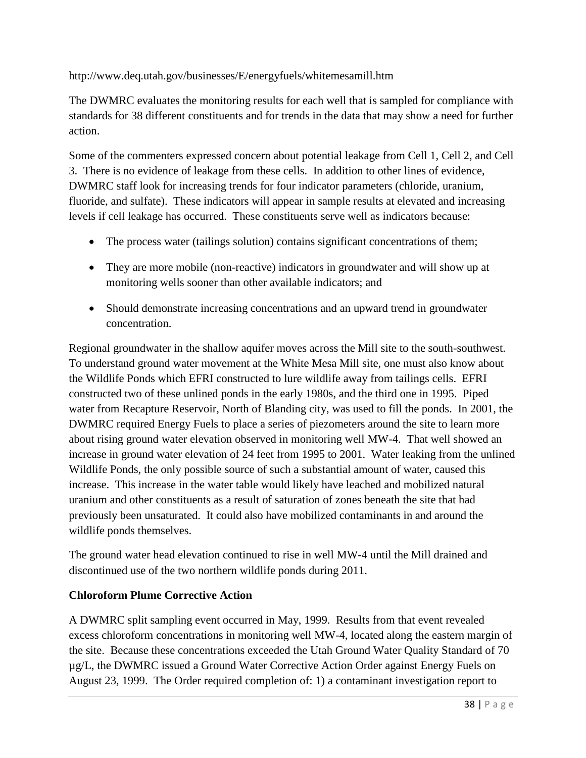http://www.deq.utah.gov/businesses/E/energyfuels/whitemesamill.htm

The DWMRC evaluates the monitoring results for each well that is sampled for compliance with standards for 38 different constituents and for trends in the data that may show a need for further action.

Some of the commenters expressed concern about potential leakage from Cell 1, Cell 2, and Cell 3. There is no evidence of leakage from these cells. In addition to other lines of evidence, DWMRC staff look for increasing trends for four indicator parameters (chloride, uranium, fluoride, and sulfate). These indicators will appear in sample results at elevated and increasing levels if cell leakage has occurred. These constituents serve well as indicators because:

- The process water (tailings solution) contains significant concentrations of them;
- They are more mobile (non-reactive) indicators in groundwater and will show up at monitoring wells sooner than other available indicators; and
- Should demonstrate increasing concentrations and an upward trend in groundwater concentration.

Regional groundwater in the shallow aquifer moves across the Mill site to the south-southwest. To understand ground water movement at the White Mesa Mill site, one must also know about the Wildlife Ponds which EFRI constructed to lure wildlife away from tailings cells. EFRI constructed two of these unlined ponds in the early 1980s, and the third one in 1995. Piped water from Recapture Reservoir, North of Blanding city, was used to fill the ponds. In 2001, the DWMRC required Energy Fuels to place a series of piezometers around the site to learn more about rising ground water elevation observed in monitoring well MW-4. That well showed an increase in ground water elevation of 24 feet from 1995 to 2001. Water leaking from the unlined Wildlife Ponds, the only possible source of such a substantial amount of water, caused this increase. This increase in the water table would likely have leached and mobilized natural uranium and other constituents as a result of saturation of zones beneath the site that had previously been unsaturated. It could also have mobilized contaminants in and around the wildlife ponds themselves.

The ground water head elevation continued to rise in well MW-4 until the Mill drained and discontinued use of the two northern wildlife ponds during 2011.

**Chloroform Plume Corrective Action**

A DWMRC split sampling event occurred in May, 1999. Results from that event revealed excess chloroform concentrations in monitoring well MW-4, located along the eastern margin of the site. Because these concentrations exceeded the Utah Ground Water Quality Standard of 70 µg/L, the DWMRC issued a Ground Water Corrective Action Order against Energy Fuels on August 23, 1999. The Order required completion of: 1) a contaminant investigation report to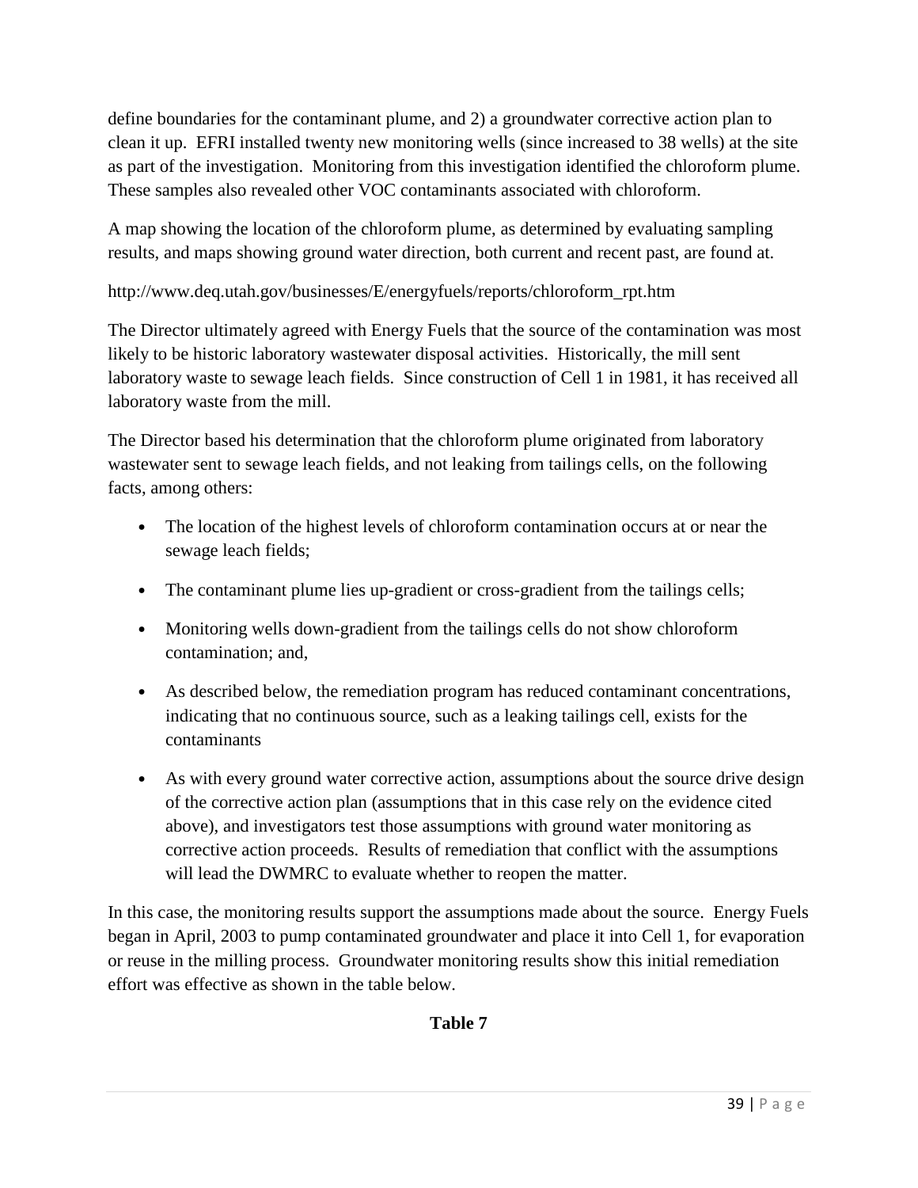define boundaries for the contaminant plume, and 2) a groundwater corrective action plan to clean it up. EFRI installed twenty new monitoring wells (since increased to 38 wells) at the site as part of the investigation. Monitoring from this investigation identified the chloroform plume. These samples also revealed other VOC contaminants associated with chloroform.

A map showing the location of the chloroform plume, as determined by evaluating sampling results, and maps showing ground water direction, both current and recent past, are found at.

http://www.deq.utah.gov/businesses/E/energyfuels/reports/chloroform_rpt.htm

The Director ultimately agreed with Energy Fuels that the source of the contamination was most likely to be historic laboratory wastewater disposal activities. Historically, the mill sent laboratory waste to sewage leach fields. Since construction of Cell 1 in 1981, it has received all laboratory waste from the mill.

The Director based his determination that the chloroform plume originated from laboratory wastewater sent to sewage leach fields, and not leaking from tailings cells, on the following facts, among others:

- The location of the highest levels of chloroform contamination occurs at or near the sewage leach fields;
- The contaminant plume lies up-gradient or cross-gradient from the tailings cells;
- Monitoring wells down-gradient from the tailings cells do not show chloroform contamination; and,
- As described below, the remediation program has reduced contaminant concentrations, indicating that no continuous source, such as a leaking tailings cell, exists for the contaminants
- As with every ground water corrective action, assumptions about the source drive design of the corrective action plan (assumptions that in this case rely on the evidence cited above), and investigators test those assumptions with ground water monitoring as corrective action proceeds. Results of remediation that conflict with the assumptions will lead the DWMRC to evaluate whether to reopen the matter.

In this case, the monitoring results support the assumptions made about the source. Energy Fuels began in April, 2003 to pump contaminated groundwater and place it into Cell 1, for evaporation or reuse in the milling process. Groundwater monitoring results show this initial remediation effort was effective as shown in the table below.

**Table 7**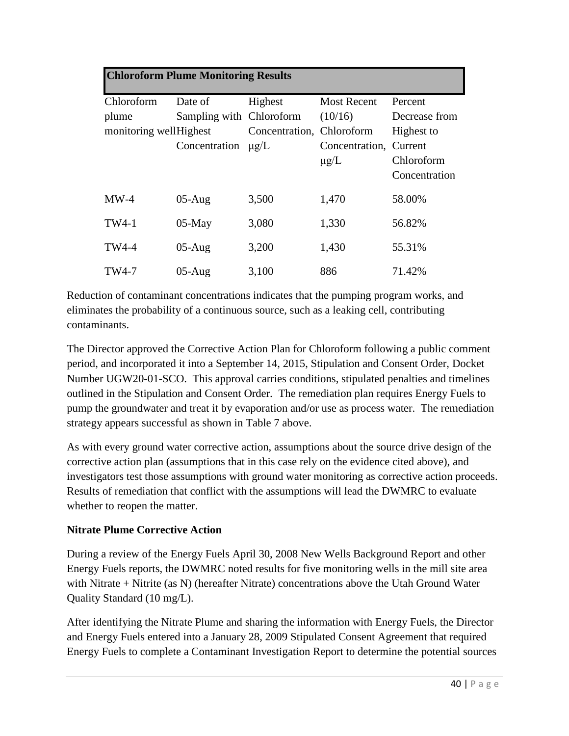| Chloroform Plume Monitoring Results | | | | |
|---|---|---|---|---|
| Chloroform plume monitoring well | Date of Sampling with Highest Concentration | Highest Chloroform Concentration, μg/L | Most Recent (10/16) Chloroform Concentration, μg/L | Percent Decrease from Highest to Current Chloroform Concentration |
| MW-4 | 05-Aug | 3,500 | 1,470 | 58.00% |
| TW4-1 | 05-May | 3,080 | 1,330 | 56.82% |
| TW4-4 | 05-Aug | 3,200 | 1,430 | 55.31% |
| TW4-7 | 05-Aug | 3,100 | 886 | 71.42% |

Reduction of contaminant concentrations indicates that the pumping program works, and eliminates the probability of a continuous source, such as a leaking cell, contributing contaminants.

The Director approved the Corrective Action Plan for Chloroform following a public comment period, and incorporated it into a September 14, 2015, Stipulation and Consent Order, Docket Number UGW20-01-SCO. This approval carries conditions, stipulated penalties and timelines outlined in the Stipulation and Consent Order. The remediation plan requires Energy Fuels to pump the groundwater and treat it by evaporation and/or use as process water. The remediation strategy appears successful as shown in Table 7 above.

As with every ground water corrective action, assumptions about the source drive design of the corrective action plan (assumptions that in this case rely on the evidence cited above), and investigators test those assumptions with ground water monitoring as corrective action proceeds. Results of remediation that conflict with the assumptions will lead the DWMRC to evaluate whether to reopen the matter.

**Nitrate Plume Corrective Action**

During a review of the Energy Fuels April 30, 2008 New Wells Background Report and other Energy Fuels reports, the DWMRC noted results for five monitoring wells in the mill site area with Nitrate + Nitrite (as N) (hereafter Nitrate) concentrations above the Utah Ground Water Quality Standard (10 mg/L).

After identifying the Nitrate Plume and sharing the information with Energy Fuels, the Director and Energy Fuels entered into a January 28, 2009 Stipulated Consent Agreement that required Energy Fuels to complete a Contaminant Investigation Report to determine the potential sources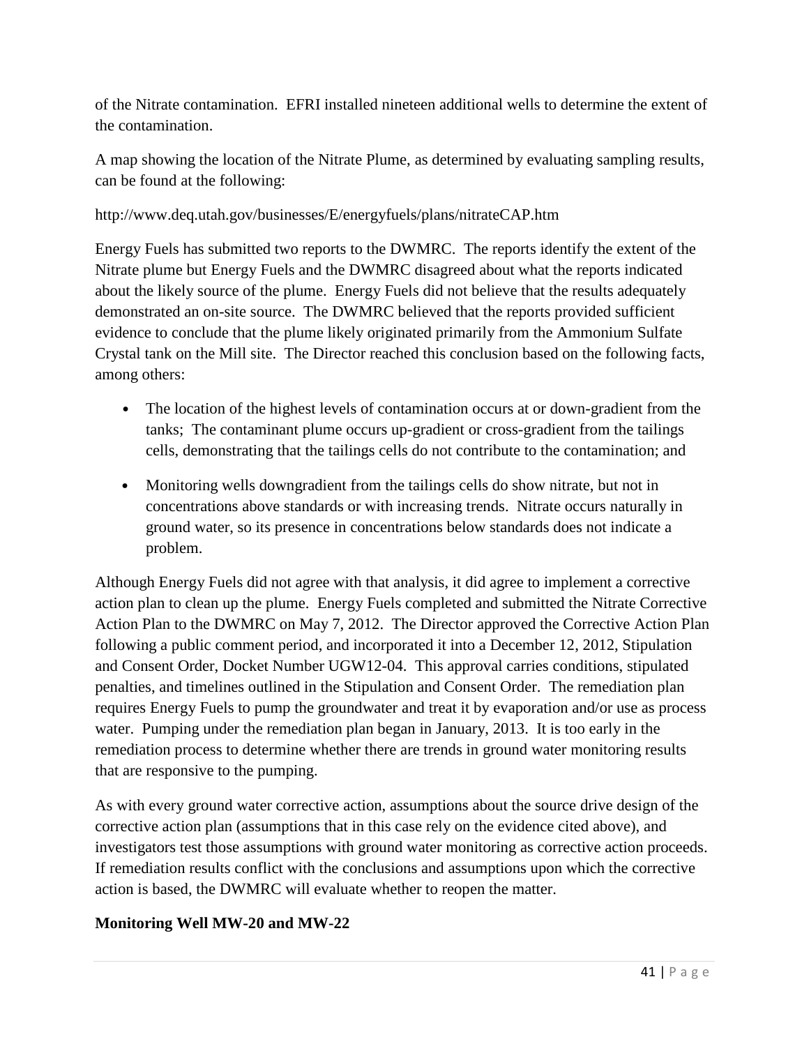of the Nitrate contamination. EFRI installed nineteen additional wells to determine the extent of the contamination.

A map showing the location of the Nitrate Plume, as determined by evaluating sampling results, can be found at the following:

http://www.deq.utah.gov/businesses/E/energyfuels/plans/nitrateCAP.htm

Energy Fuels has submitted two reports to the DWMRC. The reports identify the extent of the Nitrate plume but Energy Fuels and the DWMRC disagreed about what the reports indicated about the likely source of the plume. Energy Fuels did not believe that the results adequately demonstrated an on-site source. The DWMRC believed that the reports provided sufficient evidence to conclude that the plume likely originated primarily from the Ammonium Sulfate Crystal tank on the Mill site. The Director reached this conclusion based on the following facts, among others:

- The location of the highest levels of contamination occurs at or down-gradient from the tanks; The contaminant plume occurs up-gradient or cross-gradient from the tailings cells, demonstrating that the tailings cells do not contribute to the contamination; and
- Monitoring wells downgradient from the tailings cells do show nitrate, but not in concentrations above standards or with increasing trends. Nitrate occurs naturally in ground water, so its presence in concentrations below standards does not indicate a problem.

Although Energy Fuels did not agree with that analysis, it did agree to implement a corrective action plan to clean up the plume. Energy Fuels completed and submitted the Nitrate Corrective Action Plan to the DWMRC on May 7, 2012. The Director approved the Corrective Action Plan following a public comment period, and incorporated it into a December 12, 2012, Stipulation and Consent Order, Docket Number UGW12-04. This approval carries conditions, stipulated penalties, and timelines outlined in the Stipulation and Consent Order. The remediation plan requires Energy Fuels to pump the groundwater and treat it by evaporation and/or use as process water. Pumping under the remediation plan began in January, 2013. It is too early in the remediation process to determine whether there are trends in ground water monitoring results that are responsive to the pumping.

As with every ground water corrective action, assumptions about the source drive design of the corrective action plan (assumptions that in this case rely on the evidence cited above), and investigators test those assumptions with ground water monitoring as corrective action proceeds. If remediation results conflict with the conclusions and assumptions upon which the corrective action is based, the DWMRC will evaluate whether to reopen the matter.

**Monitoring Well MW-20 and MW-22**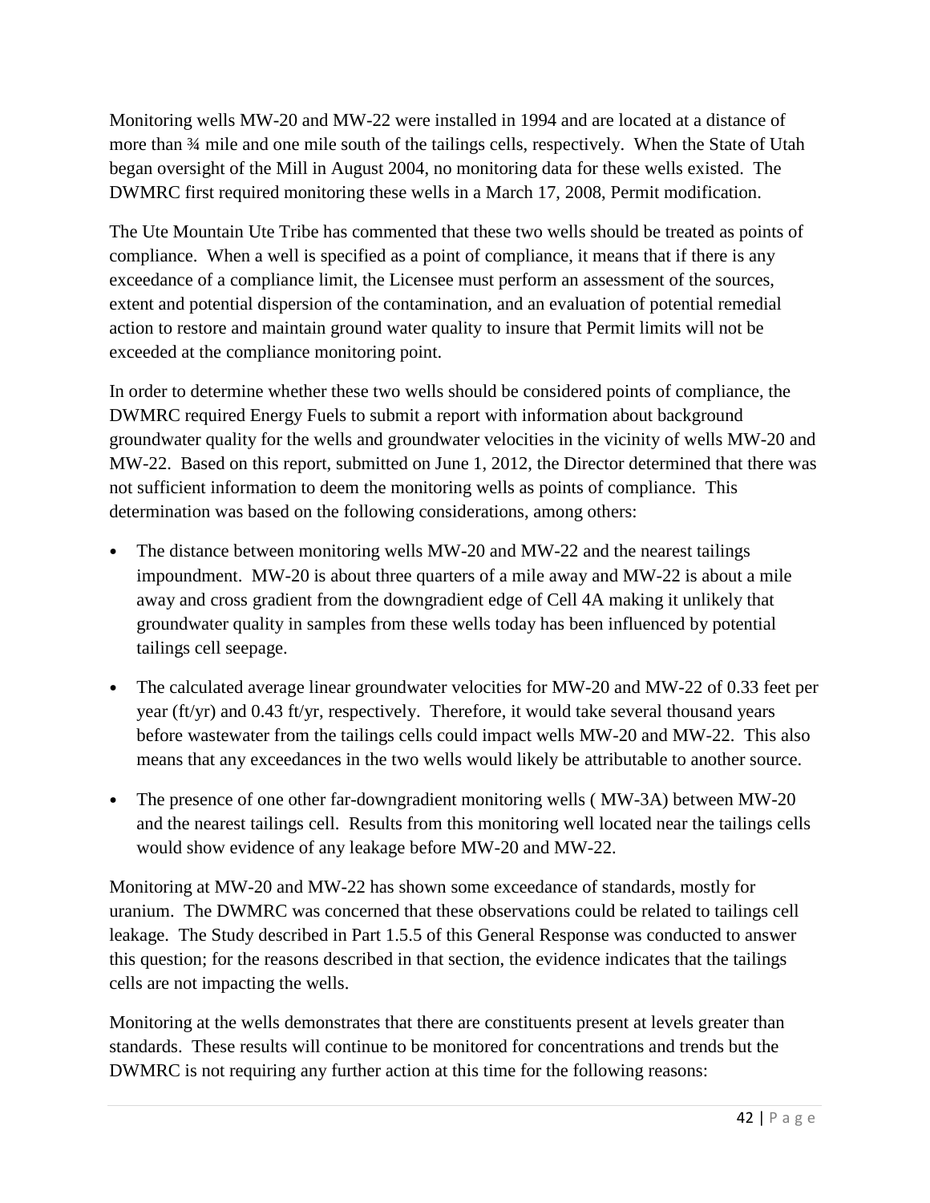Monitoring wells MW-20 and MW-22 were installed in 1994 and are located at a distance of more than ¾ mile and one mile south of the tailings cells, respectively. When the State of Utah began oversight of the Mill in August 2004, no monitoring data for these wells existed. The DWMRC first required monitoring these wells in a March 17, 2008, Permit modification.

The Ute Mountain Ute Tribe has commented that these two wells should be treated as points of compliance. When a well is specified as a point of compliance, it means that if there is any exceedance of a compliance limit, the Licensee must perform an assessment of the sources, extent and potential dispersion of the contamination, and an evaluation of potential remedial action to restore and maintain ground water quality to insure that Permit limits will not be exceeded at the compliance monitoring point.

In order to determine whether these two wells should be considered points of compliance, the DWMRC required Energy Fuels to submit a report with information about background groundwater quality for the wells and groundwater velocities in the vicinity of wells MW-20 and MW-22. Based on this report, submitted on June 1, 2012, the Director determined that there was not sufficient information to deem the monitoring wells as points of compliance. This determination was based on the following considerations, among others:

- The distance between monitoring wells MW-20 and MW-22 and the nearest tailings impoundment. MW-20 is about three quarters of a mile away and MW-22 is about a mile away and cross gradient from the downgradient edge of Cell 4A making it unlikely that groundwater quality in samples from these wells today has been influenced by potential tailings cell seepage.
- The calculated average linear groundwater velocities for MW-20 and MW-22 of 0.33 feet per year (ft/yr) and 0.43 ft/yr, respectively. Therefore, it would take several thousand years before wastewater from the tailings cells could impact wells MW-20 and MW-22. This also means that any exceedances in the two wells would likely be attributable to another source.
- The presence of one other far-downgradient monitoring wells ( MW-3A) between MW-20 and the nearest tailings cell. Results from this monitoring well located near the tailings cells would show evidence of any leakage before MW-20 and MW-22.

Monitoring at MW-20 and MW-22 has shown some exceedance of standards, mostly for uranium. The DWMRC was concerned that these observations could be related to tailings cell leakage. The Study described in Part 1.5.5 of this General Response was conducted to answer this question; for the reasons described in that section, the evidence indicates that the tailings cells are not impacting the wells.

Monitoring at the wells demonstrates that there are constituents present at levels greater than standards. These results will continue to be monitored for concentrations and trends but the DWMRC is not requiring any further action at this time for the following reasons: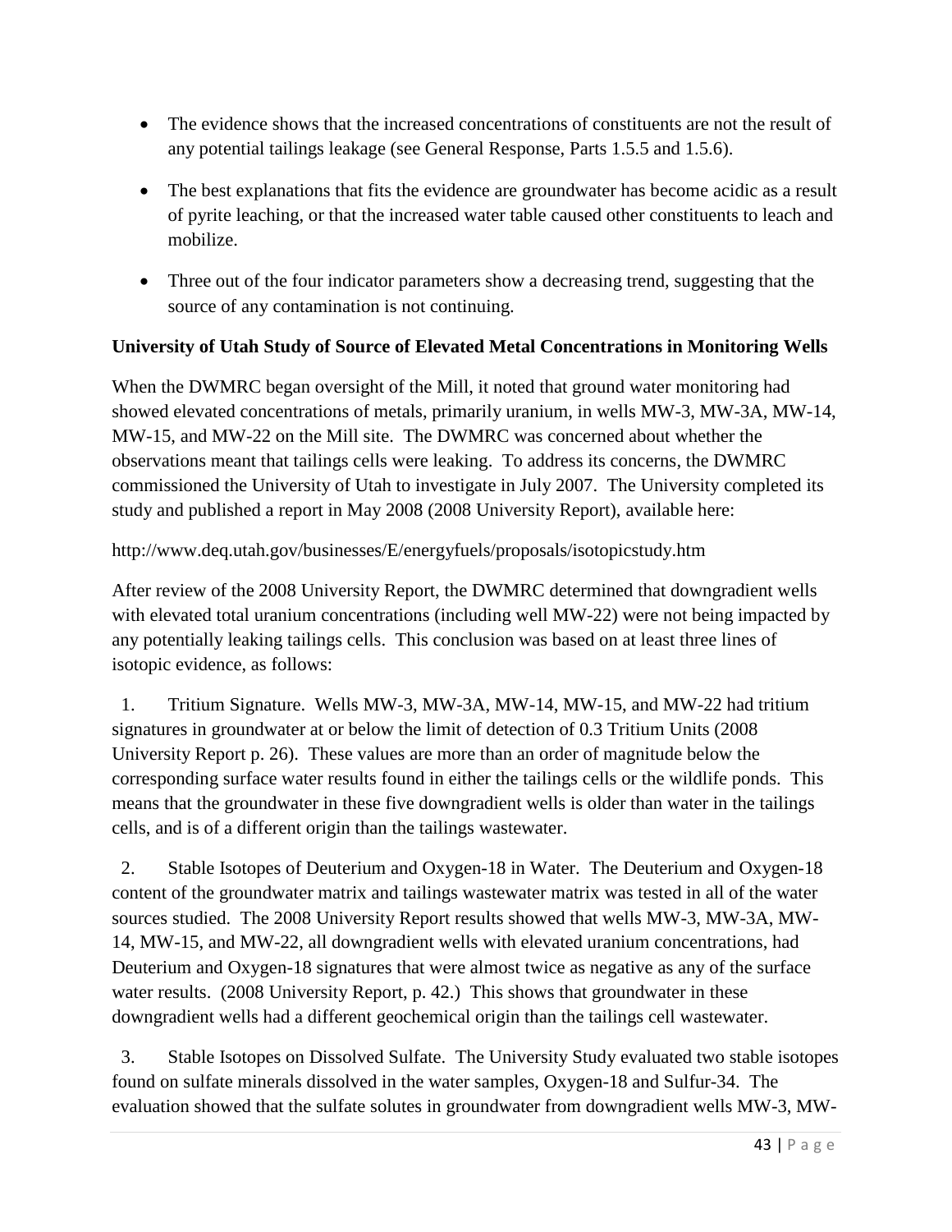- The evidence shows that the increased concentrations of constituents are not the result of any potential tailings leakage (see General Response, Parts 1.5.5 and 1.5.6).
- The best explanations that fits the evidence are groundwater has become acidic as a result of pyrite leaching, or that the increased water table caused other constituents to leach and mobilize.
- Three out of the four indicator parameters show a decreasing trend, suggesting that the source of any contamination is not continuing.

**University of Utah Study of Source of Elevated Metal Concentrations in Monitoring Wells**

When the DWMRC began oversight of the Mill, it noted that ground water monitoring had showed elevated concentrations of metals, primarily uranium, in wells MW-3, MW-3A, MW-14, MW-15, and MW-22 on the Mill site. The DWMRC was concerned about whether the observations meant that tailings cells were leaking. To address its concerns, the DWMRC commissioned the University of Utah to investigate in July 2007. The University completed its study and published a report in May 2008 (2008 University Report), available here:

http://www.deq.utah.gov/businesses/E/energyfuels/proposals/isotopicstudy.htm

After review of the 2008 University Report, the DWMRC determined that downgradient wells with elevated total uranium concentrations (including well MW-22) were not being impacted by any potentially leaking tailings cells. This conclusion was based on at least three lines of isotopic evidence, as follows:

1. Tritium Signature. Wells MW-3, MW-3A, MW-14, MW-15, and MW-22 had tritium signatures in groundwater at or below the limit of detection of 0.3 Tritium Units (2008 University Report p. 26). These values are more than an order of magnitude below the corresponding surface water results found in either the tailings cells or the wildlife ponds. This means that the groundwater in these five downgradient wells is older than water in the tailings cells, and is of a different origin than the tailings wastewater.

2. Stable Isotopes of Deuterium and Oxygen-18 in Water. The Deuterium and Oxygen-18 content of the groundwater matrix and tailings wastewater matrix was tested in all of the water sources studied. The 2008 University Report results showed that wells MW-3, MW-3A, MW-14, MW-15, and MW-22, all downgradient wells with elevated uranium concentrations, had Deuterium and Oxygen-18 signatures that were almost twice as negative as any of the surface water results. (2008 University Report, p. 42.) This shows that groundwater in these downgradient wells had a different geochemical origin than the tailings cell wastewater.

3. Stable Isotopes on Dissolved Sulfate. The University Study evaluated two stable isotopes found on sulfate minerals dissolved in the water samples, Oxygen-18 and Sulfur-34. The evaluation showed that the sulfate solutes in groundwater from downgradient wells MW-3, MW-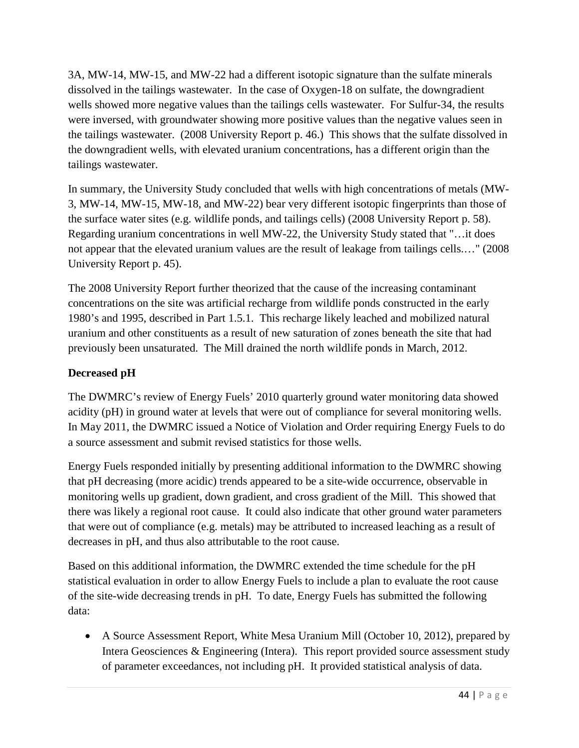3A, MW-14, MW-15, and MW-22 had a different isotopic signature than the sulfate minerals dissolved in the tailings wastewater. In the case of Oxygen-18 on sulfate, the downgradient wells showed more negative values than the tailings cells wastewater. For Sulfur-34, the results were inversed, with groundwater showing more positive values than the negative values seen in the tailings wastewater. (2008 University Report p. 46.) This shows that the sulfate dissolved in the downgradient wells, with elevated uranium concentrations, has a different origin than the tailings wastewater.

In summary, the University Study concluded that wells with high concentrations of metals (MW-3, MW-14, MW-15, MW-18, and MW-22) bear very different isotopic fingerprints than those of the surface water sites (e.g. wildlife ponds, and tailings cells) (2008 University Report p. 58). Regarding uranium concentrations in well MW-22, the University Study stated that "…it does not appear that the elevated uranium values are the result of leakage from tailings cells.…" (2008 University Report p. 45).

The 2008 University Report further theorized that the cause of the increasing contaminant concentrations on the site was artificial recharge from wildlife ponds constructed in the early 1980's and 1995, described in Part 1.5.1. This recharge likely leached and mobilized natural uranium and other constituents as a result of new saturation of zones beneath the site that had previously been unsaturated. The Mill drained the north wildlife ponds in March, 2012.

**Decreased pH**

The DWMRC's review of Energy Fuels' 2010 quarterly ground water monitoring data showed acidity (pH) in ground water at levels that were out of compliance for several monitoring wells. In May 2011, the DWMRC issued a Notice of Violation and Order requiring Energy Fuels to do a source assessment and submit revised statistics for those wells.

Energy Fuels responded initially by presenting additional information to the DWMRC showing that pH decreasing (more acidic) trends appeared to be a site-wide occurrence, observable in monitoring wells up gradient, down gradient, and cross gradient of the Mill. This showed that there was likely a regional root cause. It could also indicate that other ground water parameters that were out of compliance (e.g. metals) may be attributed to increased leaching as a result of decreases in pH, and thus also attributable to the root cause.

Based on this additional information, the DWMRC extended the time schedule for the pH statistical evaluation in order to allow Energy Fuels to include a plan to evaluate the root cause of the site-wide decreasing trends in pH. To date, Energy Fuels has submitted the following data:

- A Source Assessment Report, White Mesa Uranium Mill (October 10, 2012), prepared by Intera Geosciences & Engineering (Intera). This report provided source assessment study of parameter exceedances, not including pH. It provided statistical analysis of data.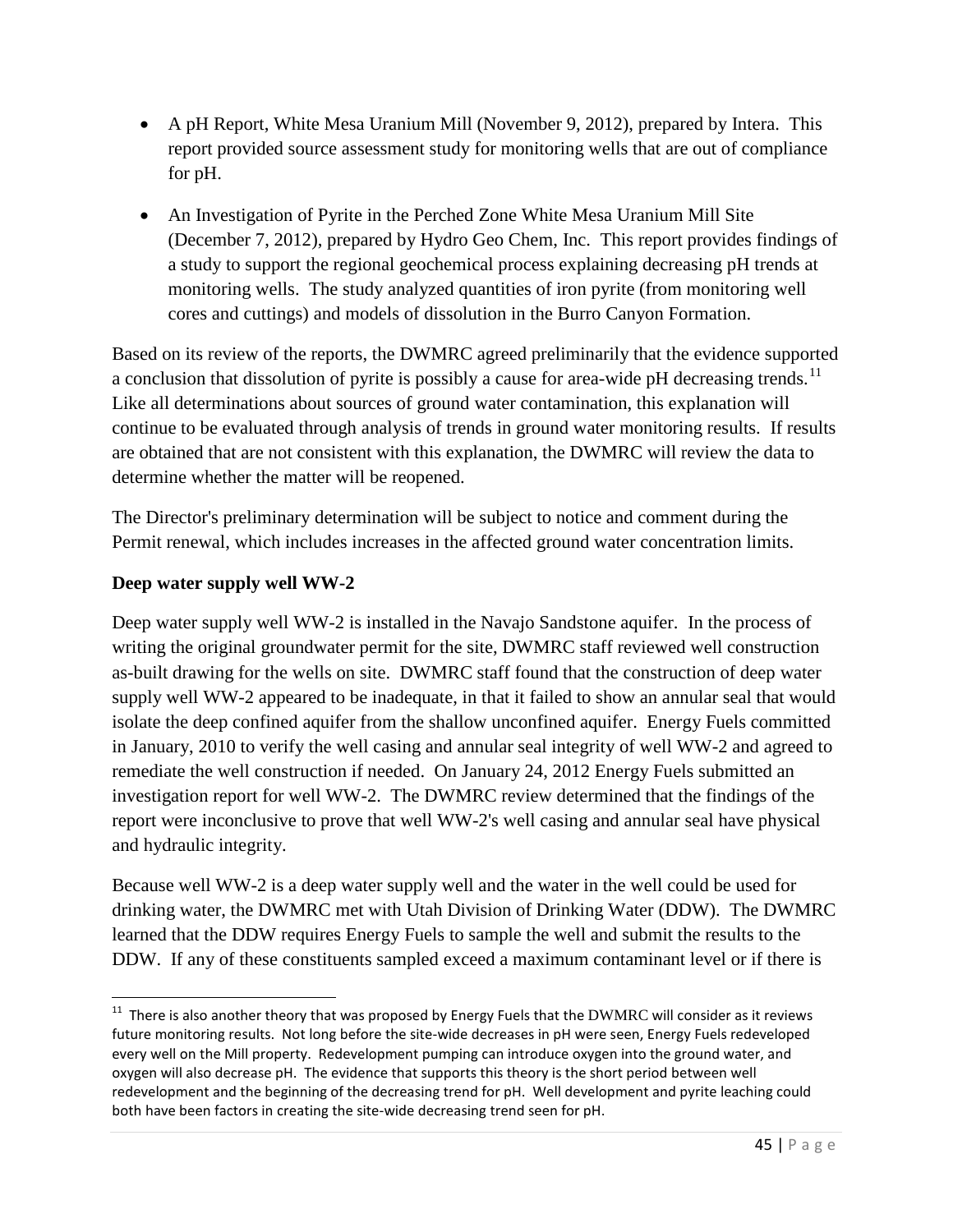- A pH Report, White Mesa Uranium Mill (November 9, 2012), prepared by Intera. This report provided source assessment study for monitoring wells that are out of compliance for pH.

- An Investigation of Pyrite in the Perched Zone White Mesa Uranium Mill Site (December 7, 2012), prepared by Hydro Geo Chem, Inc. This report provides findings of a study to support the regional geochemical process explaining decreasing pH trends at monitoring wells. The study analyzed quantities of iron pyrite (from monitoring well cores and cuttings) and models of dissolution in the Burro Canyon Formation.

Based on its review of the reports, the DWMRC agreed preliminarily that the evidence supported a conclusion that dissolution of pyrite is possibly a cause for area-wide pH decreasing trends.[11] Like all determinations about sources of ground water contamination, this explanation will continue to be evaluated through analysis of trends in ground water monitoring results. If results are obtained that are not consistent with this explanation, the DWMRC will review the data to determine whether the matter will be reopened.

The Director's preliminary determination will be subject to notice and comment during the Permit renewal, which includes increases in the affected ground water concentration limits.

**Deep water supply well WW-2**

Deep water supply well WW-2 is installed in the Navajo Sandstone aquifer. In the process of writing the original groundwater permit for the site, DWMRC staff reviewed well construction as-built drawing for the wells on site. DWMRC staff found that the construction of deep water supply well WW-2 appeared to be inadequate, in that it failed to show an annular seal that would isolate the deep confined aquifer from the shallow unconfined aquifer. Energy Fuels committed in January, 2010 to verify the well casing and annular seal integrity of well WW-2 and agreed to remediate the well construction if needed. On January 24, 2012 Energy Fuels submitted an investigation report for well WW-2. The DWMRC review determined that the findings of the report were inconclusive to prove that well WW-2's well casing and annular seal have physical and hydraulic integrity.

Because well WW-2 is a deep water supply well and the water in the well could be used for drinking water, the DWMRC met with Utah Division of Drinking Water (DDW). The DWMRC learned that the DDW requires Energy Fuels to sample the well and submit the results to the DDW. If any of these constituents sampled exceed a maximum contaminant level or if there is

[11] There is also another theory that was proposed by Energy Fuels that the DWMRC will consider as it reviews future monitoring results. Not long before the site-wide decreases in pH were seen, Energy Fuels redeveloped every well on the Mill property. Redevelopment pumping can introduce oxygen into the ground water, and oxygen will also decrease pH. The evidence that supports this theory is the short period between well redevelopment and the beginning of the decreasing trend for pH. Well development and pyrite leaching could both have been factors in creating the site-wide decreasing trend seen for pH.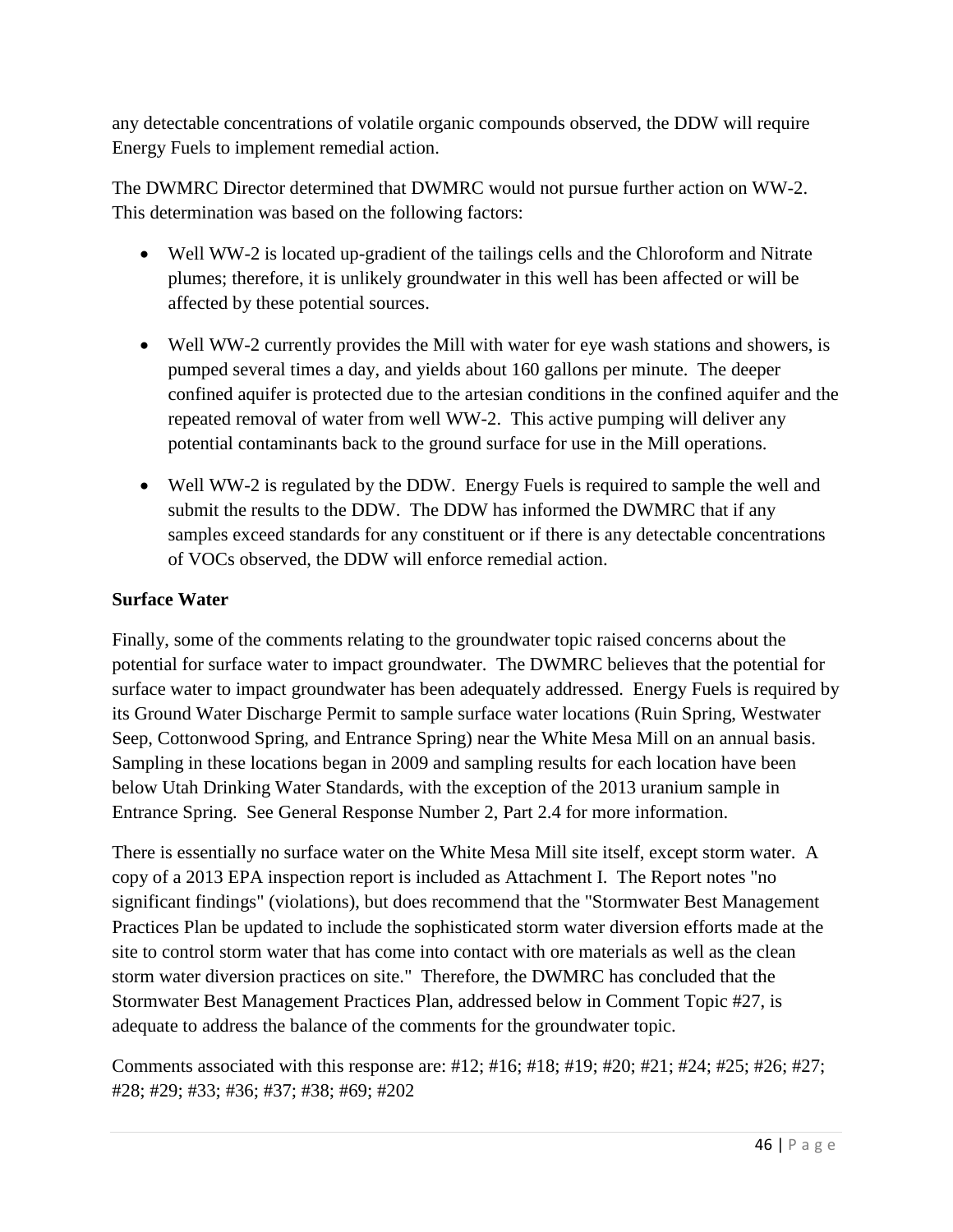any detectable concentrations of volatile organic compounds observed, the DDW will require Energy Fuels to implement remedial action.

The DWMRC Director determined that DWMRC would not pursue further action on WW-2. This determination was based on the following factors:

- Well WW-2 is located up-gradient of the tailings cells and the Chloroform and Nitrate plumes; therefore, it is unlikely groundwater in this well has been affected or will be affected by these potential sources.
- Well WW-2 currently provides the Mill with water for eye wash stations and showers, is pumped several times a day, and yields about 160 gallons per minute. The deeper confined aquifer is protected due to the artesian conditions in the confined aquifer and the repeated removal of water from well WW-2. This active pumping will deliver any potential contaminants back to the ground surface for use in the Mill operations.
- Well WW-2 is regulated by the DDW. Energy Fuels is required to sample the well and submit the results to the DDW. The DDW has informed the DWMRC that if any samples exceed standards for any constituent or if there is any detectable concentrations of VOCs observed, the DDW will enforce remedial action.

**Surface Water**

Finally, some of the comments relating to the groundwater topic raised concerns about the potential for surface water to impact groundwater. The DWMRC believes that the potential for surface water to impact groundwater has been adequately addressed. Energy Fuels is required by its Ground Water Discharge Permit to sample surface water locations (Ruin Spring, Westwater Seep, Cottonwood Spring, and Entrance Spring) near the White Mesa Mill on an annual basis. Sampling in these locations began in 2009 and sampling results for each location have been below Utah Drinking Water Standards, with the exception of the 2013 uranium sample in Entrance Spring. See General Response Number 2, Part 2.4 for more information.

There is essentially no surface water on the White Mesa Mill site itself, except storm water. A copy of a 2013 EPA inspection report is included as Attachment I. The Report notes "no significant findings" (violations), but does recommend that the "Stormwater Best Management Practices Plan be updated to include the sophisticated storm water diversion efforts made at the site to control storm water that has come into contact with ore materials as well as the clean storm water diversion practices on site." Therefore, the DWMRC has concluded that the Stormwater Best Management Practices Plan, addressed below in Comment Topic #27, is adequate to address the balance of the comments for the groundwater topic.

Comments associated with this response are: #12; #16; #18; #19; #20; #21; #24; #25; #26; #27; #28; #29; #33; #36; #37; #38; #69; #202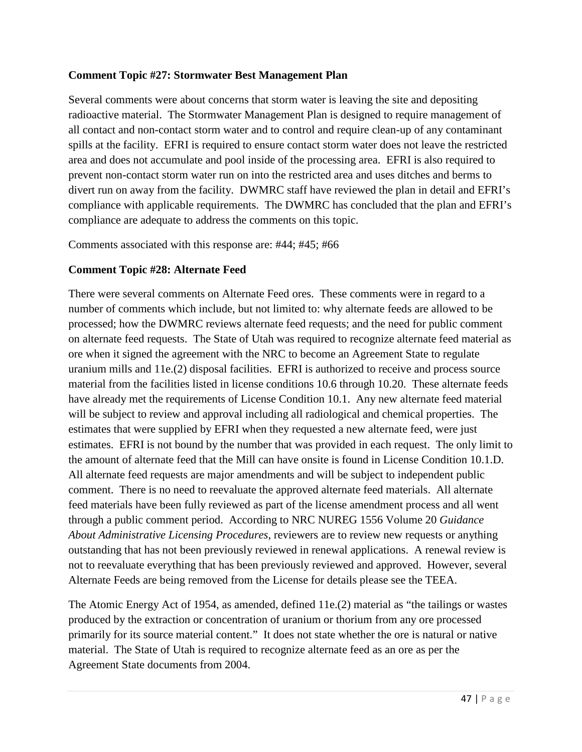**Comment Topic #27: Stormwater Best Management Plan**

Several comments were about concerns that storm water is leaving the site and depositing radioactive material. The Stormwater Management Plan is designed to require management of all contact and non-contact storm water and to control and require clean-up of any contaminant spills at the facility. EFRI is required to ensure contact storm water does not leave the restricted area and does not accumulate and pool inside of the processing area. EFRI is also required to prevent non-contact storm water run on into the restricted area and uses ditches and berms to divert run on away from the facility. DWMRC staff have reviewed the plan in detail and EFRI's compliance with applicable requirements. The DWMRC has concluded that the plan and EFRI's compliance are adequate to address the comments on this topic.

Comments associated with this response are: #44; #45; #66

**Comment Topic #28: Alternate Feed**

There were several comments on Alternate Feed ores. These comments were in regard to a number of comments which include, but not limited to: why alternate feeds are allowed to be processed; how the DWMRC reviews alternate feed requests; and the need for public comment on alternate feed requests. The State of Utah was required to recognize alternate feed material as ore when it signed the agreement with the NRC to become an Agreement State to regulate uranium mills and 11e.(2) disposal facilities. EFRI is authorized to receive and process source material from the facilities listed in license conditions 10.6 through 10.20. These alternate feeds have already met the requirements of License Condition 10.1. Any new alternate feed material will be subject to review and approval including all radiological and chemical properties. The estimates that were supplied by EFRI when they requested a new alternate feed, were just estimates. EFRI is not bound by the number that was provided in each request. The only limit to the amount of alternate feed that the Mill can have onsite is found in License Condition 10.1.D. All alternate feed requests are major amendments and will be subject to independent public comment. There is no need to reevaluate the approved alternate feed materials. All alternate feed materials have been fully reviewed as part of the license amendment process and all went through a public comment period. According to NRC NUREG 1556 Volume 20 *Guidance About Administrative Licensing Procedures*, reviewers are to review new requests or anything outstanding that has not been previously reviewed in renewal applications. A renewal review is not to reevaluate everything that has been previously reviewed and approved. However, several Alternate Feeds are being removed from the License for details please see the TEEA.

The Atomic Energy Act of 1954, as amended, defined 11e.(2) material as "the tailings or wastes produced by the extraction or concentration of uranium or thorium from any ore processed primarily for its source material content." It does not state whether the ore is natural or native material. The State of Utah is required to recognize alternate feed as an ore as per the Agreement State documents from 2004.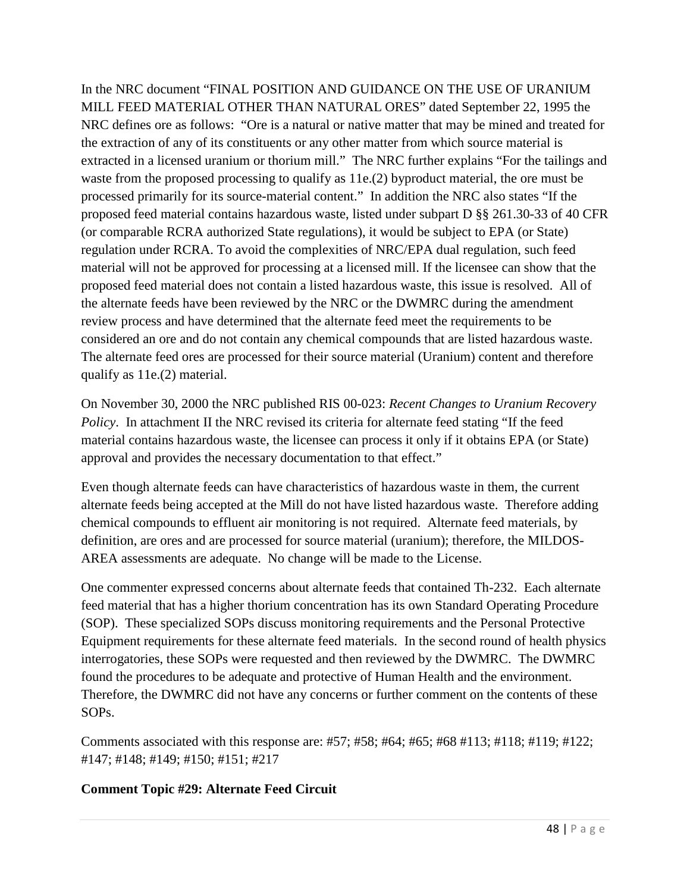In the NRC document "FINAL POSITION AND GUIDANCE ON THE USE OF URANIUM MILL FEED MATERIAL OTHER THAN NATURAL ORES" dated September 22, 1995 the NRC defines ore as follows: "Ore is a natural or native matter that may be mined and treated for the extraction of any of its constituents or any other matter from which source material is extracted in a licensed uranium or thorium mill." The NRC further explains "For the tailings and waste from the proposed processing to qualify as 11e.(2) byproduct material, the ore must be processed primarily for its source-material content." In addition the NRC also states "If the proposed feed material contains hazardous waste, listed under subpart D §§ 261.30-33 of 40 CFR (or comparable RCRA authorized State regulations), it would be subject to EPA (or State) regulation under RCRA. To avoid the complexities of NRC/EPA dual regulation, such feed material will not be approved for processing at a licensed mill. If the licensee can show that the proposed feed material does not contain a listed hazardous waste, this issue is resolved. All of the alternate feeds have been reviewed by the NRC or the DWMRC during the amendment review process and have determined that the alternate feed meet the requirements to be considered an ore and do not contain any chemical compounds that are listed hazardous waste. The alternate feed ores are processed for their source material (Uranium) content and therefore qualify as 11e.(2) material.

On November 30, 2000 the NRC published RIS 00-023: *Recent Changes to Uranium Recovery Policy*. In attachment II the NRC revised its criteria for alternate feed stating "If the feed material contains hazardous waste, the licensee can process it only if it obtains EPA (or State) approval and provides the necessary documentation to that effect."

Even though alternate feeds can have characteristics of hazardous waste in them, the current alternate feeds being accepted at the Mill do not have listed hazardous waste. Therefore adding chemical compounds to effluent air monitoring is not required. Alternate feed materials, by definition, are ores and are processed for source material (uranium); therefore, the MILDOS-AREA assessments are adequate. No change will be made to the License.

One commenter expressed concerns about alternate feeds that contained Th-232. Each alternate feed material that has a higher thorium concentration has its own Standard Operating Procedure (SOP). These specialized SOPs discuss monitoring requirements and the Personal Protective Equipment requirements for these alternate feed materials. In the second round of health physics interrogatories, these SOPs were requested and then reviewed by the DWMRC. The DWMRC found the procedures to be adequate and protective of Human Health and the environment. Therefore, the DWMRC did not have any concerns or further comment on the contents of these SOPs.

Comments associated with this response are: #57; #58; #64; #65; #68 #113; #118; #119; #122; #147; #148; #149; #150; #151; #217

**Comment Topic #29: Alternate Feed Circuit**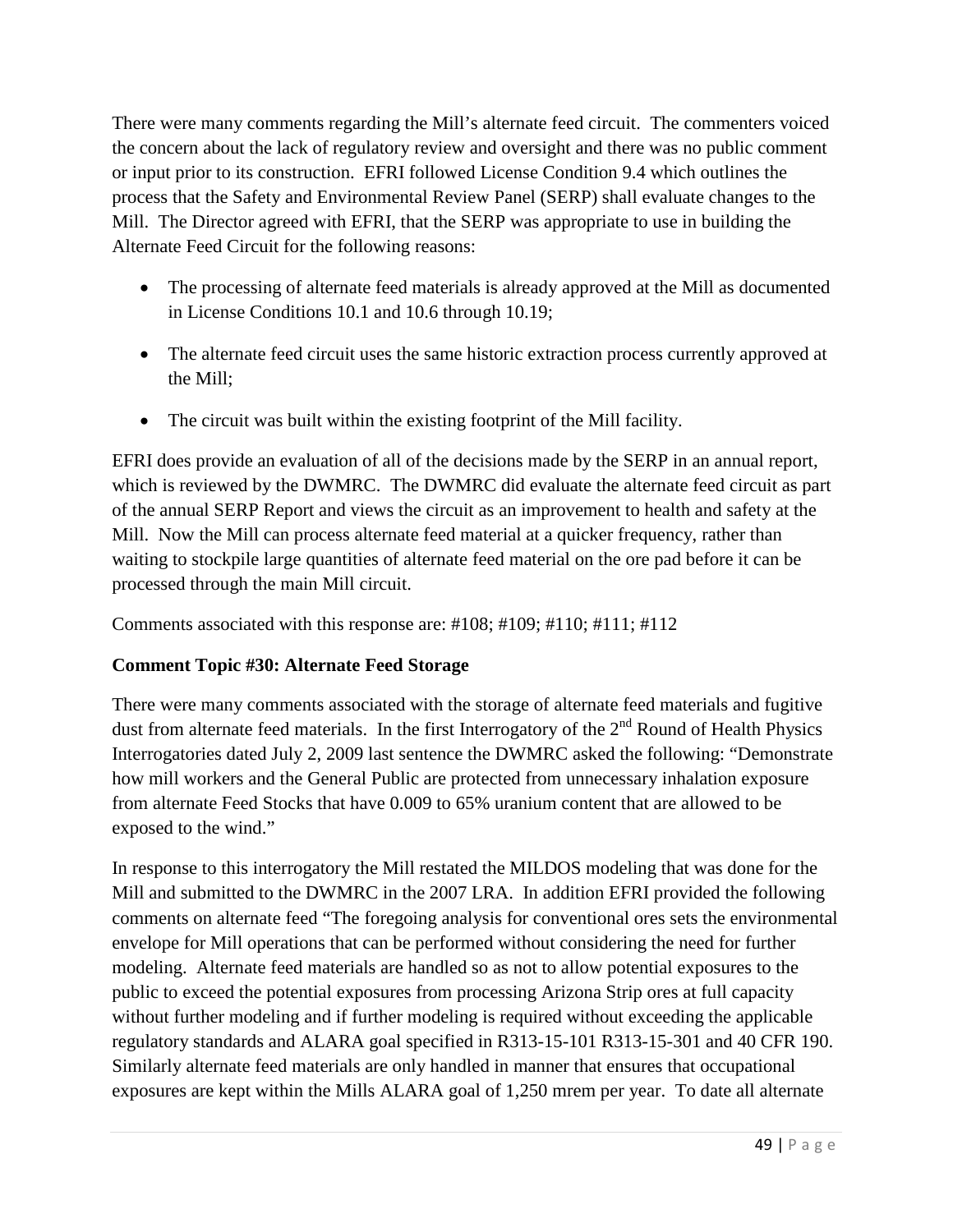There were many comments regarding the Mill's alternate feed circuit. The commenters voiced the concern about the lack of regulatory review and oversight and there was no public comment or input prior to its construction. EFRI followed License Condition 9.4 which outlines the process that the Safety and Environmental Review Panel (SERP) shall evaluate changes to the Mill. The Director agreed with EFRI, that the SERP was appropriate to use in building the Alternate Feed Circuit for the following reasons:

- The processing of alternate feed materials is already approved at the Mill as documented in License Conditions 10.1 and 10.6 through 10.19;
- The alternate feed circuit uses the same historic extraction process currently approved at the Mill;
- The circuit was built within the existing footprint of the Mill facility.

EFRI does provide an evaluation of all of the decisions made by the SERP in an annual report, which is reviewed by the DWMRC. The DWMRC did evaluate the alternate feed circuit as part of the annual SERP Report and views the circuit as an improvement to health and safety at the Mill. Now the Mill can process alternate feed material at a quicker frequency, rather than waiting to stockpile large quantities of alternate feed material on the ore pad before it can be processed through the main Mill circuit.

Comments associated with this response are: #108; #109; #110; #111; #112

**Comment Topic #30: Alternate Feed Storage**

There were many comments associated with the storage of alternate feed materials and fugitive dust from alternate feed materials. In the first Interrogatory of the 2nd Round of Health Physics Interrogatories dated July 2, 2009 last sentence the DWMRC asked the following: "Demonstrate how mill workers and the General Public are protected from unnecessary inhalation exposure from alternate Feed Stocks that have 0.009 to 65% uranium content that are allowed to be exposed to the wind."

In response to this interrogatory the Mill restated the MILDOS modeling that was done for the Mill and submitted to the DWMRC in the 2007 LRA. In addition EFRI provided the following comments on alternate feed "The foregoing analysis for conventional ores sets the environmental envelope for Mill operations that can be performed without considering the need for further modeling. Alternate feed materials are handled so as not to allow potential exposures to the public to exceed the potential exposures from processing Arizona Strip ores at full capacity without further modeling and if further modeling is required without exceeding the applicable regulatory standards and ALARA goal specified in R313-15-101 R313-15-301 and 40 CFR 190. Similarly alternate feed materials are only handled in manner that ensures that occupational exposures are kept within the Mills ALARA goal of 1,250 mrem per year. To date all alternate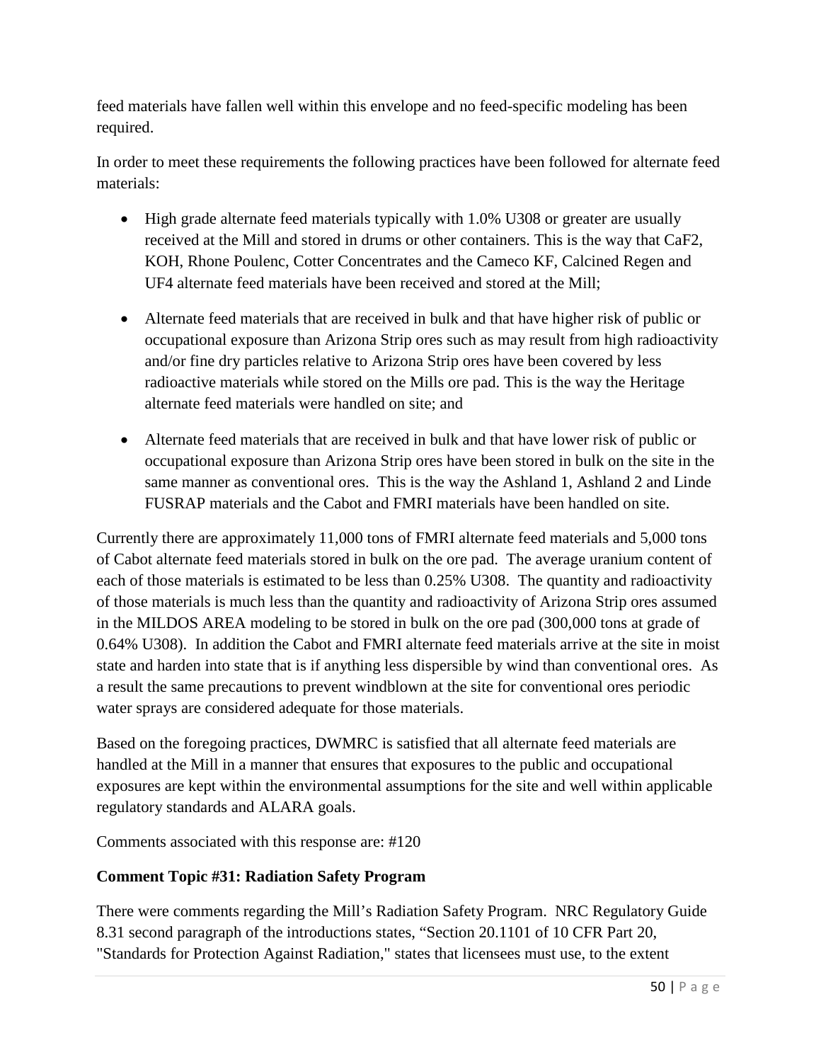feed materials have fallen well within this envelope and no feed-specific modeling has been required.

In order to meet these requirements the following practices have been followed for alternate feed materials:

- High grade alternate feed materials typically with 1.0% U308 or greater are usually received at the Mill and stored in drums or other containers. This is the way that CaF2, KOH, Rhone Poulenc, Cotter Concentrates and the Cameco KF, Calcined Regen and UF4 alternate feed materials have been received and stored at the Mill;
- Alternate feed materials that are received in bulk and that have higher risk of public or occupational exposure than Arizona Strip ores such as may result from high radioactivity and/or fine dry particles relative to Arizona Strip ores have been covered by less radioactive materials while stored on the Mills ore pad. This is the way the Heritage alternate feed materials were handled on site; and
- Alternate feed materials that are received in bulk and that have lower risk of public or occupational exposure than Arizona Strip ores have been stored in bulk on the site in the same manner as conventional ores. This is the way the Ashland 1, Ashland 2 and Linde FUSRAP materials and the Cabot and FMRI materials have been handled on site.

Currently there are approximately 11,000 tons of FMRI alternate feed materials and 5,000 tons of Cabot alternate feed materials stored in bulk on the ore pad. The average uranium content of each of those materials is estimated to be less than 0.25% U308. The quantity and radioactivity of those materials is much less than the quantity and radioactivity of Arizona Strip ores assumed in the MILDOS AREA modeling to be stored in bulk on the ore pad (300,000 tons at grade of 0.64% U308). In addition the Cabot and FMRI alternate feed materials arrive at the site in moist state and harden into state that is if anything less dispersible by wind than conventional ores. As a result the same precautions to prevent windblown at the site for conventional ores periodic water sprays are considered adequate for those materials.

Based on the foregoing practices, DWMRC is satisfied that all alternate feed materials are handled at the Mill in a manner that ensures that exposures to the public and occupational exposures are kept within the environmental assumptions for the site and well within applicable regulatory standards and ALARA goals.

Comments associated with this response are: #120

**Comment Topic #31: Radiation Safety Program**

There were comments regarding the Mill's Radiation Safety Program. NRC Regulatory Guide 8.31 second paragraph of the introductions states, "Section 20.1101 of 10 CFR Part 20, "Standards for Protection Against Radiation," states that licensees must use, to the extent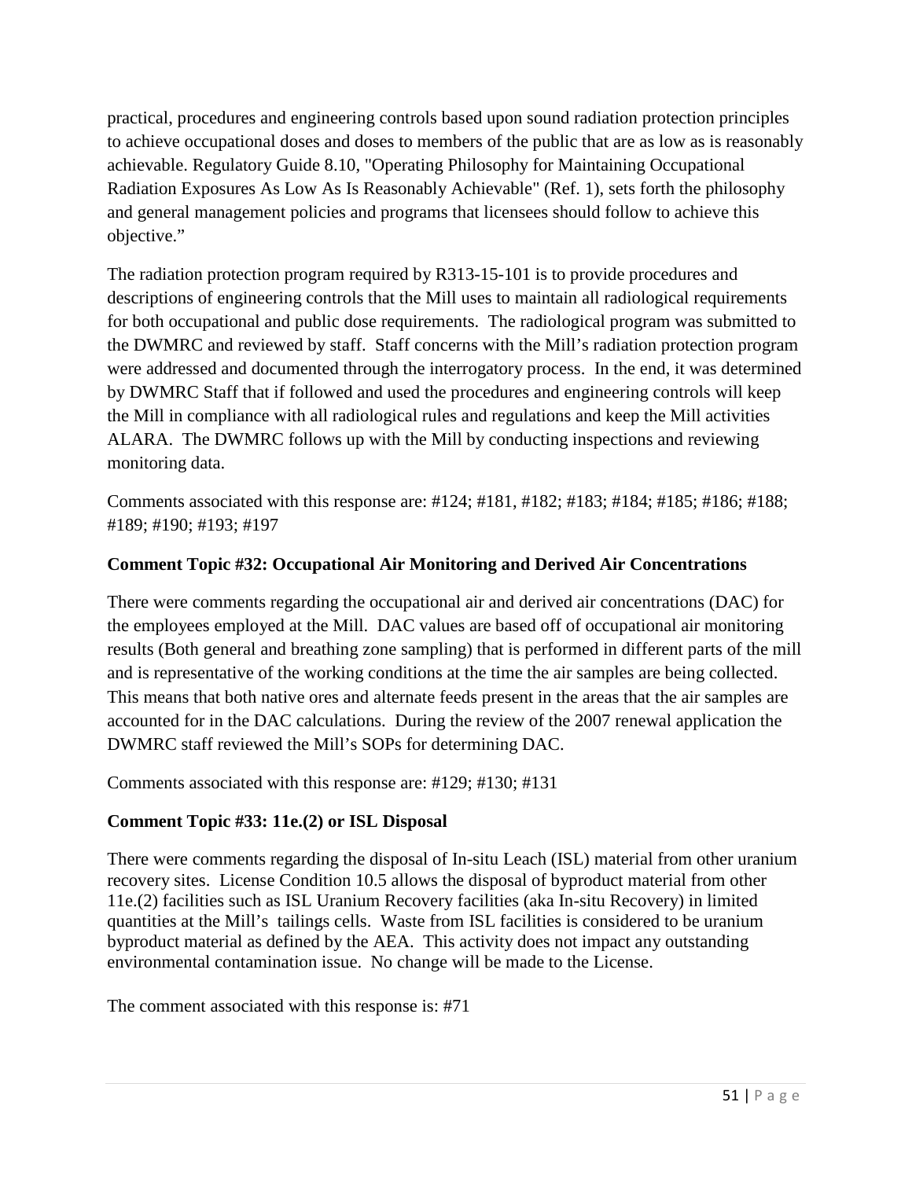practical, procedures and engineering controls based upon sound radiation protection principles to achieve occupational doses and doses to members of the public that are as low as is reasonably achievable. Regulatory Guide 8.10, "Operating Philosophy for Maintaining Occupational Radiation Exposures As Low As Is Reasonably Achievable" (Ref. 1), sets forth the philosophy and general management policies and programs that licensees should follow to achieve this objective."

The radiation protection program required by R313-15-101 is to provide procedures and descriptions of engineering controls that the Mill uses to maintain all radiological requirements for both occupational and public dose requirements. The radiological program was submitted to the DWMRC and reviewed by staff. Staff concerns with the Mill's radiation protection program were addressed and documented through the interrogatory process. In the end, it was determined by DWMRC Staff that if followed and used the procedures and engineering controls will keep the Mill in compliance with all radiological rules and regulations and keep the Mill activities ALARA. The DWMRC follows up with the Mill by conducting inspections and reviewing monitoring data.

Comments associated with this response are: #124; #181, #182; #183; #184; #185; #186; #188; #189; #190; #193; #197

**Comment Topic #32: Occupational Air Monitoring and Derived Air Concentrations**

There were comments regarding the occupational air and derived air concentrations (DAC) for the employees employed at the Mill. DAC values are based off of occupational air monitoring results (Both general and breathing zone sampling) that is performed in different parts of the mill and is representative of the working conditions at the time the air samples are being collected. This means that both native ores and alternate feeds present in the areas that the air samples are accounted for in the DAC calculations. During the review of the 2007 renewal application the DWMRC staff reviewed the Mill's SOPs for determining DAC.

Comments associated with this response are: #129; #130; #131

**Comment Topic #33: 11e.(2) or ISL Disposal**

There were comments regarding the disposal of In-situ Leach (ISL) material from other uranium recovery sites. License Condition 10.5 allows the disposal of byproduct material from other 11e.(2) facilities such as ISL Uranium Recovery facilities (aka In-situ Recovery) in limited quantities at the Mill's tailings cells. Waste from ISL facilities is considered to be uranium byproduct material as defined by the AEA. This activity does not impact any outstanding environmental contamination issue. No change will be made to the License.

The comment associated with this response is: #71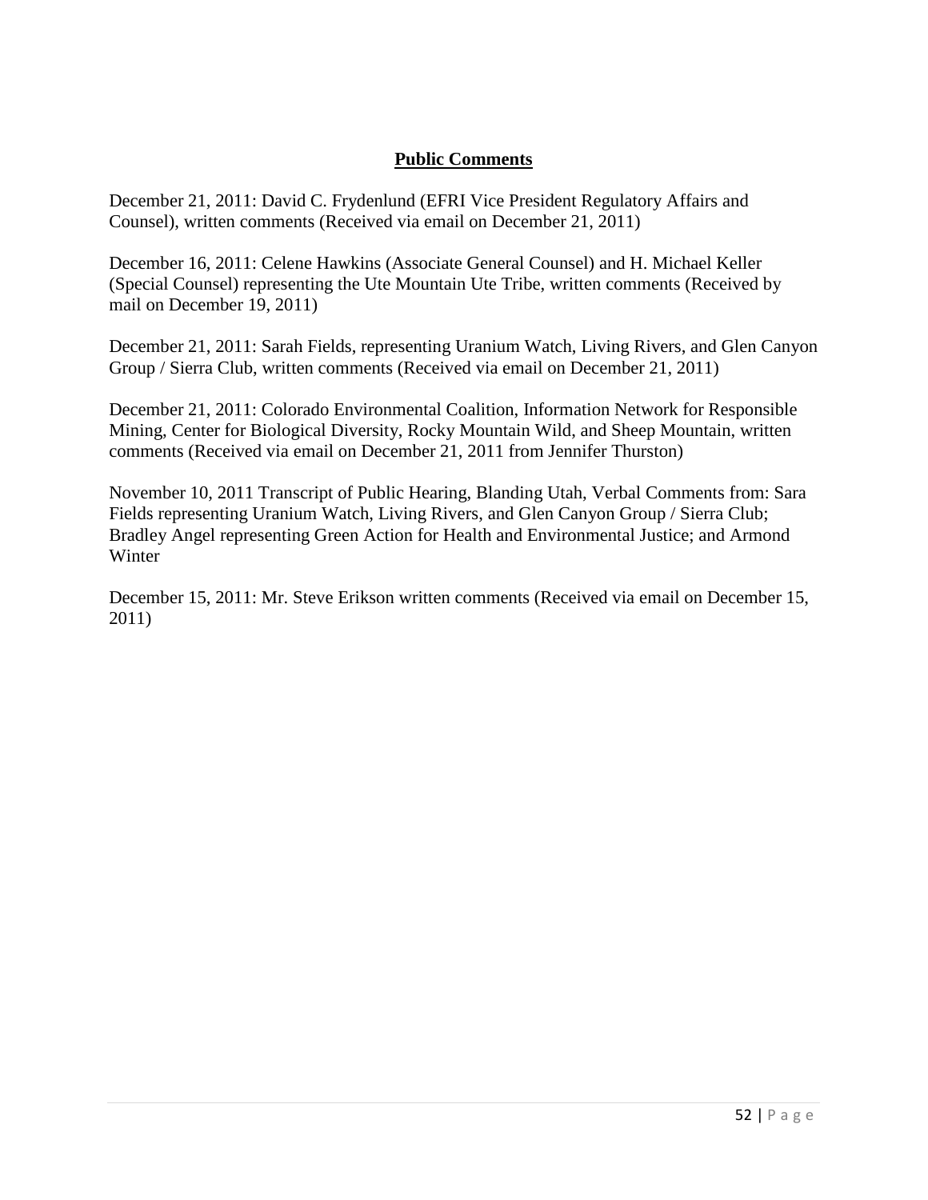## **Public Comments**

December 21, 2011: David C. Frydenlund (EFRI Vice President Regulatory Affairs and Counsel), written comments (Received via email on December 21, 2011)

December 16, 2011: Celene Hawkins (Associate General Counsel) and H. Michael Keller (Special Counsel) representing the Ute Mountain Ute Tribe, written comments (Received by mail on December 19, 2011)

December 21, 2011: Sarah Fields, representing Uranium Watch, Living Rivers, and Glen Canyon Group / Sierra Club, written comments (Received via email on December 21, 2011)

December 21, 2011: Colorado Environmental Coalition, Information Network for Responsible Mining, Center for Biological Diversity, Rocky Mountain Wild, and Sheep Mountain, written comments (Received via email on December 21, 2011 from Jennifer Thurston)

November 10, 2011 Transcript of Public Hearing, Blanding Utah, Verbal Comments from: Sara Fields representing Uranium Watch, Living Rivers, and Glen Canyon Group / Sierra Club; Bradley Angel representing Green Action for Health and Environmental Justice; and Armond Winter

December 15, 2011: Mr. Steve Erikson written comments (Received via email on December 15, 2011)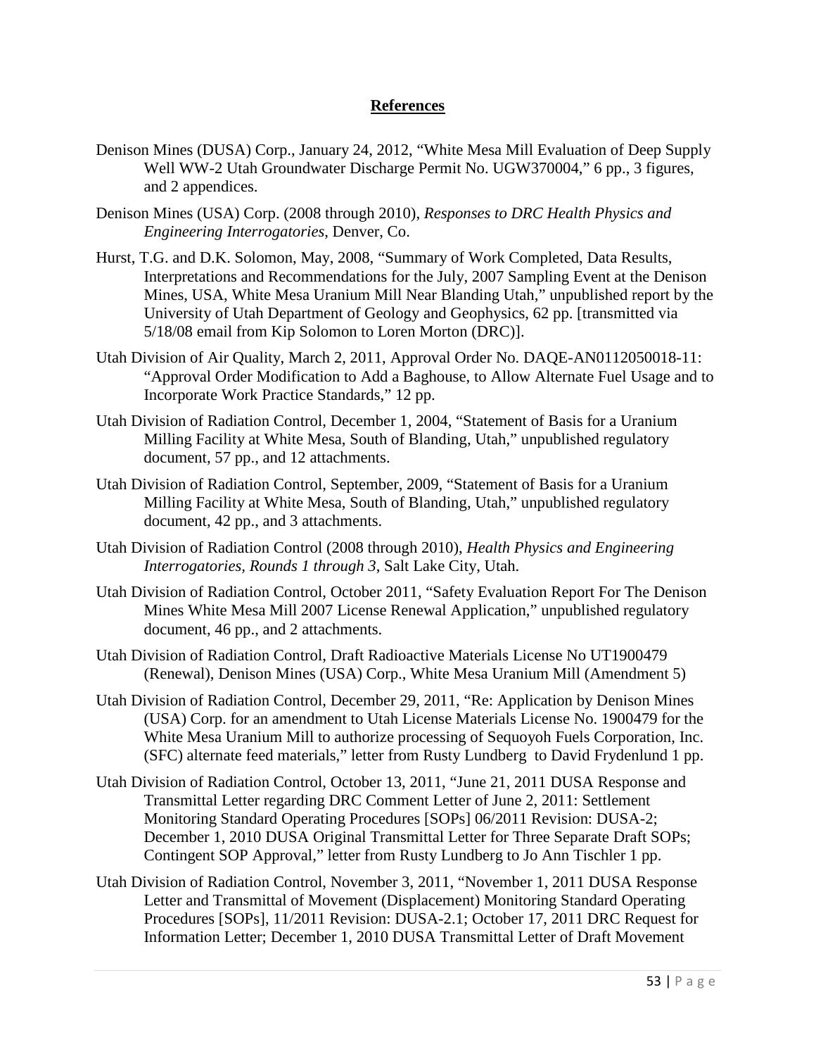## References

Denison Mines (DUSA) Corp., January 24, 2012, "White Mesa Mill Evaluation of Deep Supply Well WW-2 Utah Groundwater Discharge Permit No. UGW370004," 6 pp., 3 figures, and 2 appendices.

Denison Mines (USA) Corp. (2008 through 2010), *Responses to DRC Health Physics and Engineering Interrogatories*, Denver, Co.

Hurst, T.G. and D.K. Solomon, May, 2008, "Summary of Work Completed, Data Results, Interpretations and Recommendations for the July, 2007 Sampling Event at the Denison Mines, USA, White Mesa Uranium Mill Near Blanding Utah," unpublished report by the University of Utah Department of Geology and Geophysics, 62 pp. [transmitted via 5/18/08 email from Kip Solomon to Loren Morton (DRC)].

Utah Division of Air Quality, March 2, 2011, Approval Order No. DAQE-AN0112050018-11: "Approval Order Modification to Add a Baghouse, to Allow Alternate Fuel Usage and to Incorporate Work Practice Standards," 12 pp.

Utah Division of Radiation Control, December 1, 2004, "Statement of Basis for a Uranium Milling Facility at White Mesa, South of Blanding, Utah," unpublished regulatory document, 57 pp., and 12 attachments.

Utah Division of Radiation Control, September, 2009, "Statement of Basis for a Uranium Milling Facility at White Mesa, South of Blanding, Utah," unpublished regulatory document, 42 pp., and 3 attachments.

Utah Division of Radiation Control (2008 through 2010), *Health Physics and Engineering Interrogatories, Rounds 1 through 3*, Salt Lake City, Utah.

Utah Division of Radiation Control, October 2011, "Safety Evaluation Report For The Denison Mines White Mesa Mill 2007 License Renewal Application," unpublished regulatory document, 46 pp., and 2 attachments.

Utah Division of Radiation Control, Draft Radioactive Materials License No UT1900479 (Renewal), Denison Mines (USA) Corp., White Mesa Uranium Mill (Amendment 5)

Utah Division of Radiation Control, December 29, 2011, "Re: Application by Denison Mines (USA) Corp. for an amendment to Utah License Materials License No. 1900479 for the White Mesa Uranium Mill to authorize processing of Sequoyoh Fuels Corporation, Inc. (SFC) alternate feed materials," letter from Rusty Lundberg to David Frydenlund 1 pp.

Utah Division of Radiation Control, October 13, 2011, "June 21, 2011 DUSA Response and Transmittal Letter regarding DRC Comment Letter of June 2, 2011: Settlement Monitoring Standard Operating Procedures [SOPs] 06/2011 Revision: DUSA-2; December 1, 2010 DUSA Original Transmittal Letter for Three Separate Draft SOPs; Contingent SOP Approval," letter from Rusty Lundberg to Jo Ann Tischler 1 pp.

Utah Division of Radiation Control, November 3, 2011, "November 1, 2011 DUSA Response Letter and Transmittal of Movement (Displacement) Monitoring Standard Operating Procedures [SOPs], 11/2011 Revision: DUSA-2.1; October 17, 2011 DRC Request for Information Letter; December 1, 2010 DUSA Transmittal Letter of Draft Movement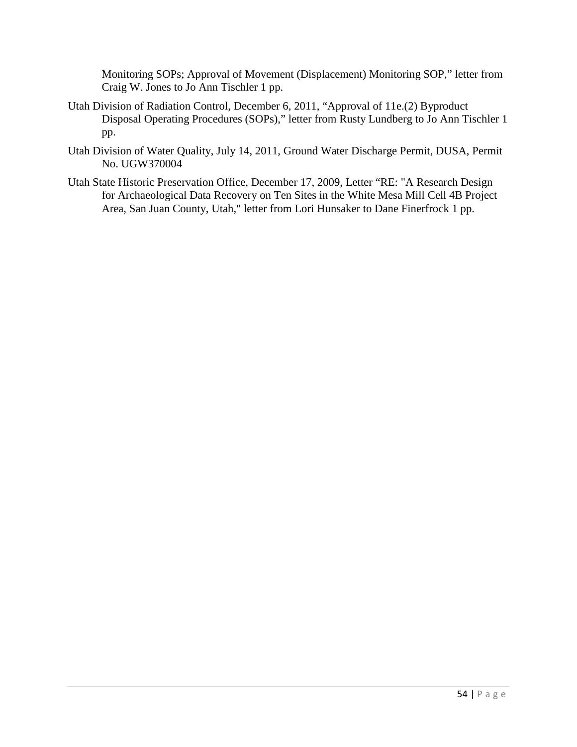Monitoring SOPs; Approval of Movement (Displacement) Monitoring SOP," letter from Craig W. Jones to Jo Ann Tischler 1 pp.

Utah Division of Radiation Control, December 6, 2011, "Approval of 11e.(2) Byproduct Disposal Operating Procedures (SOPs)," letter from Rusty Lundberg to Jo Ann Tischler 1 pp.

Utah Division of Water Quality, July 14, 2011, Ground Water Discharge Permit, DUSA, Permit No. UGW370004

Utah State Historic Preservation Office, December 17, 2009, Letter "RE: "A Research Design for Archaeological Data Recovery on Ten Sites in the White Mesa Mill Cell 4B Project Area, San Juan County, Utah," letter from Lori Hunsaker to Dane Finerfrock 1 pp.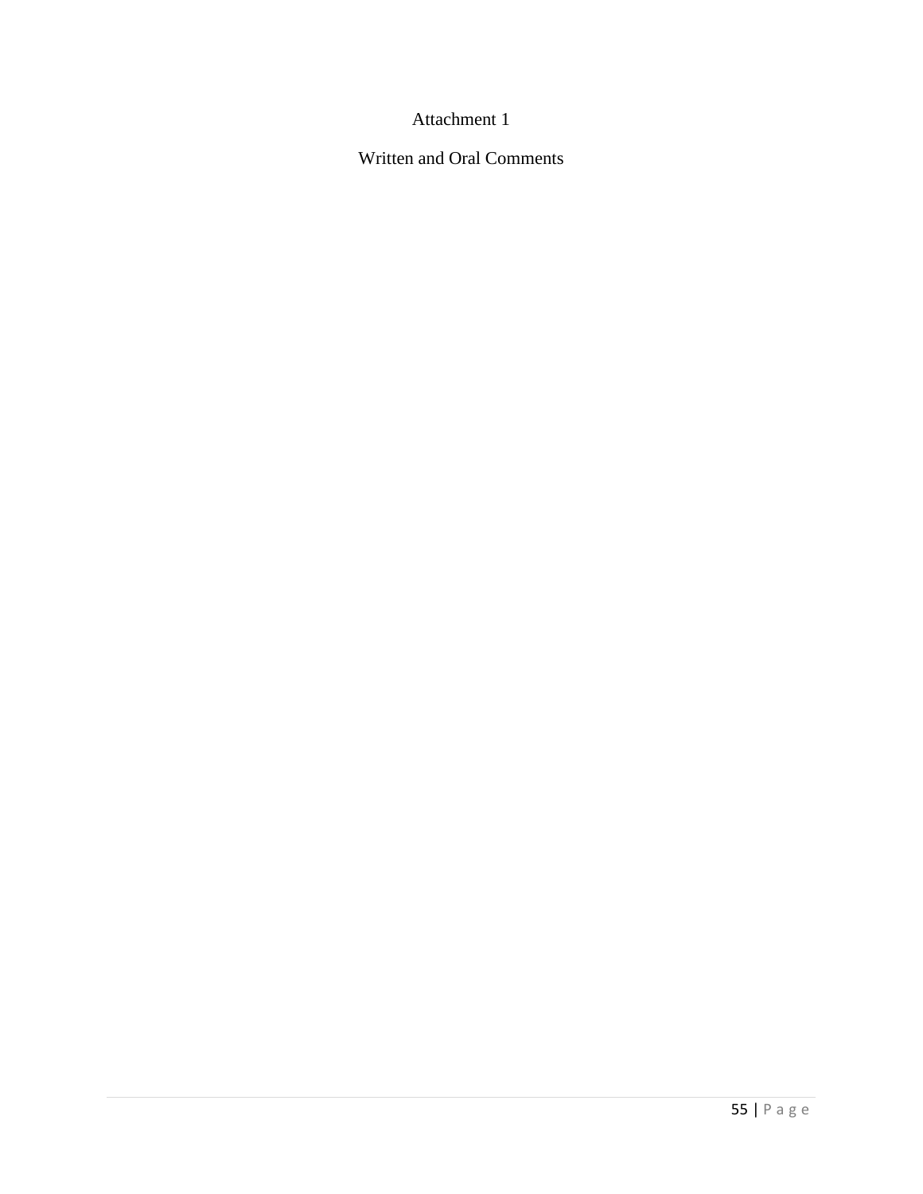# Attachment 1

## Written and Oral Comments